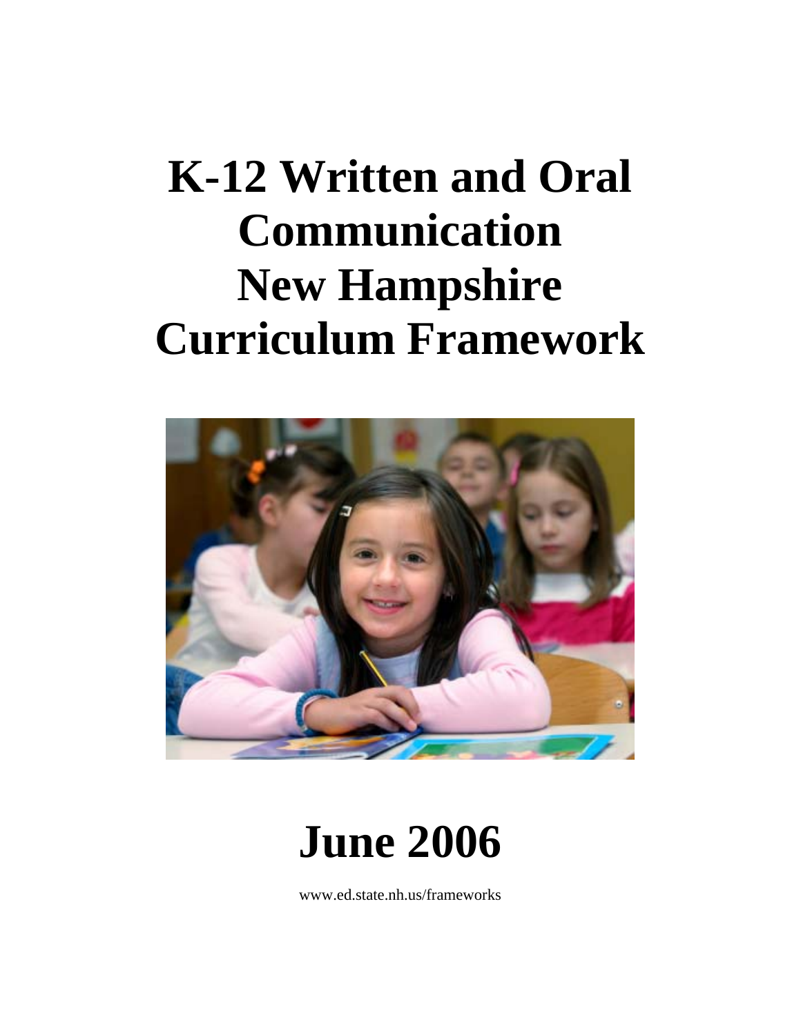# K-12 Written and Oral Communication New Hampshire Curriculum Framework

# June 2006

www.ed.state.nh.us/frameworks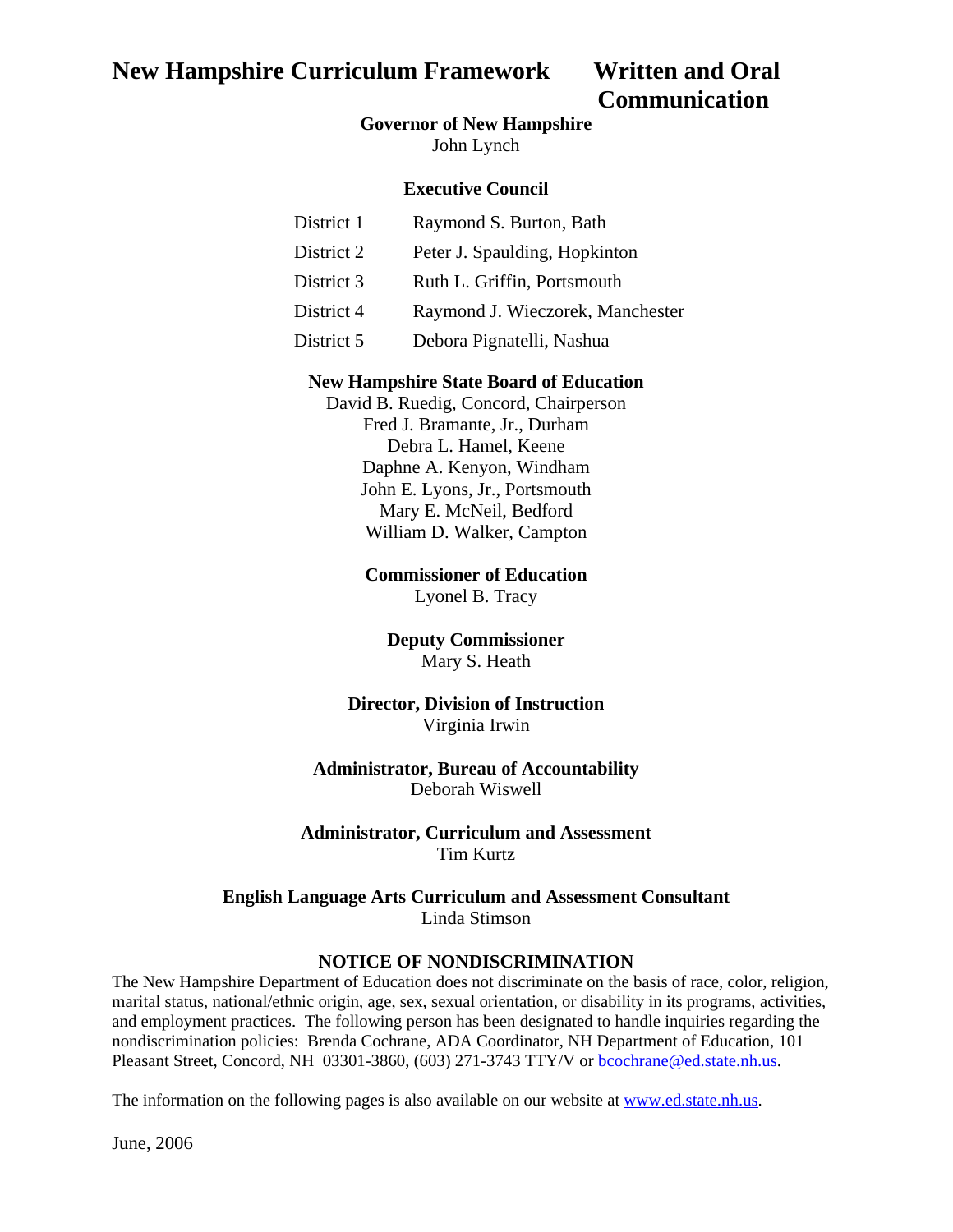# New Hampshire Curriculum Framework Written and Oral Communication

**Governor of New Hampshire**
John Lynch

**Executive Council**

| | |
|---|---|
| District 1 | Raymond S. Burton, Bath |
| District 2 | Peter J. Spaulding, Hopkinton |
| District 3 | Ruth L. Griffin, Portsmouth |
| District 4 | Raymond J. Wieczorek, Manchester |
| District 5 | Debora Pignatelli, Nashua |

**New Hampshire State Board of Education**
David B. Ruedig, Concord, Chairperson
Fred J. Bramante, Jr., Durham
Debra L. Hamel, Keene
Daphne A. Kenyon, Windham
John E. Lyons, Jr., Portsmouth
Mary E. McNeil, Bedford
William D. Walker, Campton

**Commissioner of Education**
Lyonel B. Tracy

**Deputy Commissioner**
Mary S. Heath

**Director, Division of Instruction**
Virginia Irwin

**Administrator, Bureau of Accountability**
Deborah Wiswell

**Administrator, Curriculum and Assessment**
Tim Kurtz

**English Language Arts Curriculum and Assessment Consultant**
Linda Stimson

**NOTICE OF NONDISCRIMINATION**

The New Hampshire Department of Education does not discriminate on the basis of race, color, religion, marital status, national/ethnic origin, age, sex, sexual orientation, or disability in its programs, activities, and employment practices. The following person has been designated to handle inquiries regarding the nondiscrimination policies: Brenda Cochrane, ADA Coordinator, NH Department of Education, 101 Pleasant Street, Concord, NH 03301-3860, (603) 271-3743 TTY/V or bcochrane@ed.state.nh.us.

The information on the following pages is also available on our website at www.ed.state.nh.us.

June, 2006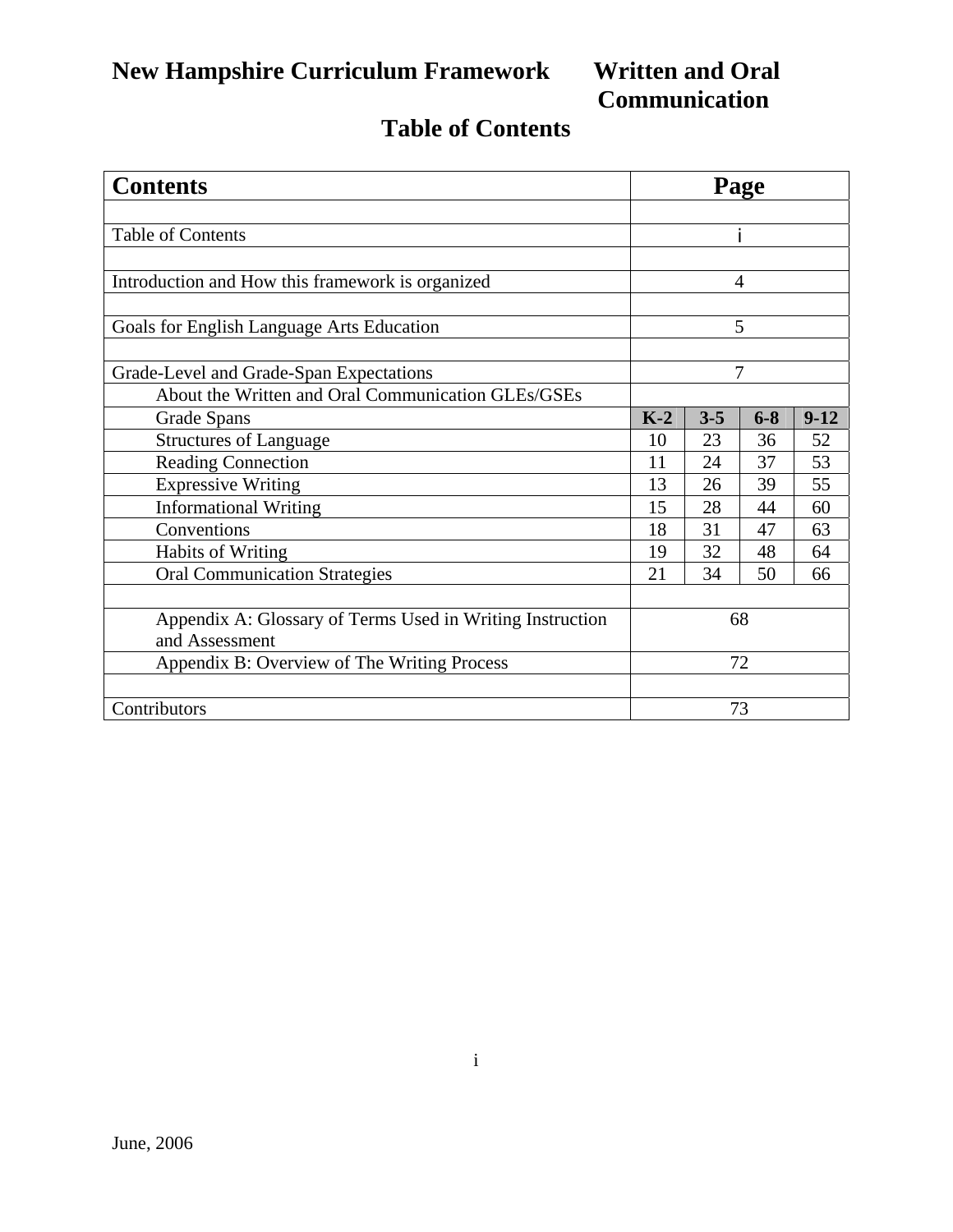# New Hampshire Curriculum Framework Written and Oral Communication

## Table of Contents

| Contents | Page | | | |
|---|---|---|---|---|
| | | | | |
| Table of Contents | i | | | |
| | | | | |
| Introduction and How this framework is organized | 4 | | | |
| | | | | |
| Goals for English Language Arts Education | 5 | | | |
| | | | | |
| Grade-Level and Grade-Span Expectations | 7 | | | |
| About the Written and Oral Communication GLEs/GSEs | | | | |
| Grade Spans | **K-2** | **3-5** | **6-8** | **9-12** |
| Structures of Language | 10 | 23 | 36 | 52 |
| Reading Connection | 11 | 24 | 37 | 53 |
| Expressive Writing | 13 | 26 | 39 | 55 |
| Informational Writing | 15 | 28 | 44 | 60 |
| Conventions | 18 | 31 | 47 | 63 |
| Habits of Writing | 19 | 32 | 48 | 64 |
| Oral Communication Strategies | 21 | 34 | 50 | 66 |
| | | | | |
| Appendix A: Glossary of Terms Used in Writing Instruction and Assessment | 68 | | | |
| Appendix B: Overview of The Writing Process | 72 | | | |
| | | | | |
| Contributors | 73 | | | |

June, 2006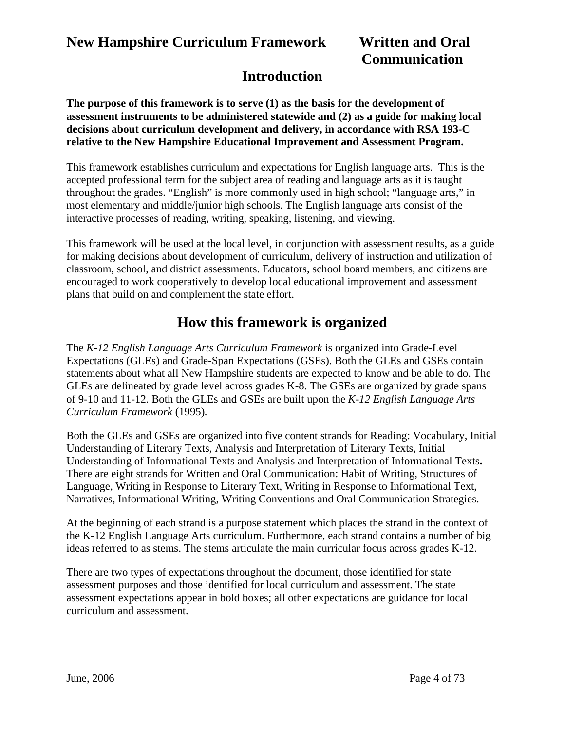# New Hampshire Curriculum Framework — Written and Oral Communication

## Introduction

**The purpose of this framework is to serve (1) as the basis for the development of assessment instruments to be administered statewide and (2) as a guide for making local decisions about curriculum development and delivery, in accordance with RSA 193-C relative to the New Hampshire Educational Improvement and Assessment Program.**

This framework establishes curriculum and expectations for English language arts. This is the accepted professional term for the subject area of reading and language arts as it is taught throughout the grades. "English" is more commonly used in high school; "language arts," in most elementary and middle/junior high schools. The English language arts consist of the interactive processes of reading, writing, speaking, listening, and viewing.

This framework will be used at the local level, in conjunction with assessment results, as a guide for making decisions about development of curriculum, delivery of instruction and utilization of classroom, school, and district assessments. Educators, school board members, and citizens are encouraged to work cooperatively to develop local educational improvement and assessment plans that build on and complement the state effort.

## How this framework is organized

The *K-12 English Language Arts Curriculum Framework* is organized into Grade-Level Expectations (GLEs) and Grade-Span Expectations (GSEs). Both the GLEs and GSEs contain statements about what all New Hampshire students are expected to know and be able to do. The GLEs are delineated by grade level across grades K-8. The GSEs are organized by grade spans of 9-10 and 11-12. Both the GLEs and GSEs are built upon the *K-12 English Language Arts Curriculum Framework* (1995).

Both the GLEs and GSEs are organized into five content strands for Reading: Vocabulary, Initial Understanding of Literary Texts, Analysis and Interpretation of Literary Texts, Initial Understanding of Informational Texts and Analysis and Interpretation of Informational Texts**.** There are eight strands for Written and Oral Communication: Habit of Writing, Structures of Language, Writing in Response to Literary Text, Writing in Response to Informational Text, Narratives, Informational Writing, Writing Conventions and Oral Communication Strategies.

At the beginning of each strand is a purpose statement which places the strand in the context of the K-12 English Language Arts curriculum. Furthermore, each strand contains a number of big ideas referred to as stems. The stems articulate the main curricular focus across grades K-12.

There are two types of expectations throughout the document, those identified for state assessment purposes and those identified for local curriculum and assessment. The state assessment expectations appear in bold boxes; all other expectations are guidance for local curriculum and assessment.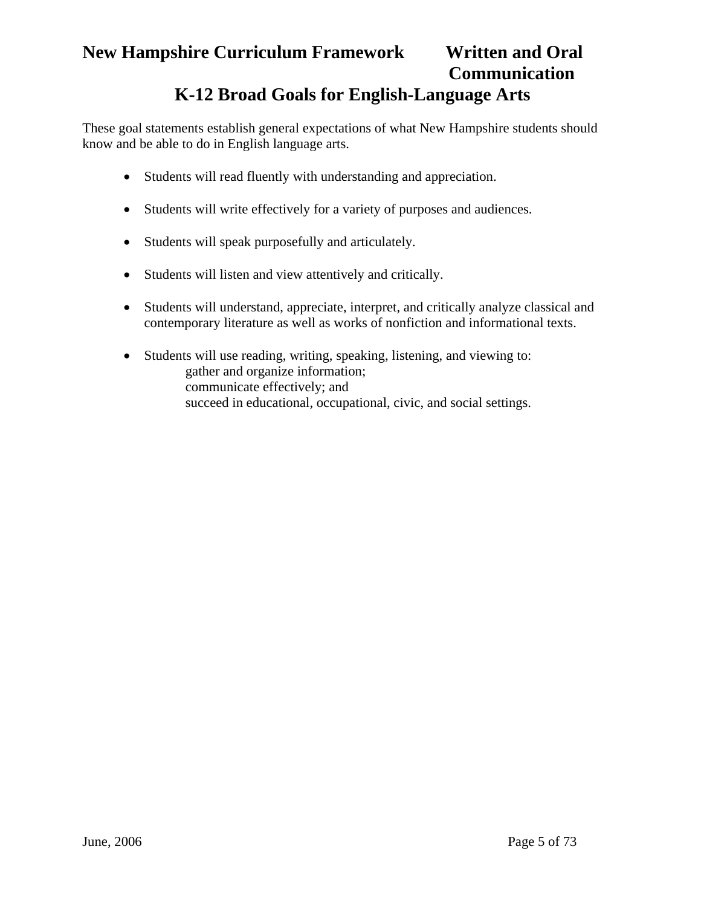# K-12 Broad Goals for English-Language Arts

These goal statements establish general expectations of what New Hampshire students should know and be able to do in English language arts.

- Students will read fluently with understanding and appreciation.
- Students will write effectively for a variety of purposes and audiences.
- Students will speak purposefully and articulately.
- Students will listen and view attentively and critically.
- Students will understand, appreciate, interpret, and critically analyze classical and contemporary literature as well as works of nonfiction and informational texts.
- Students will use reading, writing, speaking, listening, and viewing to:
  - gather and organize information;
  - communicate effectively; and
  - succeed in educational, occupational, civic, and social settings.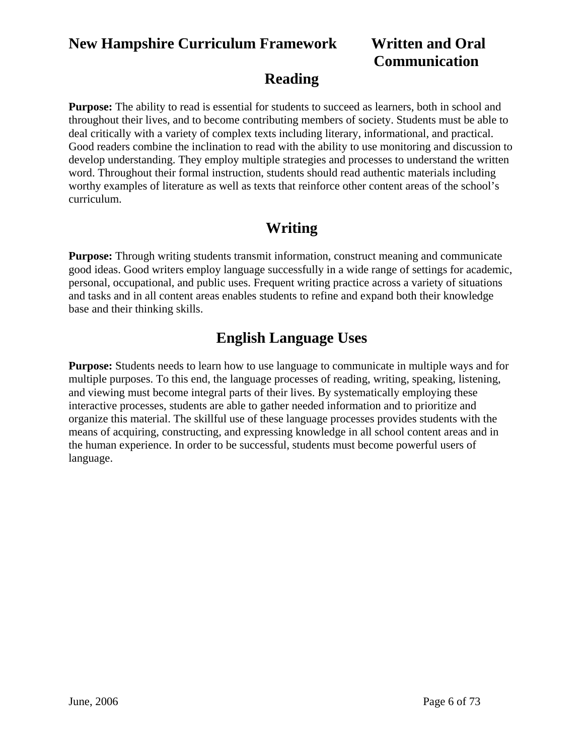## Reading

**Purpose:** The ability to read is essential for students to succeed as learners, both in school and throughout their lives, and to become contributing members of society. Students must be able to deal critically with a variety of complex texts including literary, informational, and practical. Good readers combine the inclination to read with the ability to use monitoring and discussion to develop understanding. They employ multiple strategies and processes to understand the written word. Throughout their formal instruction, students should read authentic materials including worthy examples of literature as well as texts that reinforce other content areas of the school's curriculum.

## Writing

**Purpose:** Through writing students transmit information, construct meaning and communicate good ideas. Good writers employ language successfully in a wide range of settings for academic, personal, occupational, and public uses. Frequent writing practice across a variety of situations and tasks and in all content areas enables students to refine and expand both their knowledge base and their thinking skills.

## English Language Uses

**Purpose:** Students needs to learn how to use language to communicate in multiple ways and for multiple purposes. To this end, the language processes of reading, writing, speaking, listening, and viewing must become integral parts of their lives. By systematically employing these interactive processes, students are able to gather needed information and to prioritize and organize this material. The skillful use of these language processes provides students with the means of acquiring, constructing, and expressing knowledge in all school content areas and in the human experience. In order to be successful, students must become powerful users of language.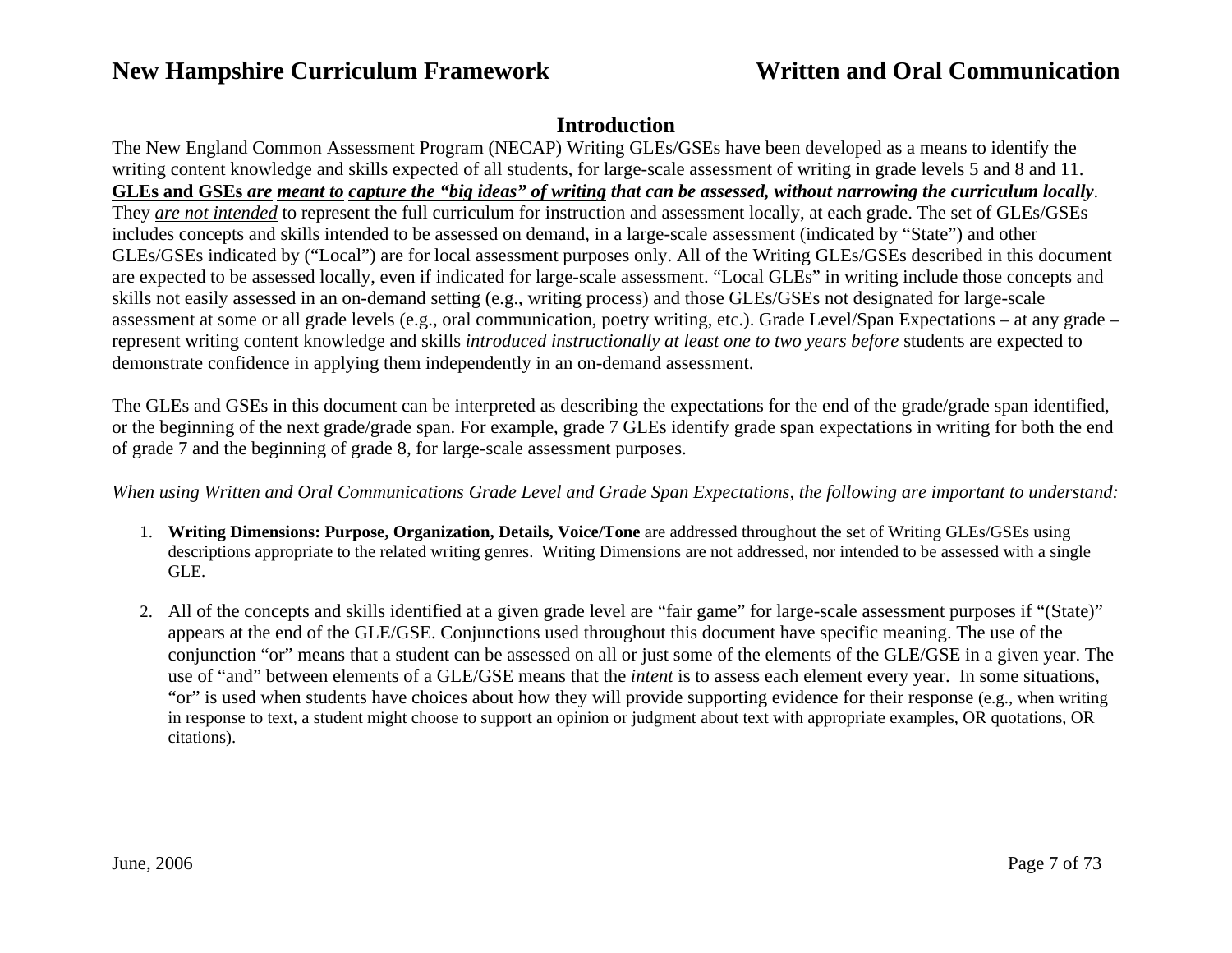## Introduction

The New England Common Assessment Program (NECAP) Writing GLEs/GSEs have been developed as a means to identify the writing content knowledge and skills expected of all students, for large-scale assessment of writing in grade levels 5 and 8 and 11. ***GLEs and GSEs are meant to capture the "big ideas" of writing that can be assessed, without narrowing the curriculum locally***. They *are not intended* to represent the full curriculum for instruction and assessment locally, at each grade. The set of GLEs/GSEs includes concepts and skills intended to be assessed on demand, in a large-scale assessment (indicated by "State") and other GLEs/GSEs indicated by ("Local") are for local assessment purposes only. All of the Writing GLEs/GSEs described in this document are expected to be assessed locally, even if indicated for large-scale assessment. "Local GLEs" in writing include those concepts and skills not easily assessed in an on-demand setting (e.g., writing process) and those GLEs/GSEs not designated for large-scale assessment at some or all grade levels (e.g., oral communication, poetry writing, etc.). Grade Level/Span Expectations – at any grade – represent writing content knowledge and skills *introduced instructionally at least one to two years before* students are expected to demonstrate confidence in applying them independently in an on-demand assessment.

The GLEs and GSEs in this document can be interpreted as describing the expectations for the end of the grade/grade span identified, or the beginning of the next grade/grade span. For example, grade 7 GLEs identify grade span expectations in writing for both the end of grade 7 and the beginning of grade 8, for large-scale assessment purposes.

*When using Written and Oral Communications Grade Level and Grade Span Expectations, the following are important to understand:*

1. **Writing Dimensions: Purpose, Organization, Details, Voice/Tone** are addressed throughout the set of Writing GLEs/GSEs using descriptions appropriate to the related writing genres. Writing Dimensions are not addressed, nor intended to be assessed with a single GLE.

2. All of the concepts and skills identified at a given grade level are "fair game" for large-scale assessment purposes if "(State)" appears at the end of the GLE/GSE. Conjunctions used throughout this document have specific meaning. The use of the conjunction "or" means that a student can be assessed on all or just some of the elements of the GLE/GSE in a given year. The use of "and" between elements of a GLE/GSE means that the *intent* is to assess each element every year. In some situations, "or" is used when students have choices about how they will provide supporting evidence for their response (e.g., when writing in response to text, a student might choose to support an opinion or judgment about text with appropriate examples, OR quotations, OR citations).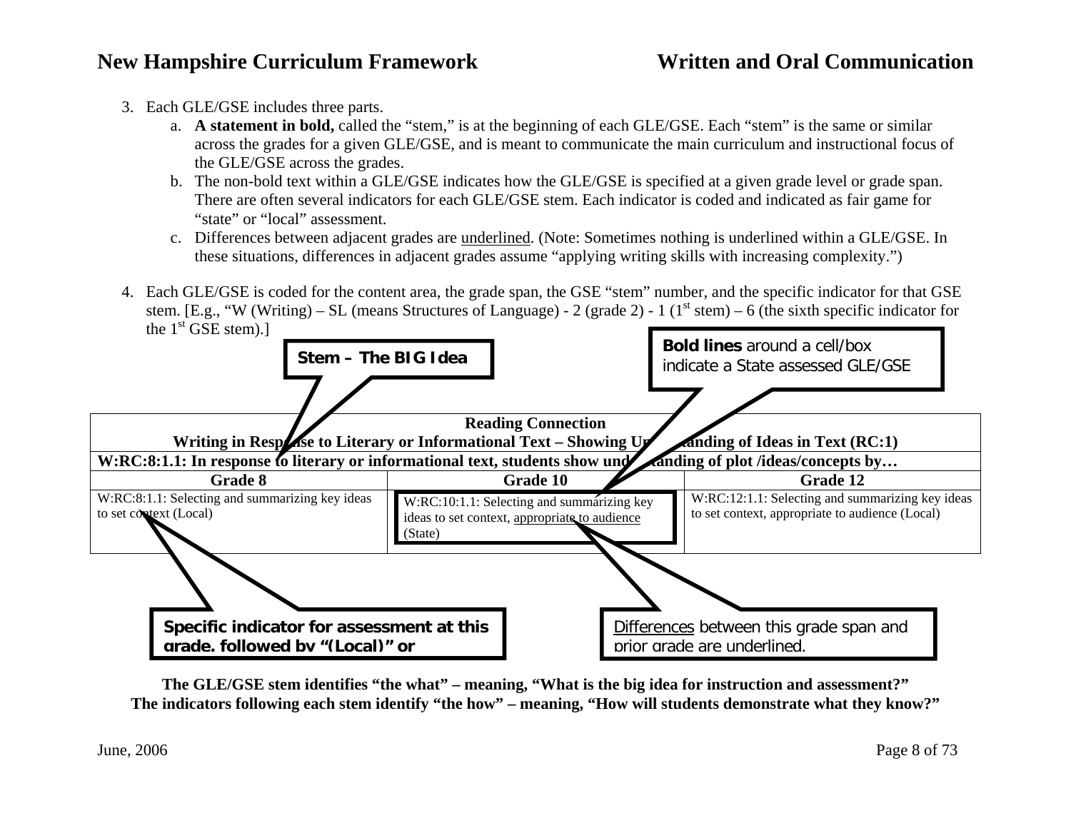3. Each GLE/GSE includes three parts.
    a. **A statement in bold,** called the "stem," is at the beginning of each GLE/GSE. Each "stem" is the same or similar across the grades for a given GLE/GSE, and is meant to communicate the main curriculum and instructional focus of the GLE/GSE across the grades.
    b. The non-bold text within a GLE/GSE indicates how the GLE/GSE is specified at a given grade level or grade span. There are often several indicators for each GLE/GSE stem. Each indicator is coded and indicated as fair game for "state" or "local" assessment.
    c. Differences between adjacent grades are <u>underlined</u>. (Note: Sometimes nothing is underlined within a GLE/GSE. In these situations, differences in adjacent grades assume "applying writing skills with increasing complexity.")

4. Each GLE/GSE is coded for the content area, the grade span, the GSE "stem" number, and the specific indicator for that GSE stem. [E.g., "W (Writing) – SL (means Structures of Language) - 2 (grade 2) - 1 (1st stem) – 6 (the sixth specific indicator for the 1st GSE stem).]

**Stem – The BIG Idea**

**Bold lines** around a cell/box indicate a State assessed GLE/GSE

| **Reading Connection<br>Writing in Response to Literary or Informational Text – Showing Understanding of Ideas in Text (RC:1)** | | |
|---|---|---|
| **W:RC:8:1.1: In response to literary or informational text, students show understanding of plot /ideas/concepts by…** | | |
| **Grade 8** | **Grade 10** | **Grade 12** |
| W:RC:8:1.1: Selecting and summarizing key ideas to set context (Local) | W:RC:10:1.1: Selecting and summarizing key ideas to set context, <u>appropriate to audience</u> (State) | W:RC:12:1.1: Selecting and summarizing key ideas to set context, appropriate to audience (Local) |

**Specific indicator for assessment at this grade, followed by "(Local)" or**

<u>Differences</u> between this grade span and prior grade are underlined.

**The GLE/GSE stem identifies "the what" – meaning, "What is the big idea for instruction and assessment?"**
**The indicators following each stem identify "the how" – meaning, "How will students demonstrate what they know?"**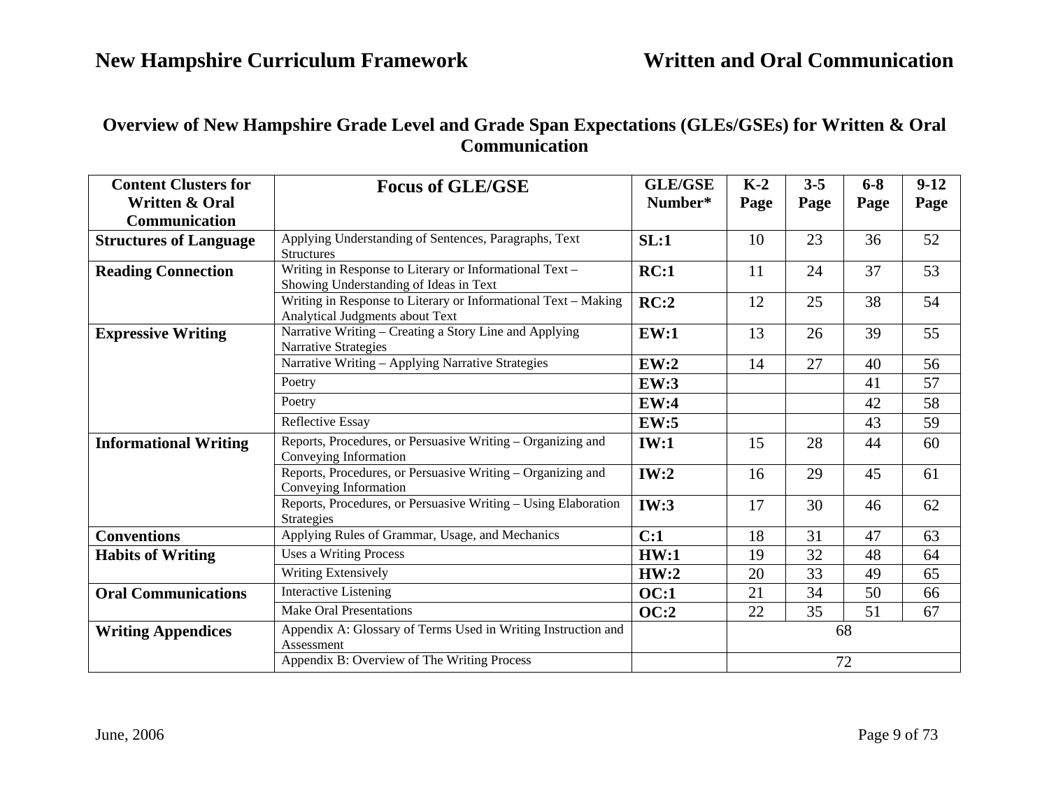## Overview of New Hampshire Grade Level and Grade Span Expectations (GLEs/GSEs) for Written & Oral Communication

| Content Clusters for Written & Oral Communication | Focus of GLE/GSE | GLE/GSE Number* | K-2 Page | 3-5 Page | 6-8 Page | 9-12 Page |
|---|---|---|---|---|---|---|
| **Structures of Language** | Applying Understanding of Sentences, Paragraphs, Text Structures | **SL:1** | 10 | 23 | 36 | 52 |
| **Reading Connection** | Writing in Response to Literary or Informational Text – Showing Understanding of Ideas in Text | **RC:1** | 11 | 24 | 37 | 53 |
| | Writing in Response to Literary or Informational Text – Making Analytical Judgments about Text | **RC:2** | 12 | 25 | 38 | 54 |
| **Expressive Writing** | Narrative Writing – Creating a Story Line and Applying Narrative Strategies | **EW:1** | 13 | 26 | 39 | 55 |
| | Narrative Writing – Applying Narrative Strategies | **EW:2** | 14 | 27 | 40 | 56 |
| | Poetry | **EW:3** | | | 41 | 57 |
| | Poetry | **EW:4** | | | 42 | 58 |
| | Reflective Essay | **EW:5** | | | 43 | 59 |
| **Informational Writing** | Reports, Procedures, or Persuasive Writing – Organizing and Conveying Information | **IW:1** | 15 | 28 | 44 | 60 |
| | Reports, Procedures, or Persuasive Writing – Organizing and Conveying Information | **IW:2** | 16 | 29 | 45 | 61 |
| | Reports, Procedures, or Persuasive Writing – Using Elaboration Strategies | **IW:3** | 17 | 30 | 46 | 62 |
| **Conventions** | Applying Rules of Grammar, Usage, and Mechanics | **C:1** | 18 | 31 | 47 | 63 |
| **Habits of Writing** | Uses a Writing Process | **HW:1** | 19 | 32 | 48 | 64 |
| | Writing Extensively | **HW:2** | 20 | 33 | 49 | 65 |
| **Oral Communications** | Interactive Listening | **OC:1** | 21 | 34 | 50 | 66 |
| | Make Oral Presentations | **OC:2** | 22 | 35 | 51 | 67 |
| **Writing Appendices** | Appendix A: Glossary of Terms Used in Writing Instruction and Assessment | | 68 | | | |
| | Appendix B: Overview of The Writing Process | | 72 | | | |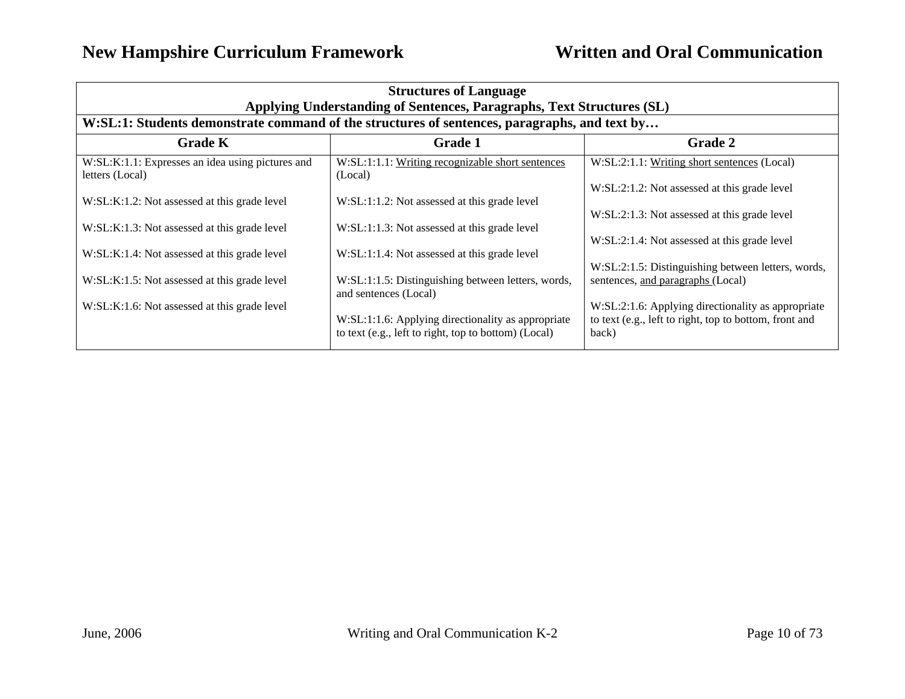| Structures of Language<br>Applying Understanding of Sentences, Paragraphs, Text Structures (SL) | | |
|---|---|---|
| **W:SL:1: Students demonstrate command of the structures of sentences, paragraphs, and text by…** | | |
| **Grade K** | **Grade 1** | **Grade 2** |
| W:SL:K:1.1: Expresses an idea using pictures and letters (Local)<br><br>W:SL:K:1.2: Not assessed at this grade level<br><br>W:SL:K:1.3: Not assessed at this grade level<br><br>W:SL:K:1.4: Not assessed at this grade level<br><br>W:SL:K:1.5: Not assessed at this grade level<br><br>W:SL:K:1.6: Not assessed at this grade level | W:SL:1:1.1: <u>Writing recognizable short sentences</u> (Local)<br><br>W:SL:1:1.2: Not assessed at this grade level<br><br>W:SL:1:1.3: Not assessed at this grade level<br><br>W:SL:1:1.4: Not assessed at this grade level<br><br>W:SL:1:1.5: Distinguishing between letters, words, and sentences (Local)<br><br>W:SL:1:1.6: Applying directionality as appropriate to text (e.g., left to right, top to bottom) (Local) | W:SL:2:1.1: <u>Writing short sentences</u> (Local)<br><br>W:SL:2:1.2: Not assessed at this grade level<br><br>W:SL:2:1.3: Not assessed at this grade level<br><br>W:SL:2:1.4: Not assessed at this grade level<br><br>W:SL:2:1.5: Distinguishing between letters, words, sentences, <u>and paragraphs</u> (Local)<br><br>W:SL:2:1.6: Applying directionality as appropriate to text (e.g., left to right, top to bottom, front and back) |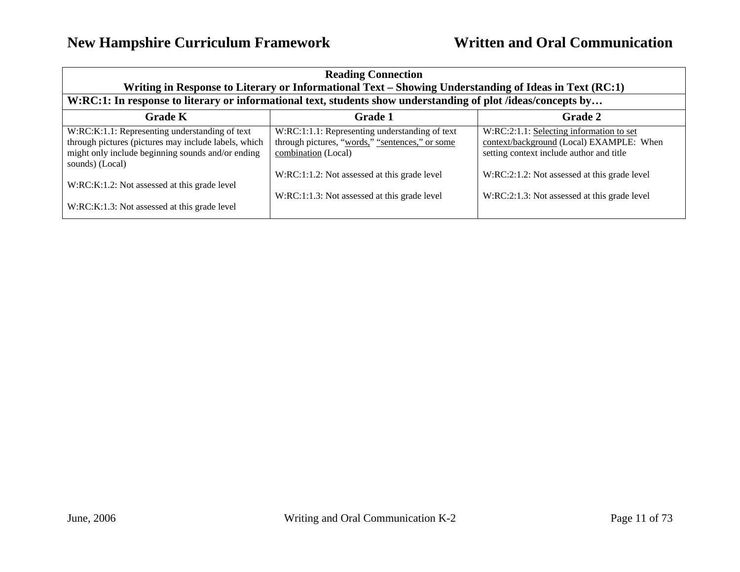| Reading Connection<br>Writing in Response to Literary or Informational Text – Showing Understanding of Ideas in Text (RC:1) | | |
|---|---|---|
| **W:RC:1: In response to literary or informational text, students show understanding of plot /ideas/concepts by…** | | |
| **Grade K** | **Grade 1** | **Grade 2** |
| W:RC:K:1.1: Representing understanding of text through pictures (pictures may include labels, which might only include beginning sounds and/or ending sounds) (Local)<br><br>W:RC:K:1.2: Not assessed at this grade level<br><br>W:RC:K:1.3: Not assessed at this grade level | W:RC:1:1.1: Representing understanding of text through pictures, "<u>words,</u>" "<u>sentences,</u>" or <u>some combination</u> (Local)<br><br>W:RC:1:1.2: Not assessed at this grade level<br><br>W:RC:1:1.3: Not assessed at this grade level | W:RC:2:1.1: <u>Selecting information to set context/background</u> (Local) EXAMPLE: When setting context include author and title<br><br>W:RC:2:1.2: Not assessed at this grade level<br><br>W:RC:2:1.3: Not assessed at this grade level |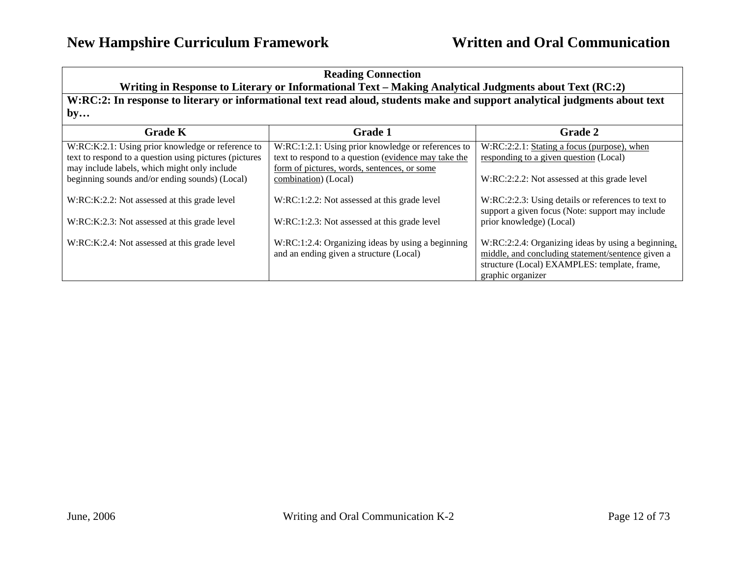| **Reading Connection**<br>**Writing in Response to Literary or Informational Text – Making Analytical Judgments about Text (RC:2)** | | |
|---|---|---|
| **W:RC:2: In response to literary or informational text read aloud, students make and support analytical judgments about text by…** | | |
| **Grade K** | **Grade 1** | **Grade 2** |
| W:RC:K:2.1: Using prior knowledge or reference to text to respond to a question using pictures (pictures may include labels, which might only include beginning sounds and/or ending sounds) (Local)<br><br>W:RC:K:2.2: Not assessed at this grade level<br><br>W:RC:K:2.3: Not assessed at this grade level<br><br>W:RC:K:2.4: Not assessed at this grade level | W:RC:1:2.1: Using prior knowledge or references to text to respond to a question (<u>evidence may take the form of pictures, words, sentences, or some combination</u>) (Local)<br><br>W:RC:1:2.2: Not assessed at this grade level<br><br>W:RC:1:2.3: Not assessed at this grade level<br><br>W:RC:1:2.4: Organizing ideas by using a beginning and an ending given a structure (Local) | W:RC:2:2.1: <u>Stating a focus (purpose), when responding to a given question</u> (Local)<br><br>W:RC:2:2.2: Not assessed at this grade level<br><br>W:RC:2:2.3: Using details or references to text to support a given focus (Note: support may include prior knowledge) (Local)<br><br>W:RC:2:2.4: Organizing ideas by using a beginning<u>, middle, and concluding statement/sentence</u> given a structure (Local) EXAMPLES: template, frame, graphic organizer |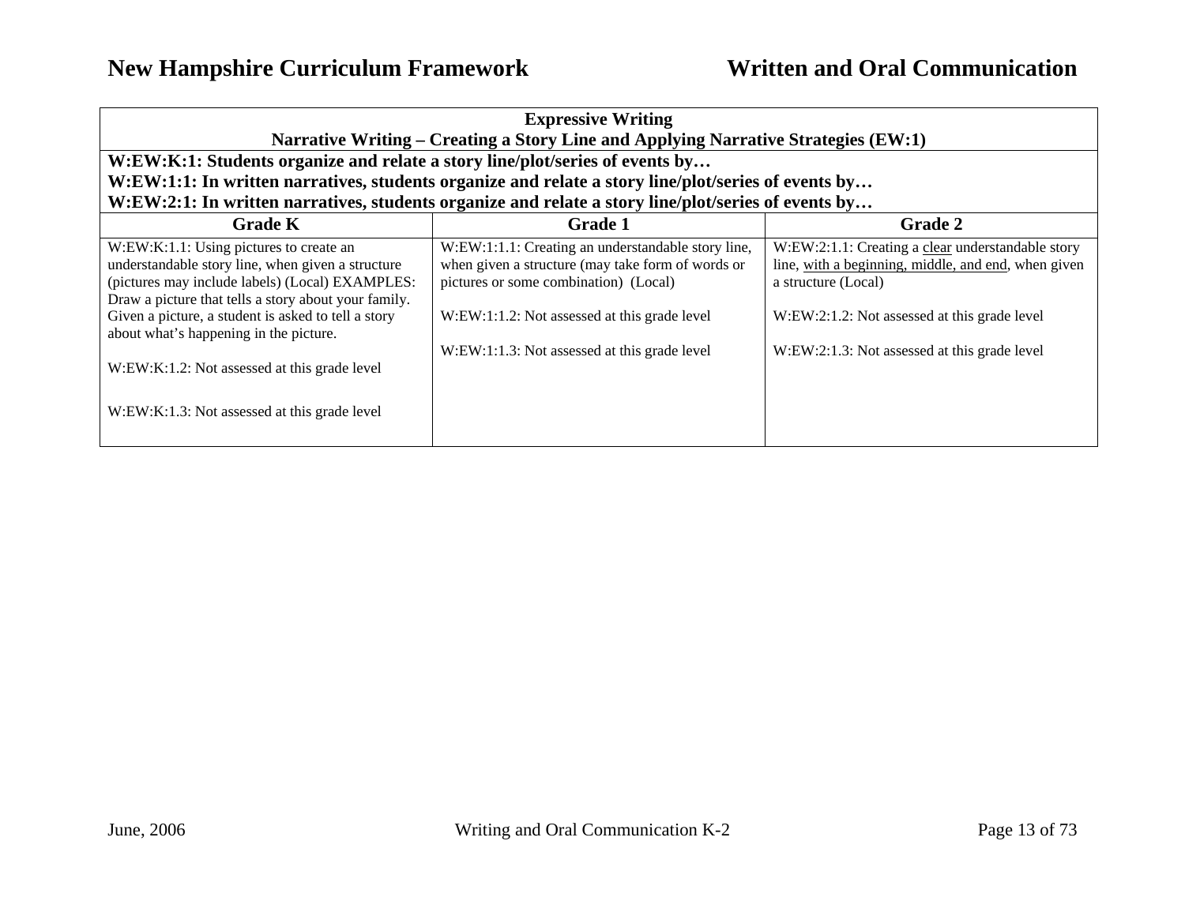| **Expressive Writing<br>Narrative Writing – Creating a Story Line and Applying Narrative Strategies (EW:1)** | | |
|---|---|---|
| **W:EW:K:1: Students organize and relate a story line/plot/series of events by…<br>W:EW:1:1: In written narratives, students organize and relate a story line/plot/series of events by…<br>W:EW:2:1: In written narratives, students organize and relate a story line/plot/series of events by…** | | |
| **Grade K** | **Grade 1** | **Grade 2** |
| W:EW:K:1.1: Using pictures to create an understandable story line, when given a structure (pictures may include labels) (Local) EXAMPLES: Draw a picture that tells a story about your family. Given a picture, a student is asked to tell a story about what's happening in the picture.<br><br>W:EW:K:1.2: Not assessed at this grade level<br><br>W:EW:K:1.3: Not assessed at this grade level | W:EW:1:1.1: Creating an understandable story line, when given a structure (may take form of words or pictures or some combination) (Local)<br><br>W:EW:1:1.2: Not assessed at this grade level<br><br>W:EW:1:1.3: Not assessed at this grade level | W:EW:2:1.1: Creating a <u>clear</u> understandable story line, <u>with a beginning, middle, and end</u>, when given a structure (Local)<br><br>W:EW:2:1.2: Not assessed at this grade level<br><br>W:EW:2:1.3: Not assessed at this grade level |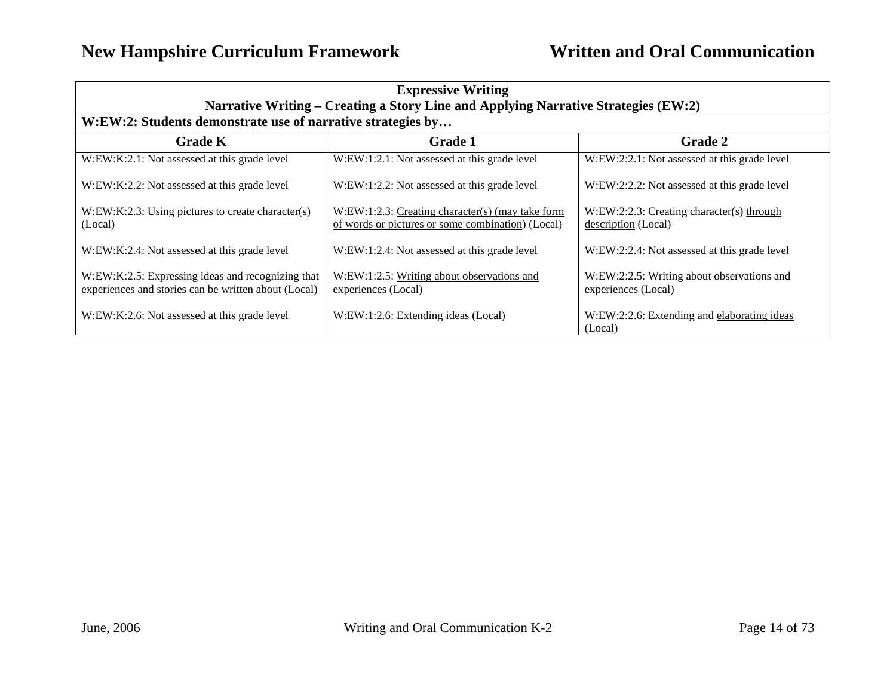| Expressive Writing<br>Narrative Writing – Creating a Story Line and Applying Narrative Strategies (EW:2) | | |
|---|---|---|
| **W:EW:2: Students demonstrate use of narrative strategies by…** | | |
| **Grade K** | **Grade 1** | **Grade 2** |
| W:EW:K:2.1: Not assessed at this grade level | W:EW:1:2.1: Not assessed at this grade level | W:EW:2:2.1: Not assessed at this grade level |
| W:EW:K:2.2: Not assessed at this grade level | W:EW:1:2.2: Not assessed at this grade level | W:EW:2:2.2: Not assessed at this grade level |
| W:EW:K:2.3: Using pictures to create character(s) (Local) | W:EW:1:2.3: <u>Creating character(s) (may take form of words or pictures or some combination</u>) (Local) | W:EW:2:2.3: Creating character(s) <u>through description</u> (Local) |
| W:EW:K:2.4: Not assessed at this grade level | W:EW:1:2.4: Not assessed at this grade level | W:EW:2:2.4: Not assessed at this grade level |
| W:EW:K:2.5: Expressing ideas and recognizing that experiences and stories can be written about (Local) | W:EW:1:2.5: <u>Writing about observations and experiences</u> (Local) | W:EW:2:2.5: Writing about observations and experiences (Local) |
| W:EW:K:2.6: Not assessed at this grade level | W:EW:1:2.6: Extending ideas (Local) | W:EW:2:2.6: Extending and <u>elaborating ideas</u> (Local) |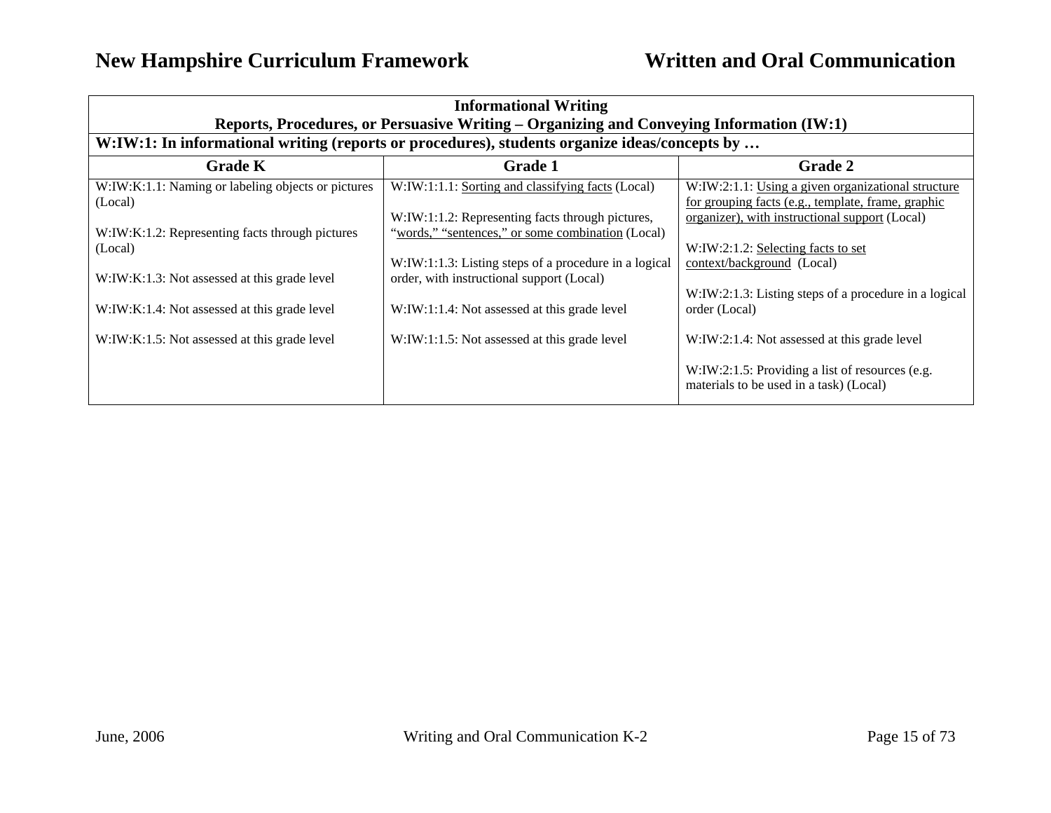| Informational Writing<br>Reports, Procedures, or Persuasive Writing – Organizing and Conveying Information (IW:1) | | |
|---|---|---|
| **W:IW:1: In informational writing (reports or procedures), students organize ideas/concepts by …** | | |
| **Grade K** | **Grade 1** | **Grade 2** |
| W:IW:K:1.1: Naming or labeling objects or pictures (Local)<br><br>W:IW:K:1.2: Representing facts through pictures (Local)<br><br>W:IW:K:1.3: Not assessed at this grade level<br><br>W:IW:K:1.4: Not assessed at this grade level<br><br>W:IW:K:1.5: Not assessed at this grade level | W:IW:1:1.1: Sorting and classifying facts (Local)<br><br>W:IW:1:1.2: Representing facts through pictures, "words," "sentences," or some combination (Local)<br><br>W:IW:1:1.3: Listing steps of a procedure in a logical order, with instructional support (Local)<br><br>W:IW:1:1.4: Not assessed at this grade level<br><br>W:IW:1:1.5: Not assessed at this grade level | W:IW:2:1.1: Using a given organizational structure for grouping facts (e.g., template, frame, graphic organizer), with instructional support (Local)<br><br>W:IW:2:1.2: Selecting facts to set context/background (Local)<br><br>W:IW:2:1.3: Listing steps of a procedure in a logical order (Local)<br><br>W:IW:2:1.4: Not assessed at this grade level<br><br>W:IW:2:1.5: Providing a list of resources (e.g. materials to be used in a task) (Local) |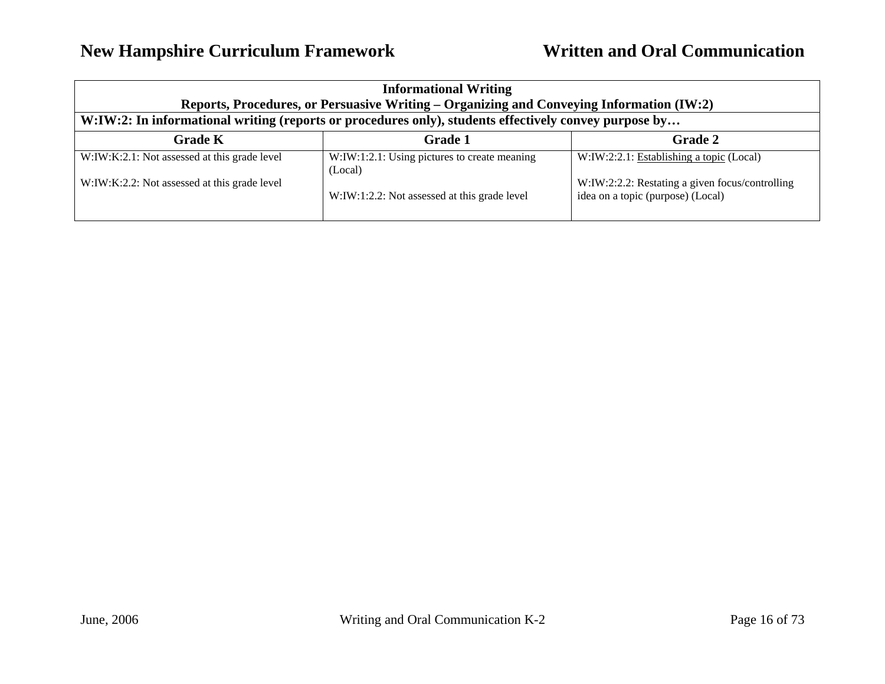| Informational Writing<br>Reports, Procedures, or Persuasive Writing – Organizing and Conveying Information (IW:2) | | |
|---|---|---|
| **W:IW:2: In informational writing (reports or procedures only), students effectively convey purpose by…** | | |
| **Grade K** | **Grade 1** | **Grade 2** |
| W:IW:K:2.1: Not assessed at this grade level<br><br>W:IW:K:2.2: Not assessed at this grade level | W:IW:1:2.1: Using pictures to create meaning (Local)<br><br>W:IW:1:2.2: Not assessed at this grade level | W:IW:2:2.1: Establishing a topic (Local)<br><br>W:IW:2:2.2: Restating a given focus/controlling idea on a topic (purpose) (Local) |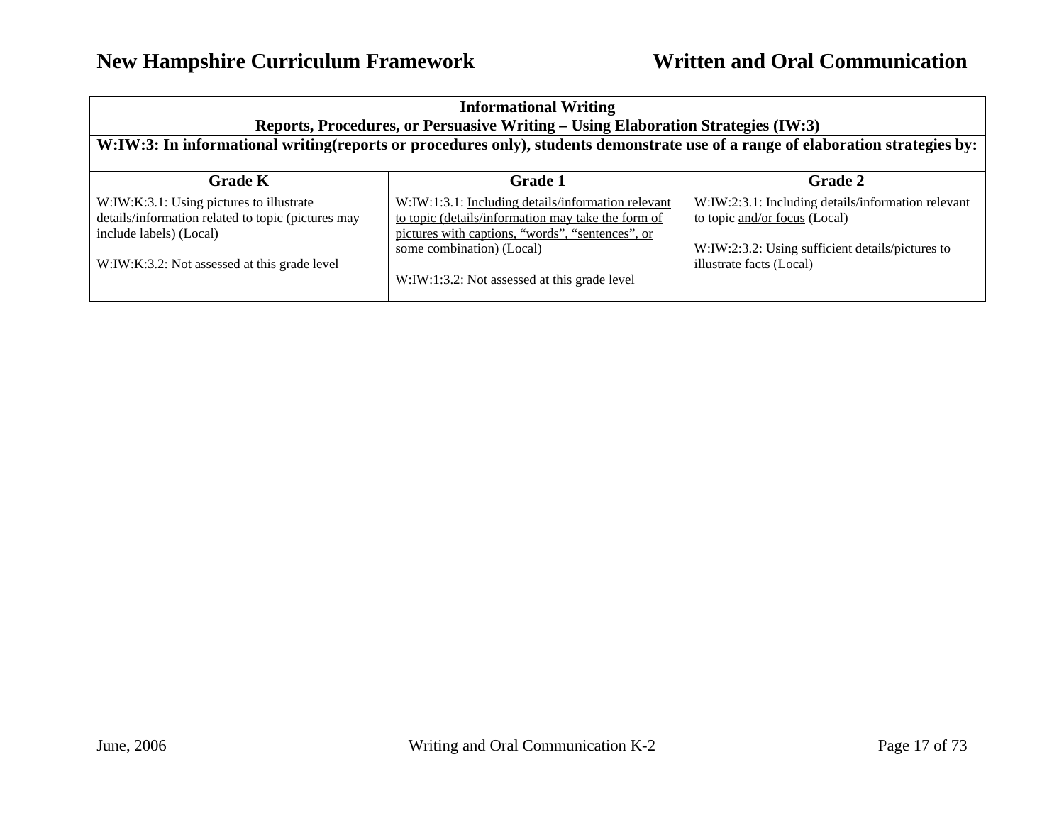| Informational Writing<br>Reports, Procedures, or Persuasive Writing – Using Elaboration Strategies (IW:3) | | |
|---|---|---|
| **W:IW:3: In informational writing(reports or procedures only), students demonstrate use of a range of elaboration strategies by:** | | |
| **Grade K** | **Grade 1** | **Grade 2** |
| W:IW:K:3.1: Using pictures to illustrate details/information related to topic (pictures may include labels) (Local)<br><br>W:IW:K:3.2: Not assessed at this grade level | W:IW:1:3.1: <u>Including details/information relevant to topic (details/information may take the form of pictures with captions, "words", "sentences", or some combination</u>) (Local)<br><br>W:IW:1:3.2: Not assessed at this grade level | W:IW:2:3.1: Including details/information relevant to topic <u>and/or focus</u> (Local)<br><br>W:IW:2:3.2: Using sufficient details/pictures to illustrate facts (Local) |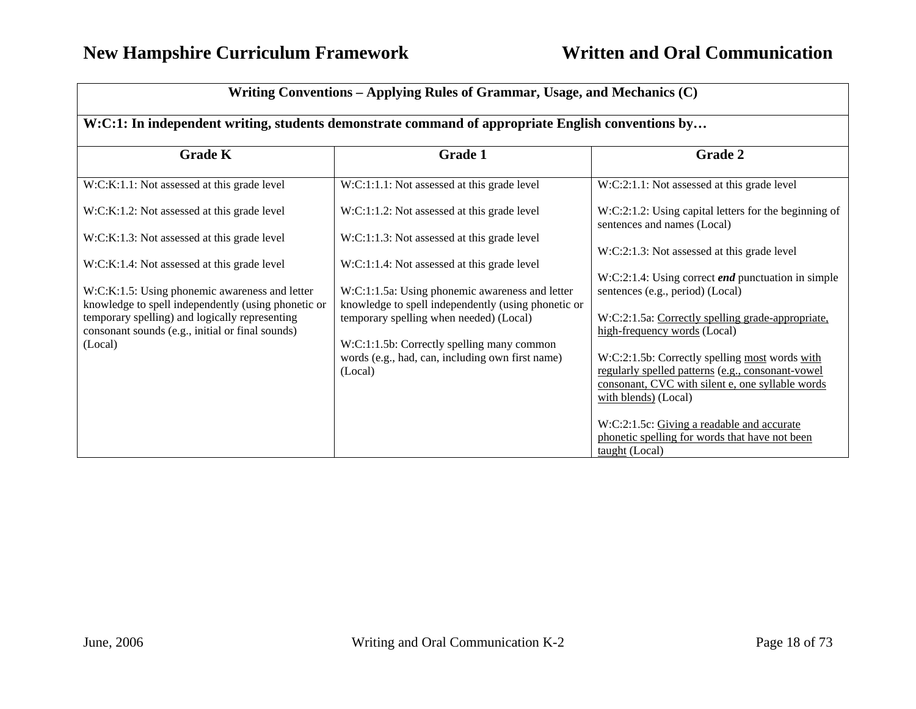| Writing Conventions – Applying Rules of Grammar, Usage, and Mechanics (C) | | |
|---|---|---|
| **W:C:1: In independent writing, students demonstrate command of appropriate English conventions by…** | | |
| **Grade K** | **Grade 1** | **Grade 2** |
| W:C:K:1.1: Not assessed at this grade level<br><br>W:C:K:1.2: Not assessed at this grade level<br><br>W:C:K:1.3: Not assessed at this grade level<br><br>W:C:K:1.4: Not assessed at this grade level<br><br>W:C:K:1.5: Using phonemic awareness and letter knowledge to spell independently (using phonetic or temporary spelling) and logically representing consonant sounds (e.g., initial or final sounds) (Local) | W:C:1:1.1: Not assessed at this grade level<br><br>W:C:1:1.2: Not assessed at this grade level<br><br>W:C:1:1.3: Not assessed at this grade level<br><br>W:C:1:1.4: Not assessed at this grade level<br><br>W:C:1:1.5a: Using phonemic awareness and letter knowledge to spell independently (using phonetic or temporary spelling when needed) (Local)<br><br>W:C:1:1.5b: Correctly spelling many common words (e.g., had, can, including own first name) (Local) | W:C:2:1.1: Not assessed at this grade level<br><br>W:C:2:1.2: Using capital letters for the beginning of sentences and names (Local)<br><br>W:C:2:1.3: Not assessed at this grade level<br><br>W:C:2:1.4: Using correct ***end*** punctuation in simple sentences (e.g., period) (Local)<br><br>W:C:2:1.5a: <u>Correctly spelling grade-appropriate, high-frequency words</u> (Local)<br><br>W:C:2:1.5b: Correctly spelling <u>most</u> words <u>with regularly spelled patterns</u> (<u>e.g., consonant-vowel consonant, CVC with silent e, one syllable words with blends)</u> (Local)<br><br>W:C:2:1.5c: <u>Giving a readable and accurate phonetic spelling for words that have not been taught</u> (Local) |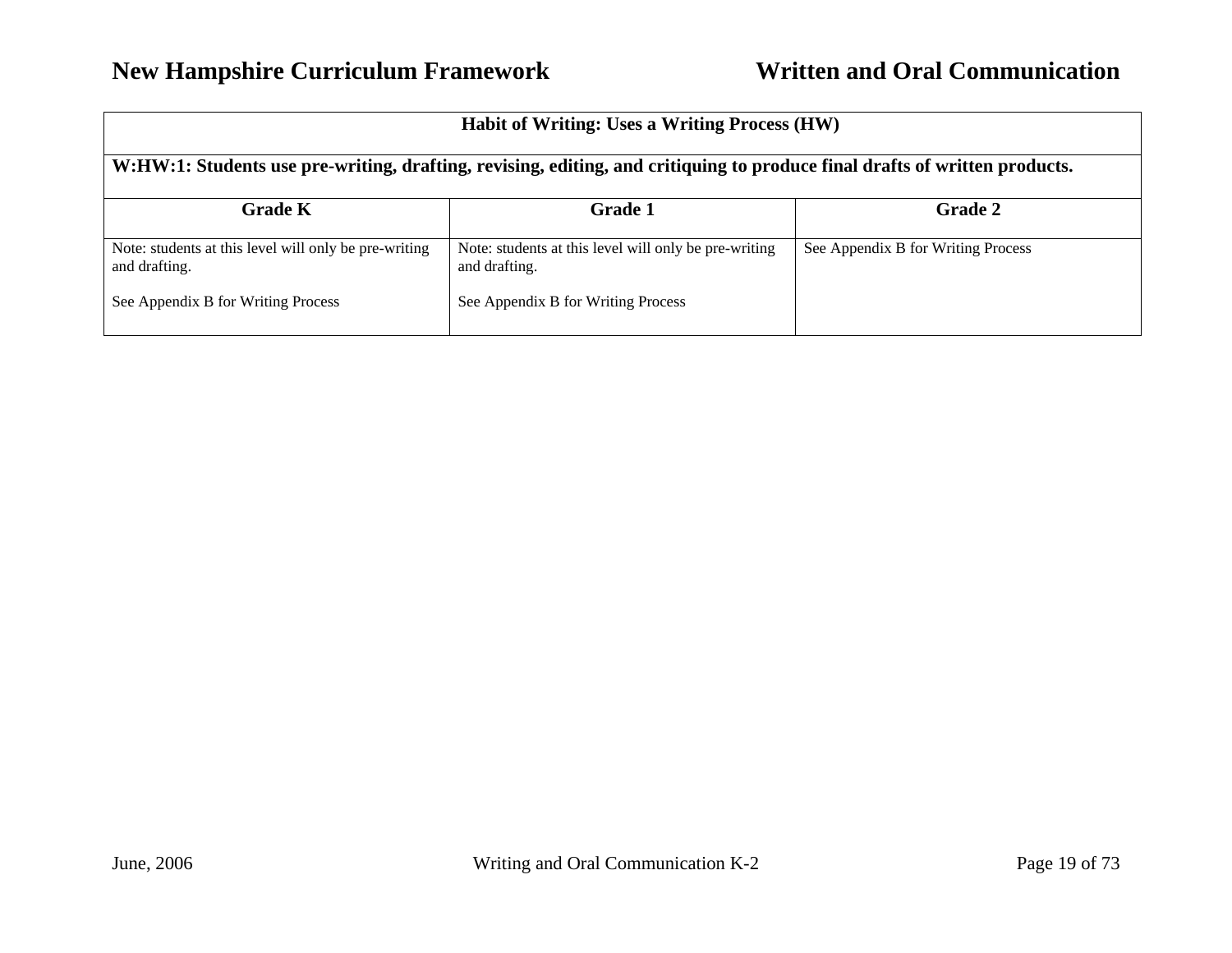| Habit of Writing: Uses a Writing Process (HW) | | |
|---|---|---|
| **W:HW:1: Students use pre-writing, drafting, revising, editing, and critiquing to produce final drafts of written products.** | | |
| **Grade K** | **Grade 1** | **Grade 2** |
| Note: students at this level will only be pre-writing and drafting.<br><br>See Appendix B for Writing Process | Note: students at this level will only be pre-writing and drafting.<br><br>See Appendix B for Writing Process | See Appendix B for Writing Process |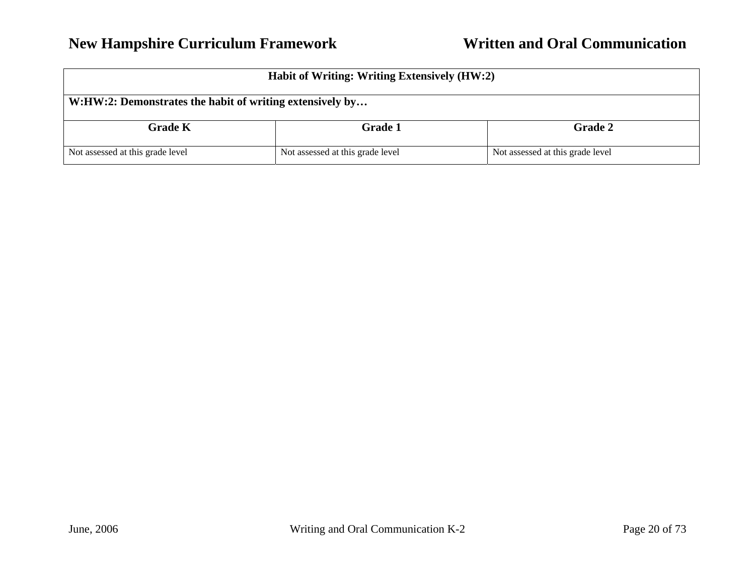| Habit of Writing: Writing Extensively (HW:2) | | |
|---|---|---|
| **W:HW:2: Demonstrates the habit of writing extensively by…** | | |
| **Grade K** | **Grade 1** | **Grade 2** |
| Not assessed at this grade level | Not assessed at this grade level | Not assessed at this grade level |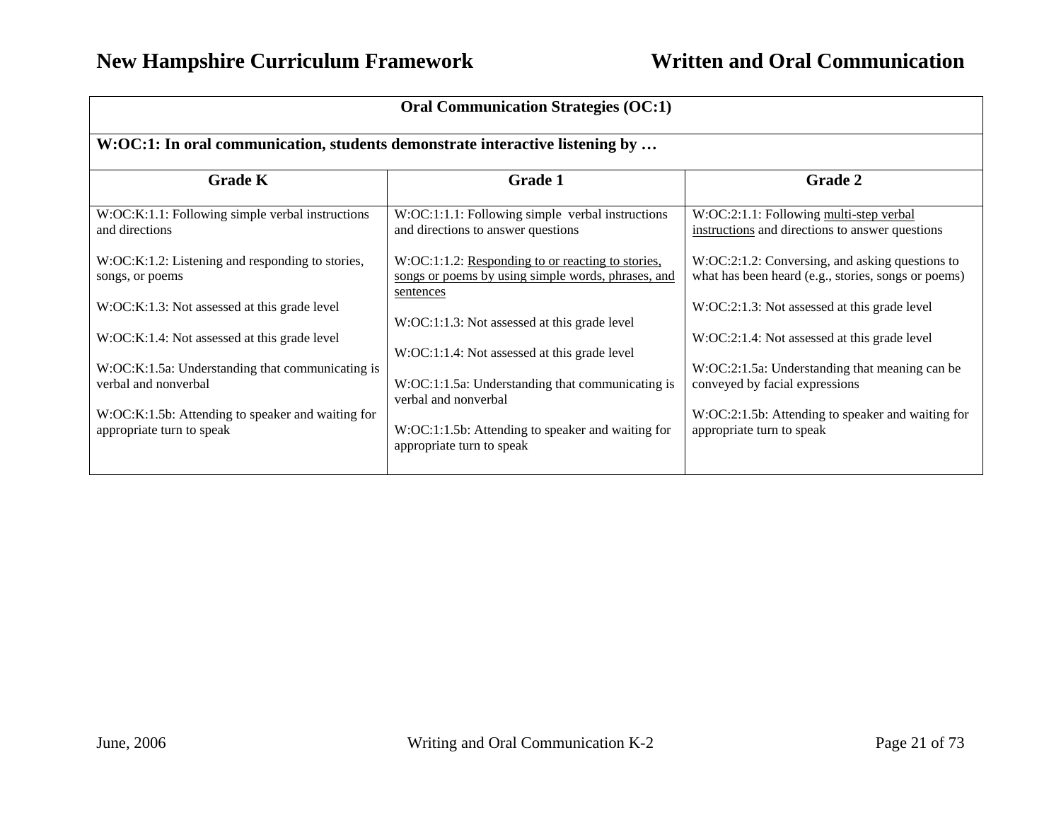| Oral Communication Strategies (OC:1) | | |
|---|---|---|
| **W:OC:1: In oral communication, students demonstrate interactive listening by …** | | |
| **Grade K** | **Grade 1** | **Grade 2** |
| W:OC:K:1.1: Following simple verbal instructions and directions<br><br>W:OC:K:1.2: Listening and responding to stories, songs, or poems<br><br>W:OC:K:1.3: Not assessed at this grade level<br><br>W:OC:K:1.4: Not assessed at this grade level<br><br>W:OC:K:1.5a: Understanding that communicating is verbal and nonverbal<br><br>W:OC:K:1.5b: Attending to speaker and waiting for appropriate turn to speak | W:OC:1:1.1: Following simple verbal instructions and directions to answer questions<br><br>W:OC:1:1.2: <u>Responding to or reacting to stories, songs or poems by using simple words, phrases, and sentences</u><br><br>W:OC:1:1.3: Not assessed at this grade level<br><br>W:OC:1:1.4: Not assessed at this grade level<br><br>W:OC:1:1.5a: Understanding that communicating is verbal and nonverbal<br><br>W:OC:1:1.5b: Attending to speaker and waiting for appropriate turn to speak | W:OC:2:1.1: Following <u>multi-step verbal instructions</u> and directions to answer questions<br><br>W:OC:2:1.2: Conversing, and asking questions to what has been heard (e.g., stories, songs or poems)<br><br>W:OC:2:1.3: Not assessed at this grade level<br><br>W:OC:2:1.4: Not assessed at this grade level<br><br>W:OC:2:1.5a: Understanding that meaning can be conveyed by facial expressions<br><br>W:OC:2:1.5b: Attending to speaker and waiting for appropriate turn to speak |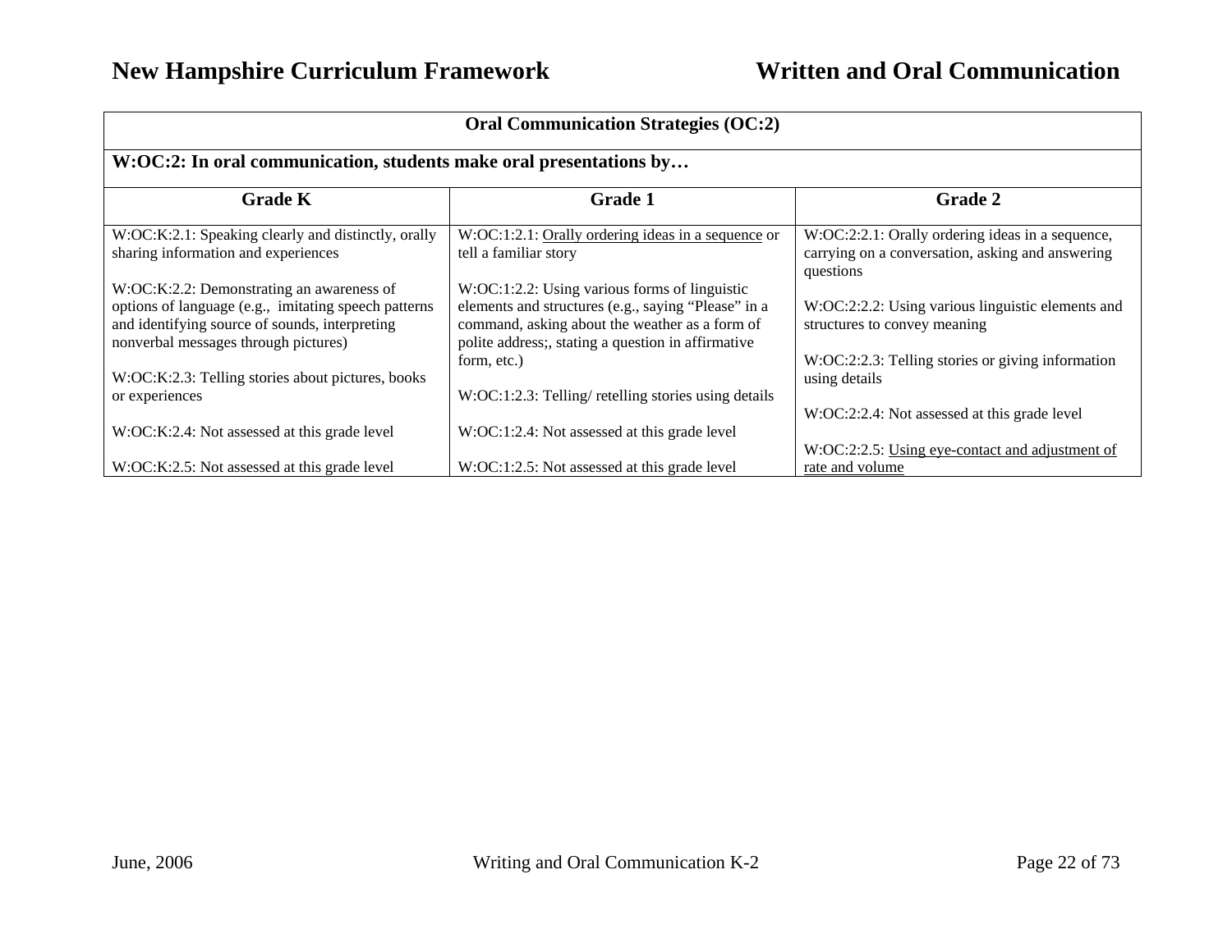| Oral Communication Strategies (OC:2) | | |
|---|---|---|
| **W:OC:2: In oral communication, students make oral presentations by…** | | |
| **Grade K** | **Grade 1** | **Grade 2** |
| W:OC:K:2.1: Speaking clearly and distinctly, orally sharing information and experiences<br><br>W:OC:K:2.2: Demonstrating an awareness of options of language (e.g., imitating speech patterns and identifying source of sounds, interpreting nonverbal messages through pictures)<br><br>W:OC:K:2.3: Telling stories about pictures, books or experiences<br><br>W:OC:K:2.4: Not assessed at this grade level<br><br>W:OC:K:2.5: Not assessed at this grade level | W:OC:1:2.1: <u>Orally ordering ideas in a sequence</u> or tell a familiar story<br><br>W:OC:1:2.2: Using various forms of linguistic elements and structures (e.g., saying "Please" in a command, asking about the weather as a form of polite address;, stating a question in affirmative form, etc.)<br><br>W:OC:1:2.3: Telling/ retelling stories using details<br><br>W:OC:1:2.4: Not assessed at this grade level<br><br>W:OC:1:2.5: Not assessed at this grade level | W:OC:2:2.1: Orally ordering ideas in a sequence, carrying on a conversation, asking and answering questions<br><br>W:OC:2:2.2: Using various linguistic elements and structures to convey meaning<br><br>W:OC:2:2.3: Telling stories or giving information using details<br><br>W:OC:2:2.4: Not assessed at this grade level<br><br>W:OC:2:2.5: <u>Using eye-contact and adjustment of rate and volume</u> |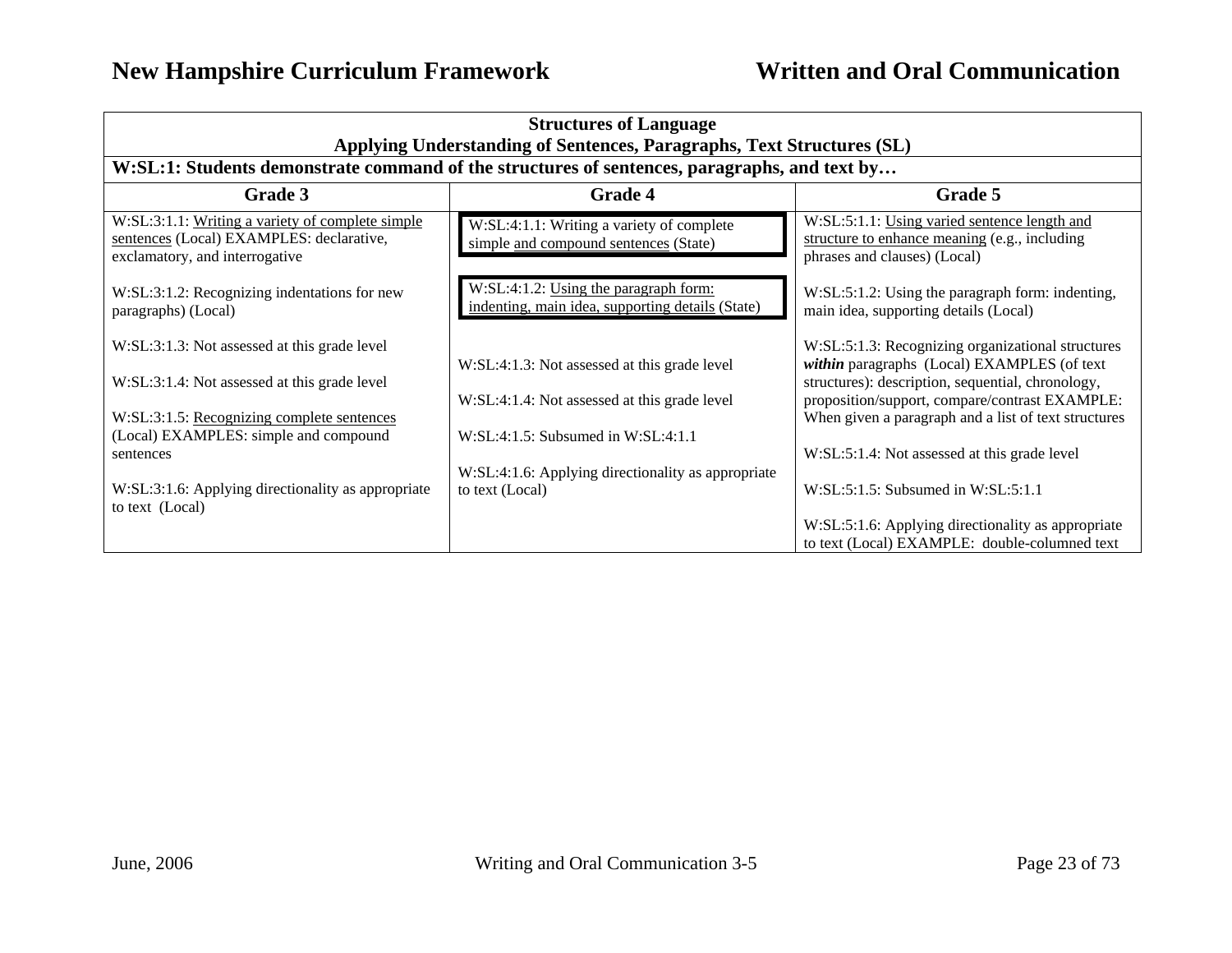| **Structures of Language<br>Applying Understanding of Sentences, Paragraphs, Text Structures (SL)** | | |
|---|---|---|
| **W:SL:1: Students demonstrate command of the structures of sentences, paragraphs, and text by…** | | |
| **Grade 3** | **Grade 4** | **Grade 5** |
| W:SL:3:1.1: Writing a variety of complete simple sentences (Local) EXAMPLES: declarative, exclamatory, and interrogative<br><br>W:SL:3:1.2: Recognizing indentations for new paragraphs) (Local)<br><br>W:SL:3:1.3: Not assessed at this grade level<br><br>W:SL:3:1.4: Not assessed at this grade level<br><br>W:SL:3:1.5: Recognizing complete sentences (Local) EXAMPLES: simple and compound sentences<br><br>W:SL:3:1.6: Applying directionality as appropriate to text (Local) | W:SL:4:1.1: Writing a variety of complete simple and compound sentences (State)<br><br>W:SL:4:1.2: Using the paragraph form: indenting, main idea, supporting details (State)<br><br>W:SL:4:1.3: Not assessed at this grade level<br><br>W:SL:4:1.4: Not assessed at this grade level<br><br>W:SL:4:1.5: Subsumed in W:SL:4:1.1<br><br>W:SL:4:1.6: Applying directionality as appropriate to text (Local) | W:SL:5:1.1: Using varied sentence length and structure to enhance meaning (e.g., including phrases and clauses) (Local)<br><br>W:SL:5:1.2: Using the paragraph form: indenting, main idea, supporting details (Local)<br><br>W:SL:5:1.3: Recognizing organizational structures ***within*** paragraphs (Local) EXAMPLES (of text structures): description, sequential, chronology, proposition/support, compare/contrast EXAMPLE: When given a paragraph and a list of text structures<br><br>W:SL:5:1.4: Not assessed at this grade level<br><br>W:SL:5:1.5: Subsumed in W:SL:5:1.1<br><br>W:SL:5:1.6: Applying directionality as appropriate to text (Local) EXAMPLE: double-columned text |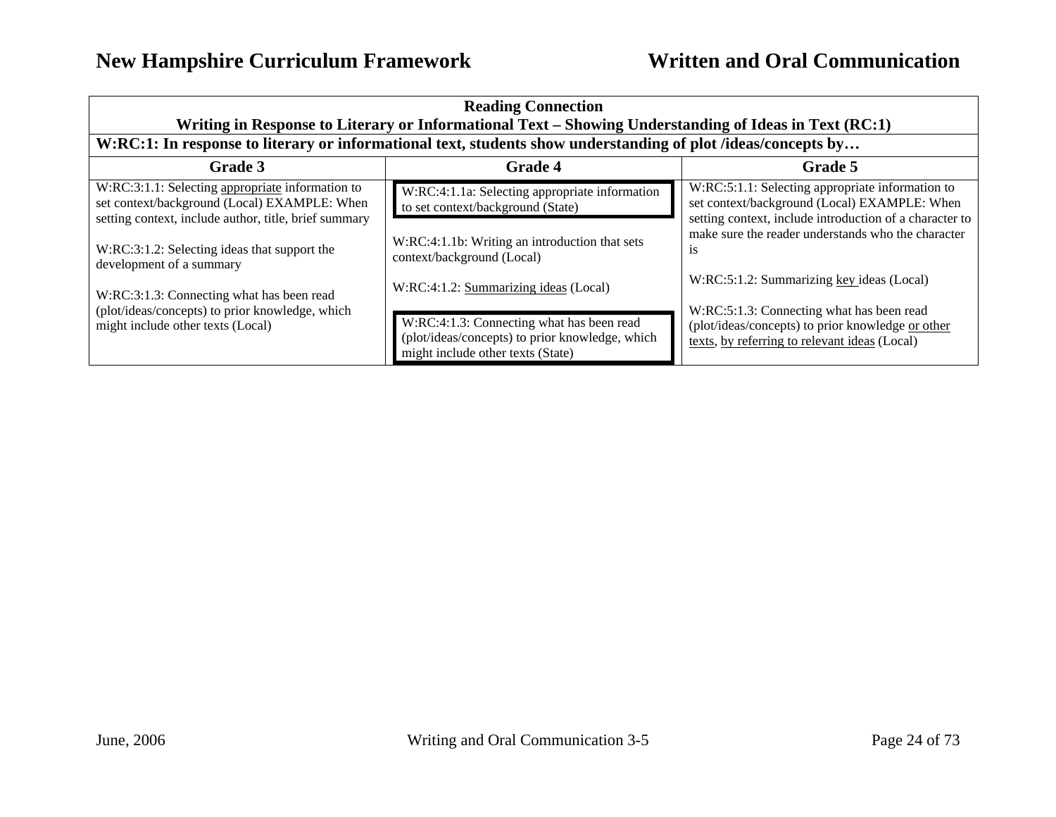| Reading Connection<br>Writing in Response to Literary or Informational Text – Showing Understanding of Ideas in Text (RC:1) | | |
|---|---|---|
| **W:RC:1: In response to literary or informational text, students show understanding of plot /ideas/concepts by…** | | |
| **Grade 3** | **Grade 4** | **Grade 5** |
| W:RC:3:1.1: Selecting <u>appropriate</u> information to set context/background (Local) EXAMPLE: When setting context, include author, title, brief summary<br><br>W:RC:3:1.2: Selecting ideas that support the development of a summary<br><br>W:RC:3:1.3: Connecting what has been read (plot/ideas/concepts) to prior knowledge, which might include other texts (Local) | W:RC:4:1.1a: Selecting appropriate information to set context/background (State)<br><br>W:RC:4:1.1b: Writing an introduction that sets context/background (Local)<br><br>W:RC:4:1.2: <u>Summarizing ideas</u> (Local)<br><br>W:RC:4:1.3: Connecting what has been read (plot/ideas/concepts) to prior knowledge, which might include other texts (State) | W:RC:5:1.1: Selecting appropriate information to set context/background (Local) EXAMPLE: When setting context, include introduction of a character to make sure the reader understands who the character is<br><br>W:RC:5:1.2: Summarizing <u>key</u> ideas (Local)<br><br>W:RC:5:1.3: Connecting what has been read (plot/ideas/concepts) to prior knowledge <u>or other texts</u>, <u>by referring to relevant ideas</u> (Local) |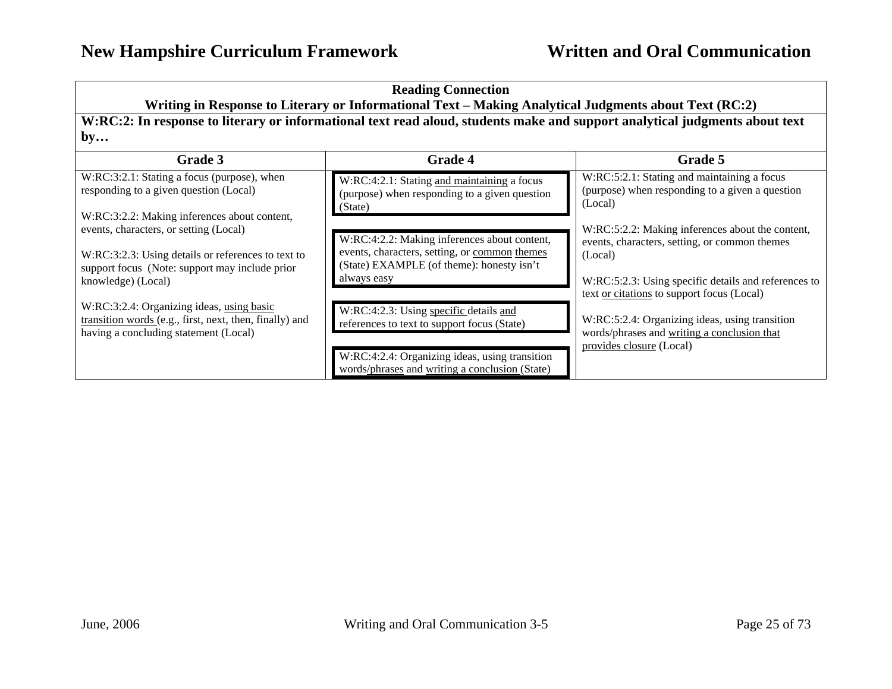| Reading Connection<br>Writing in Response to Literary or Informational Text – Making Analytical Judgments about Text (RC:2) | | |
|---|---|---|
| **W:RC:2: In response to literary or informational text read aloud, students make and support analytical judgments about text by…** | | |
| **Grade 3** | **Grade 4** | **Grade 5** |
| W:RC:3:2.1: Stating a focus (purpose), when responding to a given question (Local)<br><br>W:RC:3:2.2: Making inferences about content, events, characters, or setting (Local)<br><br>W:RC:3:2.3: Using details or references to text to support focus (Note: support may include prior knowledge) (Local)<br><br>W:RC:3:2.4: Organizing ideas, using basic transition words (e.g., first, next, then, finally) and having a concluding statement (Local) | W:RC:4:2.1: Stating and maintaining a focus (purpose) when responding to a given question (State)<br><br>W:RC:4:2.2: Making inferences about content, events, characters, setting, or common themes (State) EXAMPLE (of theme): honesty isn't always easy<br><br>W:RC:4:2.3: Using specific details and references to text to support focus (State)<br><br>W:RC:4:2.4: Organizing ideas, using transition words/phrases and writing a conclusion (State) | W:RC:5:2.1: Stating and maintaining a focus (purpose) when responding to a given a question (Local)<br><br>W:RC:5:2.2: Making inferences about the content, events, characters, setting, or common themes (Local)<br><br>W:RC:5:2.3: Using specific details and references to text or citations to support focus (Local)<br><br>W:RC:5:2.4: Organizing ideas, using transition words/phrases and writing a conclusion that provides closure (Local) |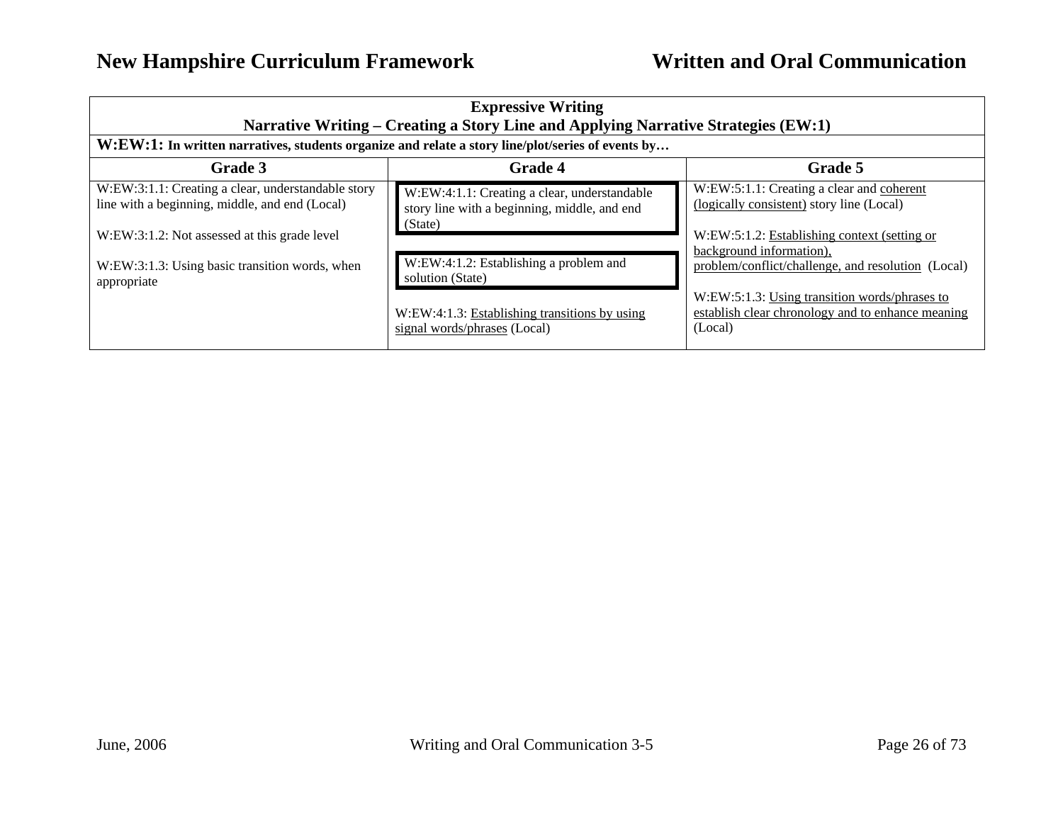| Expressive Writing<br>Narrative Writing – Creating a Story Line and Applying Narrative Strategies (EW:1) | | |
|---|---|---|
| **W:EW:1:** In written narratives, students organize and relate a story line/plot/series of events by… | | |
| **Grade 3** | **Grade 4** | **Grade 5** |
| W:EW:3:1.1: Creating a clear, understandable story line with a beginning, middle, and end (Local)<br><br>W:EW:3:1.2: Not assessed at this grade level<br><br>W:EW:3:1.3: Using basic transition words, when appropriate | W:EW:4:1.1: Creating a clear, understandable story line with a beginning, middle, and end (State)<br><br>W:EW:4:1.2: Establishing a problem and solution (State)<br><br>W:EW:4:1.3: <u>Establishing transitions by using signal words/phrases</u> (Local) | W:EW:5:1.1: Creating a clear and <u>coherent (logically consistent)</u> story line (Local)<br><br>W:EW:5:1.2: <u>Establishing context (setting or background information), problem/conflict/challenge, and resolution</u> (Local)<br><br>W:EW:5:1.3: <u>Using transition words/phrases to establish clear chronology and to enhance meaning</u> (Local) |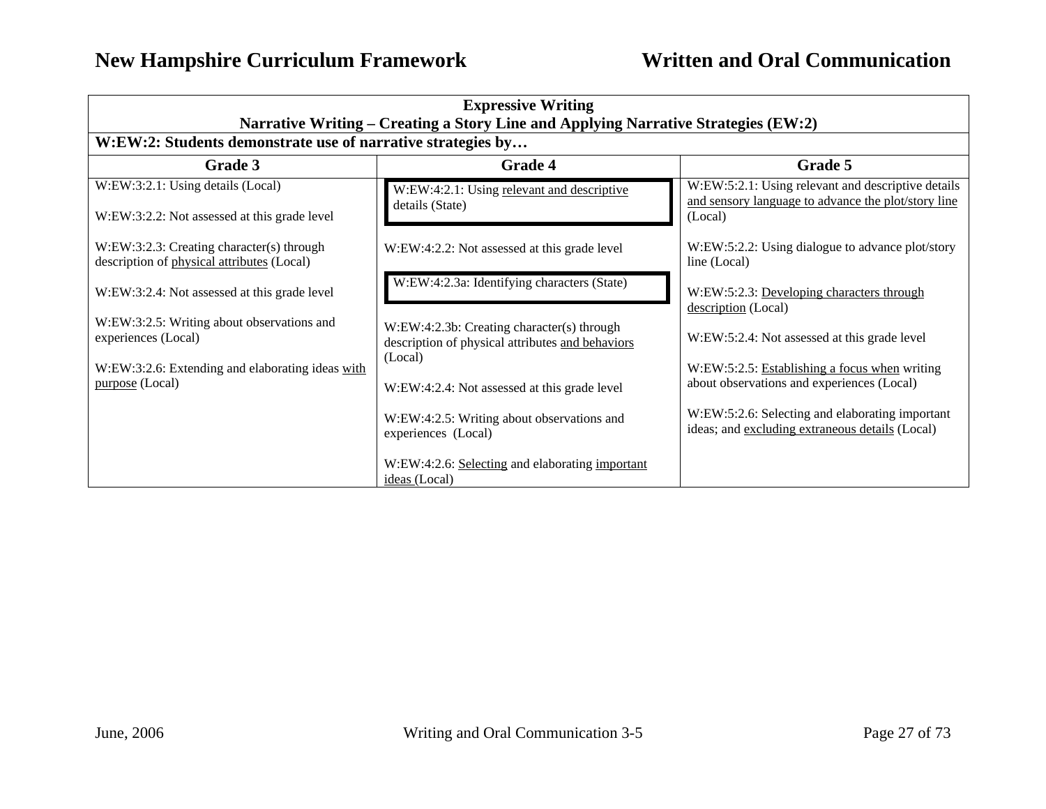| Expressive Writing<br>Narrative Writing – Creating a Story Line and Applying Narrative Strategies (EW:2) | | |
|---|---|---|
| **W:EW:2: Students demonstrate use of narrative strategies by…** | | |
| **Grade 3** | **Grade 4** | **Grade 5** |
| W:EW:3:2.1: Using details (Local)<br><br>W:EW:3:2.2: Not assessed at this grade level<br><br>W:EW:3:2.3: Creating character(s) through description of <u>physical attributes</u> (Local)<br><br>W:EW:3:2.4: Not assessed at this grade level<br><br>W:EW:3:2.5: Writing about observations and experiences (Local)<br><br>W:EW:3:2.6: Extending and elaborating ideas <u>with purpose</u> (Local) | W:EW:4:2.1: Using <u>relevant and descriptive</u> details (State)<br><br>W:EW:4:2.2: Not assessed at this grade level<br><br>W:EW:4:2.3a: Identifying characters (State)<br><br>W:EW:4:2.3b: Creating character(s) through description of physical attributes <u>and behaviors</u> (Local)<br><br>W:EW:4:2.4: Not assessed at this grade level<br><br>W:EW:4:2.5: Writing about observations and experiences (Local)<br><br>W:EW:4:2.6: <u>Selecting</u> and elaborating <u>important ideas</u> (Local) | W:EW:5:2.1: Using relevant and descriptive details <u>and sensory language to advance the plot/story line</u> (Local)<br><br>W:EW:5:2.2: Using dialogue to advance plot/story line (Local)<br><br>W:EW:5:2.3: <u>Developing characters through description</u> (Local)<br><br>W:EW:5:2.4: Not assessed at this grade level<br><br>W:EW:5:2.5: <u>Establishing a focus when</u> writing about observations and experiences (Local)<br><br>W:EW:5:2.6: Selecting and elaborating important ideas; and <u>excluding extraneous details</u> (Local) |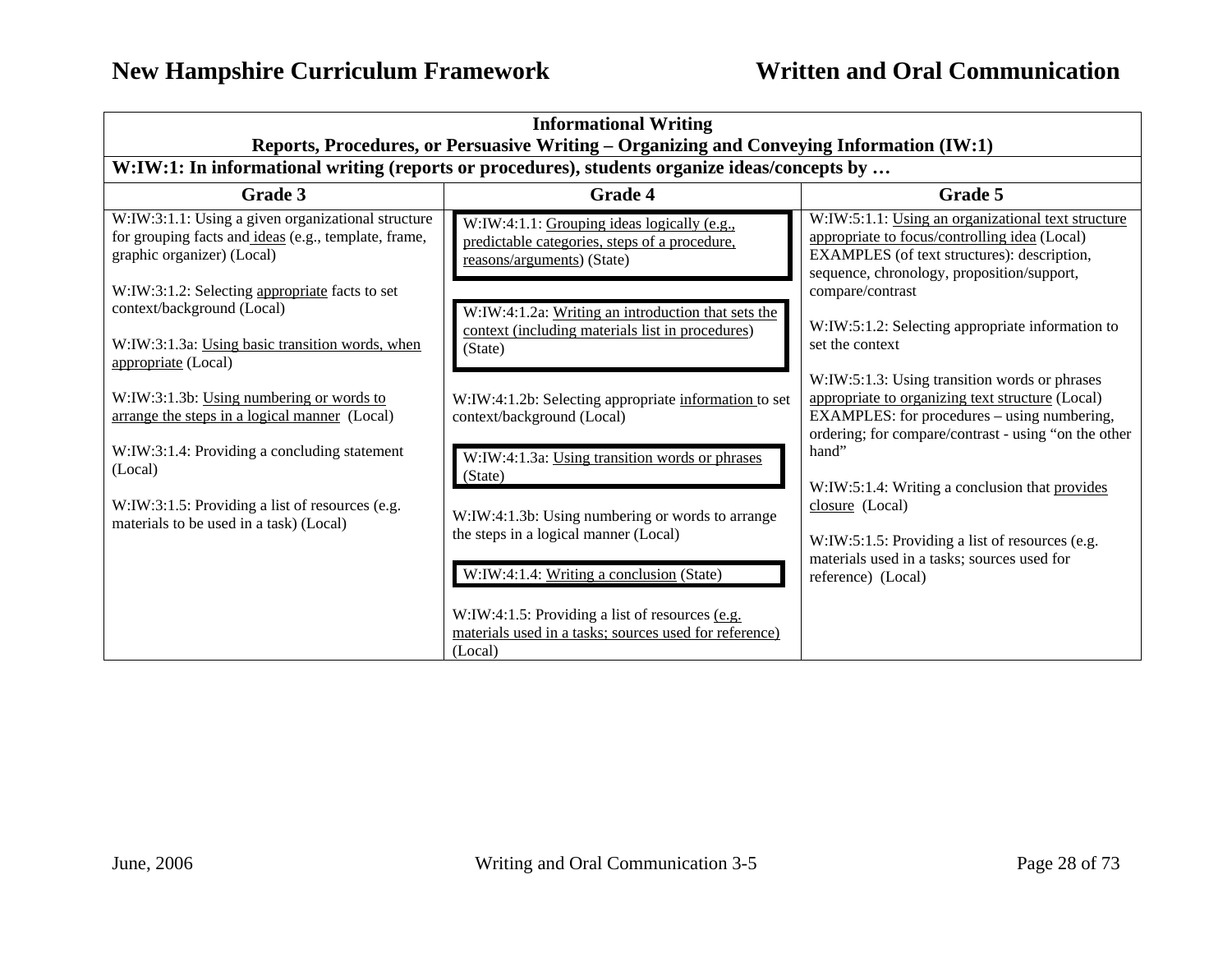| Informational Writing<br>Reports, Procedures, or Persuasive Writing – Organizing and Conveying Information (IW:1) | | |
|---|---|---|
| **W:IW:1: In informational writing (reports or procedures), students organize ideas/concepts by …** | | |
| **Grade 3** | **Grade 4** | **Grade 5** |
| W:IW:3:1.1: Using a given organizational structure for grouping facts and ideas (e.g., template, frame, graphic organizer) (Local)<br><br>W:IW:3:1.2: Selecting appropriate facts to set context/background (Local)<br><br>W:IW:3:1.3a: Using basic transition words, when appropriate (Local)<br><br>W:IW:3:1.3b: Using numbering or words to arrange the steps in a logical manner (Local)<br><br>W:IW:3:1.4: Providing a concluding statement (Local)<br><br>W:IW:3:1.5: Providing a list of resources (e.g. materials to be used in a task) (Local) | W:IW:4:1.1: Grouping ideas logically (e.g., predictable categories, steps of a procedure, reasons/arguments) (State)<br><br>W:IW:4:1.2a: Writing an introduction that sets the context (including materials list in procedures) (State)<br><br>W:IW:4:1.2b: Selecting appropriate information to set context/background (Local)<br><br>W:IW:4:1.3a: Using transition words or phrases (State)<br><br>W:IW:4:1.3b: Using numbering or words to arrange the steps in a logical manner (Local)<br><br>W:IW:4:1.4: Writing a conclusion (State)<br><br>W:IW:4:1.5: Providing a list of resources (e.g. materials used in a tasks; sources used for reference) (Local) | W:IW:5:1.1: Using an organizational text structure appropriate to focus/controlling idea (Local)<br>EXAMPLES (of text structures): description, sequence, chronology, proposition/support, compare/contrast<br><br>W:IW:5:1.2: Selecting appropriate information to set the context<br><br>W:IW:5:1.3: Using transition words or phrases appropriate to organizing text structure (Local)<br>EXAMPLES: for procedures – using numbering, ordering; for compare/contrast - using "on the other hand"<br><br>W:IW:5:1.4: Writing a conclusion that provides closure (Local)<br><br>W:IW:5:1.5: Providing a list of resources (e.g. materials used in a tasks; sources used for reference) (Local) |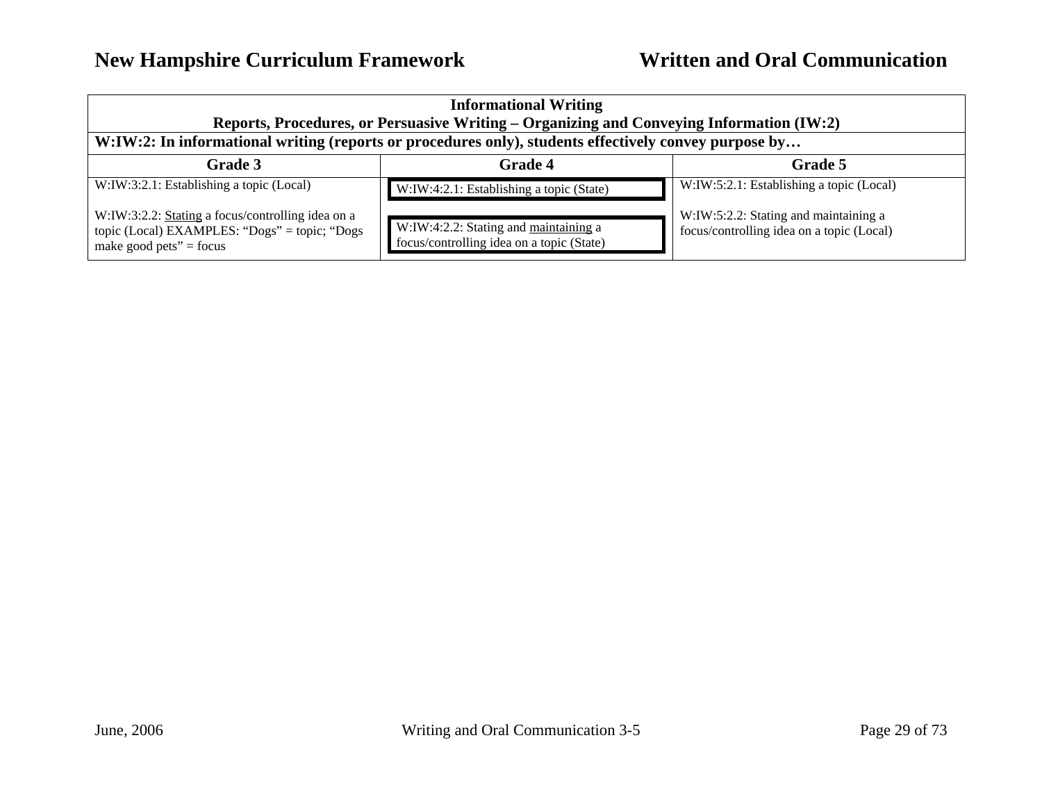| Informational Writing<br>Reports, Procedures, or Persuasive Writing – Organizing and Conveying Information (IW:2) | | |
|---|---|---|
| **W:IW:2: In informational writing (reports or procedures only), students effectively convey purpose by…** | | |
| **Grade 3** | **Grade 4** | **Grade 5** |
| W:IW:3:2.1: Establishing a topic (Local)<br><br>W:IW:3:2.2: Stating a focus/controlling idea on a topic (Local) EXAMPLES: "Dogs" = topic; "Dogs make good pets" = focus | W:IW:4:2.1: Establishing a topic (State)<br><br>W:IW:4:2.2: Stating and maintaining a focus/controlling idea on a topic (State) | W:IW:5:2.1: Establishing a topic (Local)<br><br>W:IW:5:2.2: Stating and maintaining a focus/controlling idea on a topic (Local) |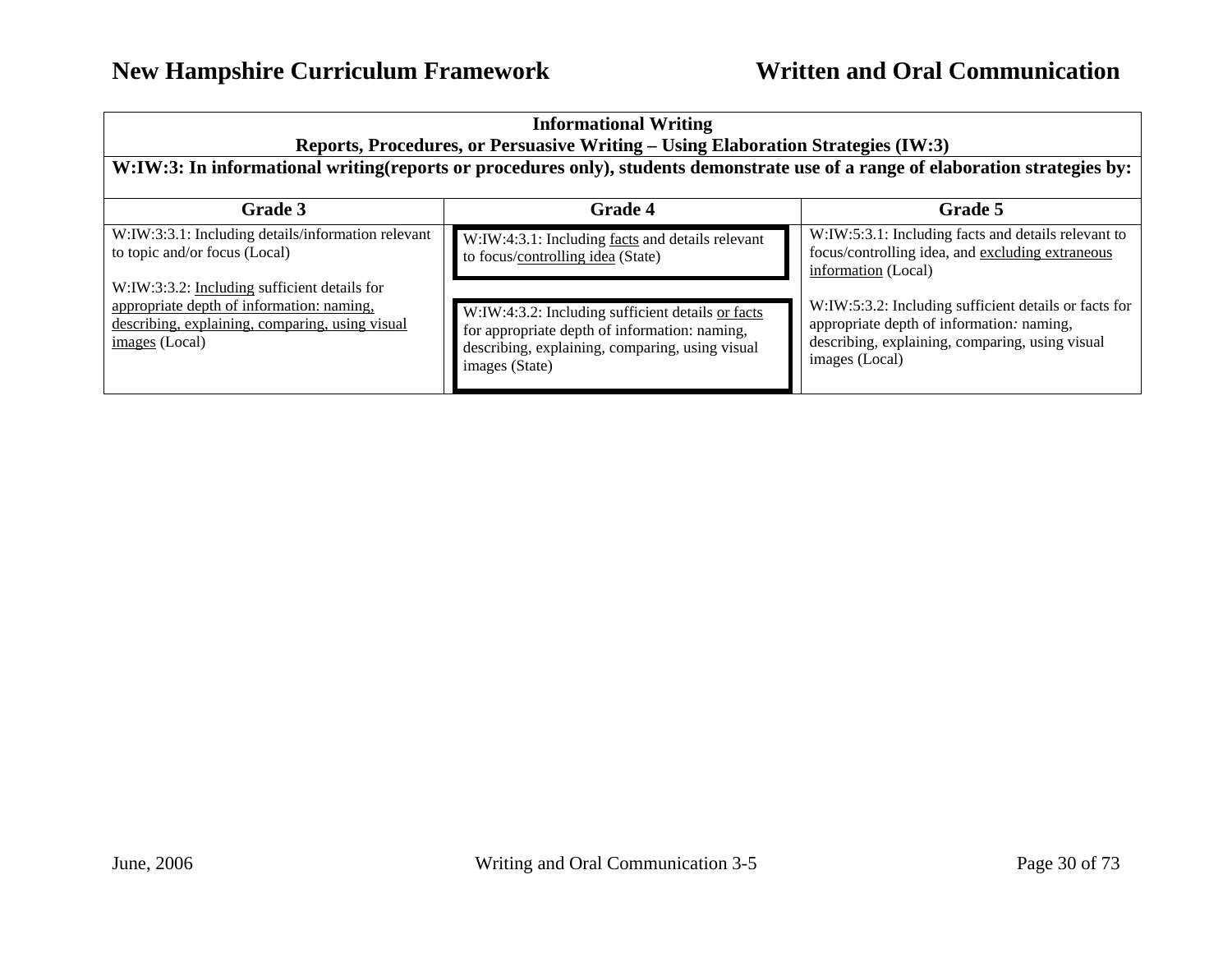| Informational Writing<br>Reports, Procedures, or Persuasive Writing – Using Elaboration Strategies (IW:3) | | |
|---|---|---|
| **W:IW:3: In informational writing(reports or procedures only), students demonstrate use of a range of elaboration strategies by:** | | |
| **Grade 3** | **Grade 4** | **Grade 5** |
| W:IW:3:3.1: Including details/information relevant to topic and/or focus (Local)<br><br>W:IW:3:3.2: Including sufficient details for appropriate depth of information: naming, describing, explaining, comparing, using visual images (Local) | W:IW:4:3.1: Including facts and details relevant to focus/controlling idea (State)<br><br>W:IW:4:3.2: Including sufficient details or facts for appropriate depth of information: naming, describing, explaining, comparing, using visual images (State) | W:IW:5:3.1: Including facts and details relevant to focus/controlling idea, and excluding extraneous information (Local)<br><br>W:IW:5:3.2: Including sufficient details or facts for appropriate depth of information: naming, describing, explaining, comparing, using visual images (Local) |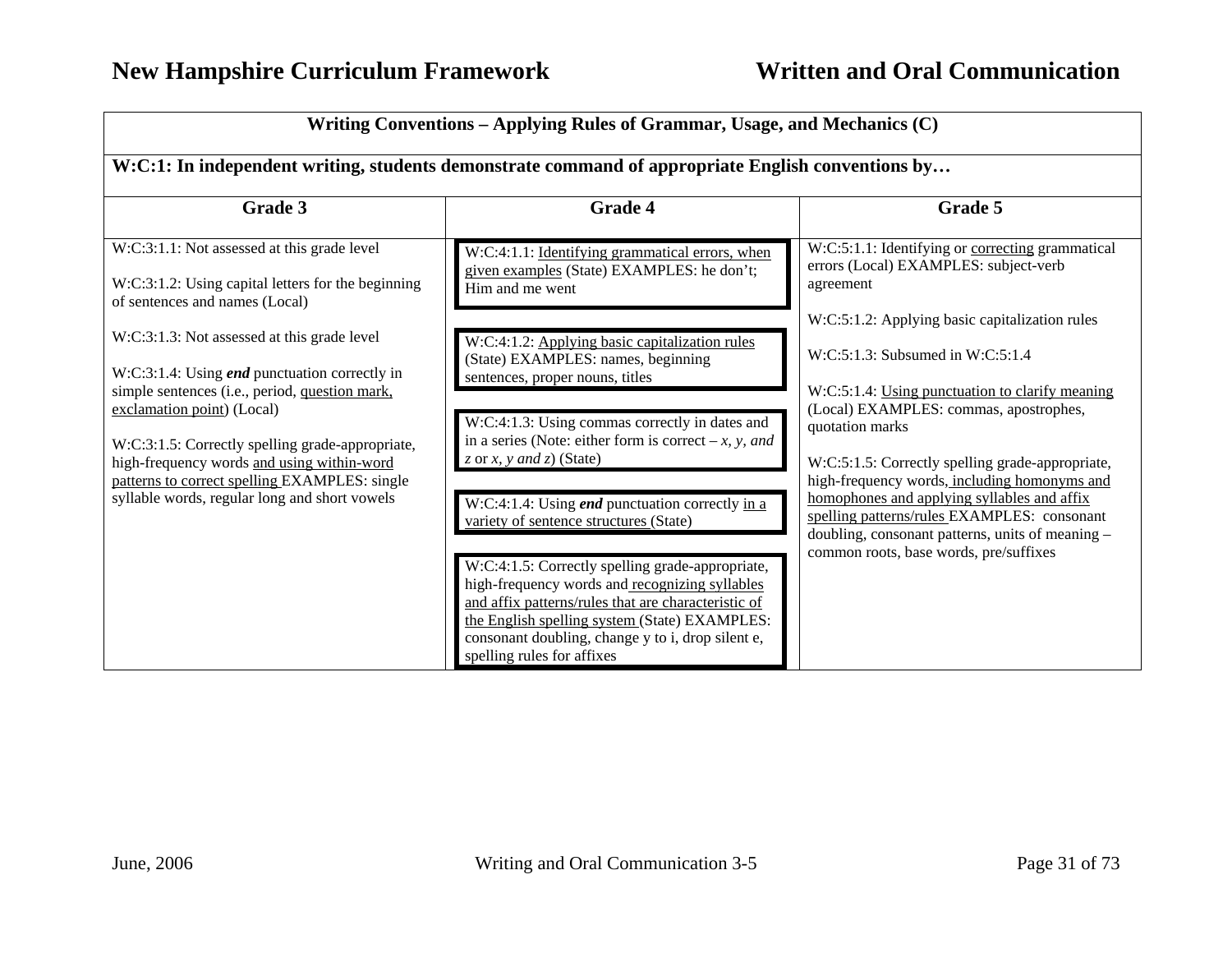| Writing Conventions – Applying Rules of Grammar, Usage, and Mechanics (C) | | |
|---|---|---|
| **W:C:1: In independent writing, students demonstrate command of appropriate English conventions by…** | | |
| **Grade 3** | **Grade 4** | **Grade 5** |
| W:C:3:1.1: Not assessed at this grade level<br><br>W:C:3:1.2: Using capital letters for the beginning of sentences and names (Local)<br><br>W:C:3:1.3: Not assessed at this grade level<br><br>W:C:3:1.4: Using ***end*** punctuation correctly in simple sentences (i.e., period, question mark, exclamation point) (Local)<br><br>W:C:3:1.5: Correctly spelling grade-appropriate, high-frequency words and using within-word patterns to correct spelling EXAMPLES: single syllable words, regular long and short vowels | W:C:4:1.1: Identifying grammatical errors, when given examples (State) EXAMPLES: he don't; Him and me went<br><br>W:C:4:1.2: Applying basic capitalization rules (State) EXAMPLES: names, beginning sentences, proper nouns, titles<br><br>W:C:4:1.3: Using commas correctly in dates and in a series (Note: either form is correct – *x, y, and z* or *x, y and z*) (State)<br><br>W:C:4:1.4: Using ***end*** punctuation correctly in a variety of sentence structures (State)<br><br>W:C:4:1.5: Correctly spelling grade-appropriate, high-frequency words and recognizing syllables and affix patterns/rules that are characteristic of the English spelling system (State) EXAMPLES: consonant doubling, change y to i, drop silent e, spelling rules for affixes | W:C:5:1.1: Identifying or correcting grammatical errors (Local) EXAMPLES: subject-verb agreement<br><br>W:C:5:1.2: Applying basic capitalization rules<br><br>W:C:5:1.3: Subsumed in W:C:5:1.4<br><br>W:C:5:1.4: Using punctuation to clarify meaning (Local) EXAMPLES: commas, apostrophes, quotation marks<br><br>W:C:5:1.5: Correctly spelling grade-appropriate, high-frequency words, including homonyms and homophones and applying syllables and affix spelling patterns/rules EXAMPLES: consonant doubling, consonant patterns, units of meaning – common roots, base words, pre/suffixes |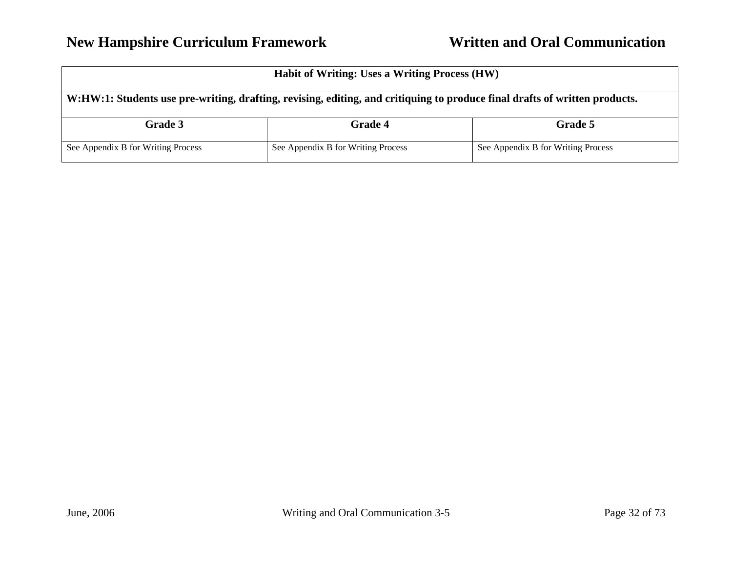| Habit of Writing: Uses a Writing Process (HW) | | |
| --- | --- | --- |
| **W:HW:1: Students use pre-writing, drafting, revising, editing, and critiquing to produce final drafts of written products.** | | |
| **Grade 3** | **Grade 4** | **Grade 5** |
| See Appendix B for Writing Process | See Appendix B for Writing Process | See Appendix B for Writing Process |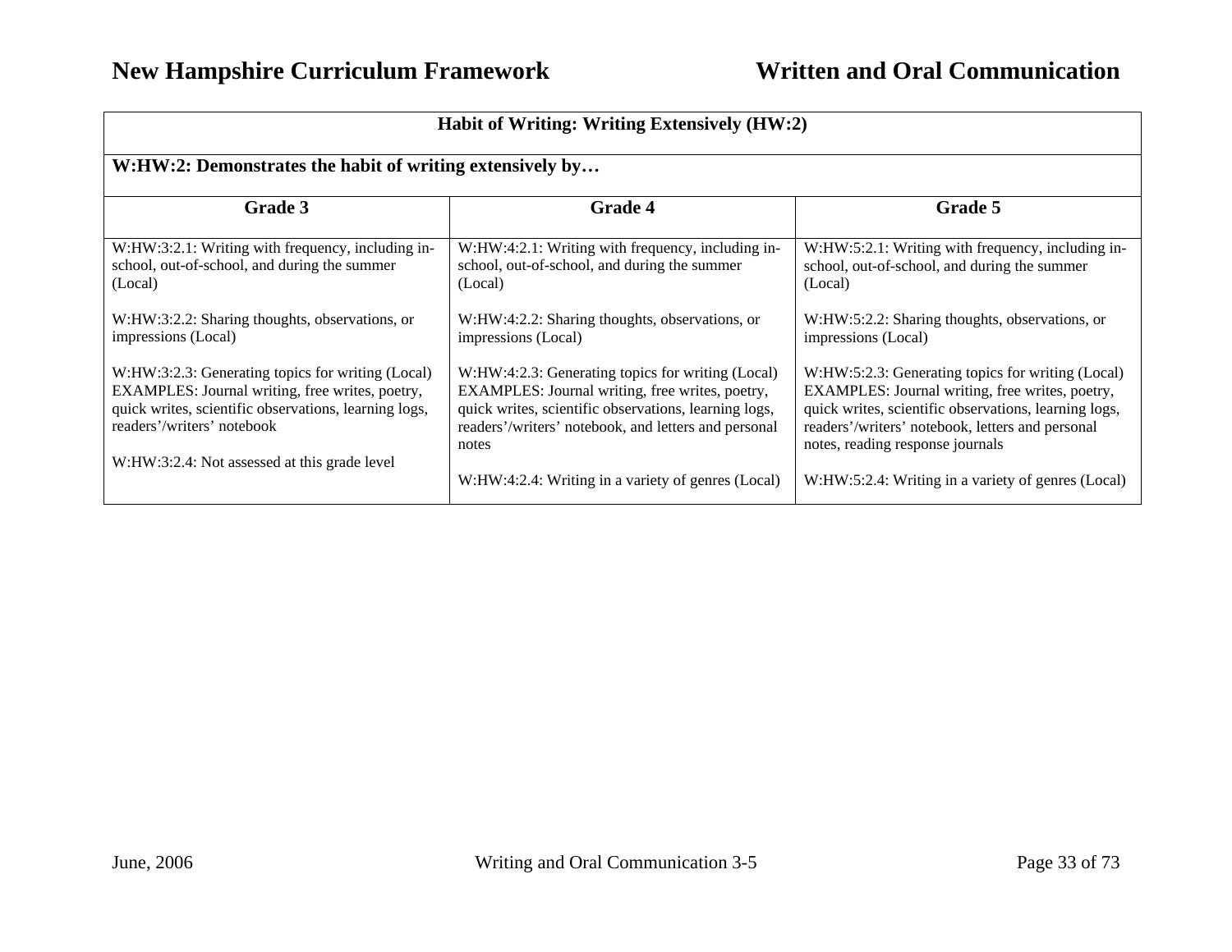| Habit of Writing: Writing Extensively (HW:2) | | |
|---|---|---|
| **W:HW:2: Demonstrates the habit of writing extensively by…** | | |
| **Grade 3** | **Grade 4** | **Grade 5** |
| W:HW:3:2.1: Writing with frequency, including in-school, out-of-school, and during the summer (Local)<br><br>W:HW:3:2.2: Sharing thoughts, observations, or impressions (Local)<br><br>W:HW:3:2.3: Generating topics for writing (Local) EXAMPLES: Journal writing, free writes, poetry, quick writes, scientific observations, learning logs, readers'/writers' notebook<br><br>W:HW:3:2.4: Not assessed at this grade level | W:HW:4:2.1: Writing with frequency, including in-school, out-of-school, and during the summer (Local)<br><br>W:HW:4:2.2: Sharing thoughts, observations, or impressions (Local)<br><br>W:HW:4:2.3: Generating topics for writing (Local) EXAMPLES: Journal writing, free writes, poetry, quick writes, scientific observations, learning logs, readers'/writers' notebook, and letters and personal notes<br><br>W:HW:4:2.4: Writing in a variety of genres (Local) | W:HW:5:2.1: Writing with frequency, including in-school, out-of-school, and during the summer (Local)<br><br>W:HW:5:2.2: Sharing thoughts, observations, or impressions (Local)<br><br>W:HW:5:2.3: Generating topics for writing (Local) EXAMPLES: Journal writing, free writes, poetry, quick writes, scientific observations, learning logs, readers'/writers' notebook, letters and personal notes, reading response journals<br><br>W:HW:5:2.4: Writing in a variety of genres (Local) |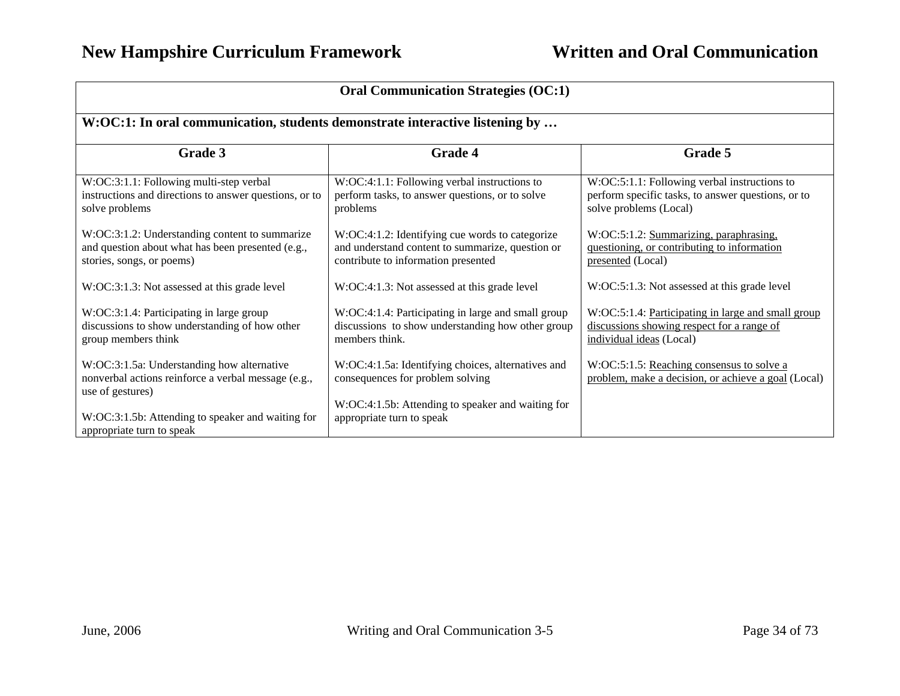| Oral Communication Strategies (OC:1) | | |
|---|---|---|
| **W:OC:1: In oral communication, students demonstrate interactive listening by …** | | |
| **Grade 3** | **Grade 4** | **Grade 5** |
| W:OC:3:1.1: Following multi-step verbal instructions and directions to answer questions, or to solve problems | W:OC:4:1.1: Following verbal instructions to perform tasks, to answer questions, or to solve problems | W:OC:5:1.1: Following verbal instructions to perform specific tasks, to answer questions, or to solve problems (Local) |
| W:OC:3:1.2: Understanding content to summarize and question about what has been presented (e.g., stories, songs, or poems) | W:OC:4:1.2: Identifying cue words to categorize and understand content to summarize, question or contribute to information presented | W:OC:5:1.2: Summarizing, paraphrasing, questioning, or contributing to information presented (Local) |
| W:OC:3:1.3: Not assessed at this grade level | W:OC:4:1.3: Not assessed at this grade level | W:OC:5:1.3: Not assessed at this grade level |
| W:OC:3:1.4: Participating in large group discussions to show understanding of how other group members think | W:OC:4:1.4: Participating in large and small group discussions to show understanding how other group members think. | W:OC:5:1.4: Participating in large and small group discussions showing respect for a range of individual ideas (Local) |
| W:OC:3:1.5a: Understanding how alternative nonverbal actions reinforce a verbal message (e.g., use of gestures) | W:OC:4:1.5a: Identifying choices, alternatives and consequences for problem solving | W:OC:5:1.5: Reaching consensus to solve a problem, make a decision, or achieve a goal (Local) |
| W:OC:3:1.5b: Attending to speaker and waiting for appropriate turn to speak | W:OC:4:1.5b: Attending to speaker and waiting for appropriate turn to speak | |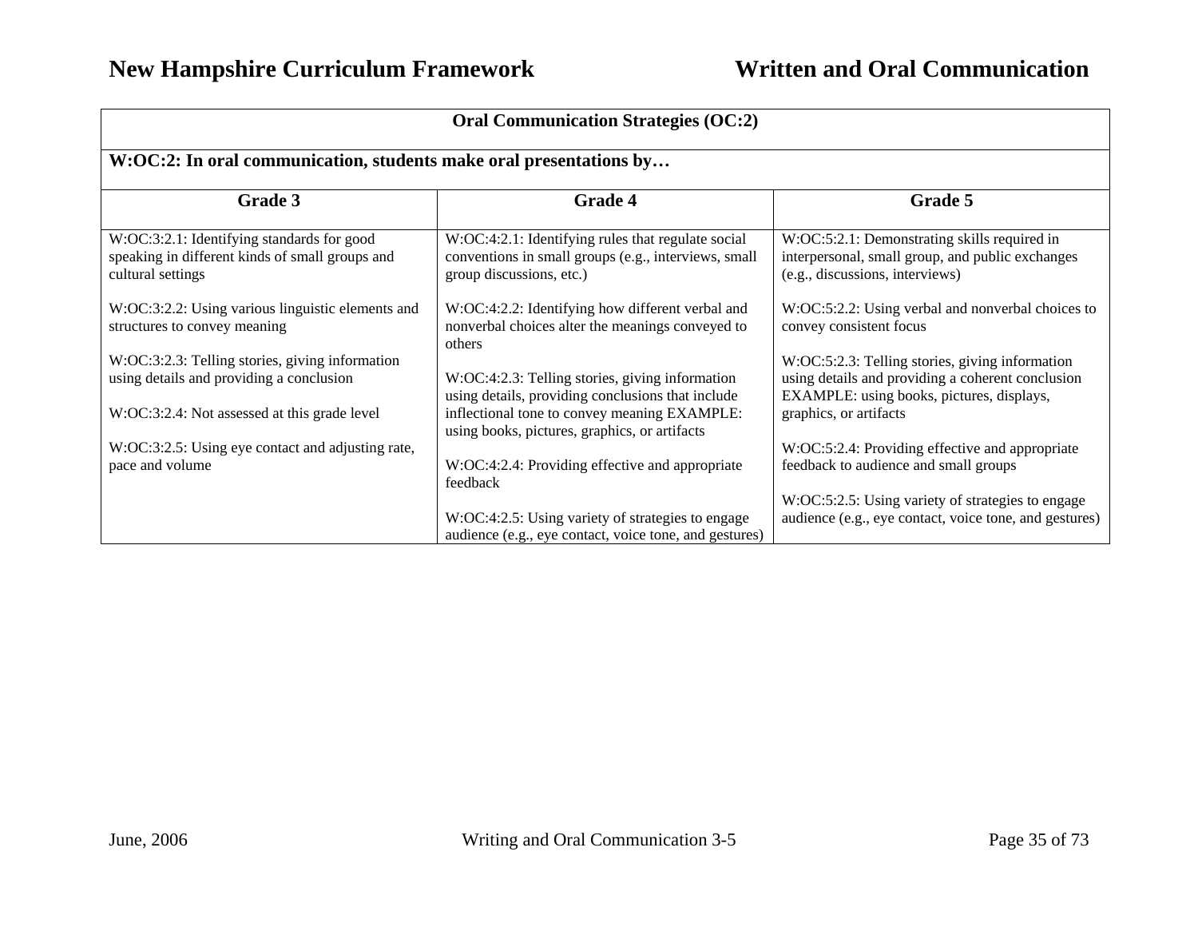| Oral Communication Strategies (OC:2) | | |
|---|---|---|
| **W:OC:2: In oral communication, students make oral presentations by…** | | |
| **Grade 3** | **Grade 4** | **Grade 5** |
| W:OC:3:2.1: Identifying standards for good speaking in different kinds of small groups and cultural settings<br><br>W:OC:3:2.2: Using various linguistic elements and structures to convey meaning<br><br>W:OC:3:2.3: Telling stories, giving information using details and providing a conclusion<br><br>W:OC:3:2.4: Not assessed at this grade level<br><br>W:OC:3:2.5: Using eye contact and adjusting rate, pace and volume | W:OC:4:2.1: Identifying rules that regulate social conventions in small groups (e.g., interviews, small group discussions, etc.)<br><br>W:OC:4:2.2: Identifying how different verbal and nonverbal choices alter the meanings conveyed to others<br><br>W:OC:4:2.3: Telling stories, giving information using details, providing conclusions that include inflectional tone to convey meaning EXAMPLE: using books, pictures, graphics, or artifacts<br><br>W:OC:4:2.4: Providing effective and appropriate feedback<br><br>W:OC:4:2.5: Using variety of strategies to engage audience (e.g., eye contact, voice tone, and gestures) | W:OC:5:2.1: Demonstrating skills required in interpersonal, small group, and public exchanges (e.g., discussions, interviews)<br><br>W:OC:5:2.2: Using verbal and nonverbal choices to convey consistent focus<br><br>W:OC:5:2.3: Telling stories, giving information using details and providing a coherent conclusion EXAMPLE: using books, pictures, displays, graphics, or artifacts<br><br>W:OC:5:2.4: Providing effective and appropriate feedback to audience and small groups<br><br>W:OC:5:2.5: Using variety of strategies to engage audience (e.g., eye contact, voice tone, and gestures) |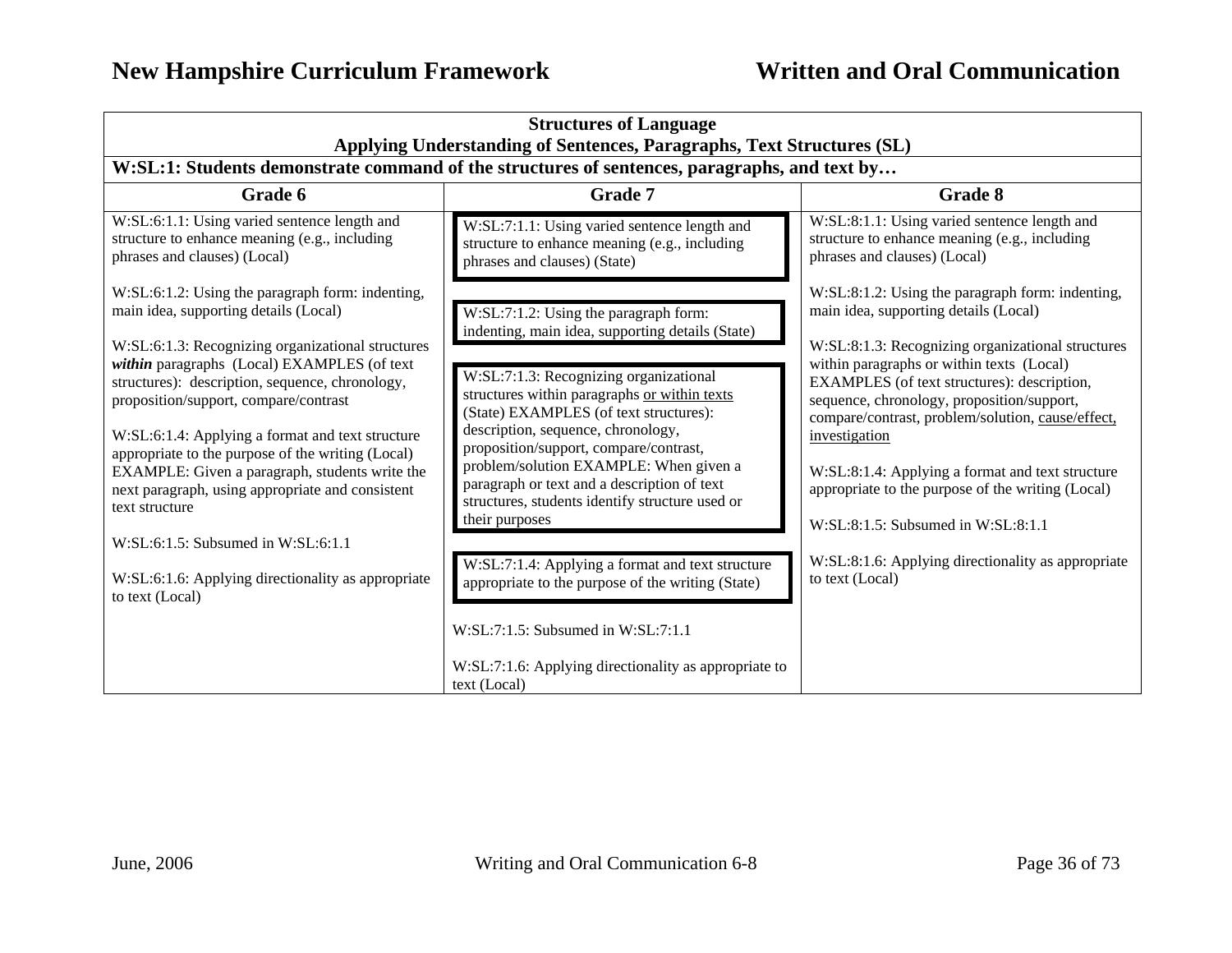| Structures of Language<br>Applying Understanding of Sentences, Paragraphs, Text Structures (SL) | | |
|---|---|---|
| **W:SL:1: Students demonstrate command of the structures of sentences, paragraphs, and text by…** | | |
| **Grade 6** | **Grade 7** | **Grade 8** |
| W:SL:6:1.1: Using varied sentence length and structure to enhance meaning (e.g., including phrases and clauses) (Local)<br><br>W:SL:6:1.2: Using the paragraph form: indenting, main idea, supporting details (Local)<br><br>W:SL:6:1.3: Recognizing organizational structures ***within*** paragraphs (Local) EXAMPLES (of text structures): description, sequence, chronology, proposition/support, compare/contrast<br><br>W:SL:6:1.4: Applying a format and text structure appropriate to the purpose of the writing (Local) EXAMPLE: Given a paragraph, students write the next paragraph, using appropriate and consistent text structure<br><br>W:SL:6:1.5: Subsumed in W:SL:6:1.1<br><br>W:SL:6:1.6: Applying directionality as appropriate to text (Local) | W:SL:7:1.1: Using varied sentence length and structure to enhance meaning (e.g., including phrases and clauses) (State)<br><br>W:SL:7:1.2: Using the paragraph form: indenting, main idea, supporting details (State)<br><br>W:SL:7:1.3: Recognizing organizational structures within paragraphs <u>or within texts</u> (State) EXAMPLES (of text structures): description, sequence, chronology, proposition/support, compare/contrast, problem/solution EXAMPLE: When given a paragraph or text and a description of text structures, students identify structure used or their purposes<br><br>W:SL:7:1.4: Applying a format and text structure appropriate to the purpose of the writing (State)<br><br>W:SL:7:1.5: Subsumed in W:SL:7:1.1<br><br>W:SL:7:1.6: Applying directionality as appropriate to text (Local) | W:SL:8:1.1: Using varied sentence length and structure to enhance meaning (e.g., including phrases and clauses) (Local)<br><br>W:SL:8:1.2: Using the paragraph form: indenting, main idea, supporting details (Local)<br><br>W:SL:8:1.3: Recognizing organizational structures within paragraphs or within texts (Local) EXAMPLES (of text structures): description, sequence, chronology, proposition/support, compare/contrast, problem/solution, <u>cause/effect, investigation</u><br><br>W:SL:8:1.4: Applying a format and text structure appropriate to the purpose of the writing (Local)<br><br>W:SL:8:1.5: Subsumed in W:SL:8:1.1<br><br>W:SL:8:1.6: Applying directionality as appropriate to text (Local) |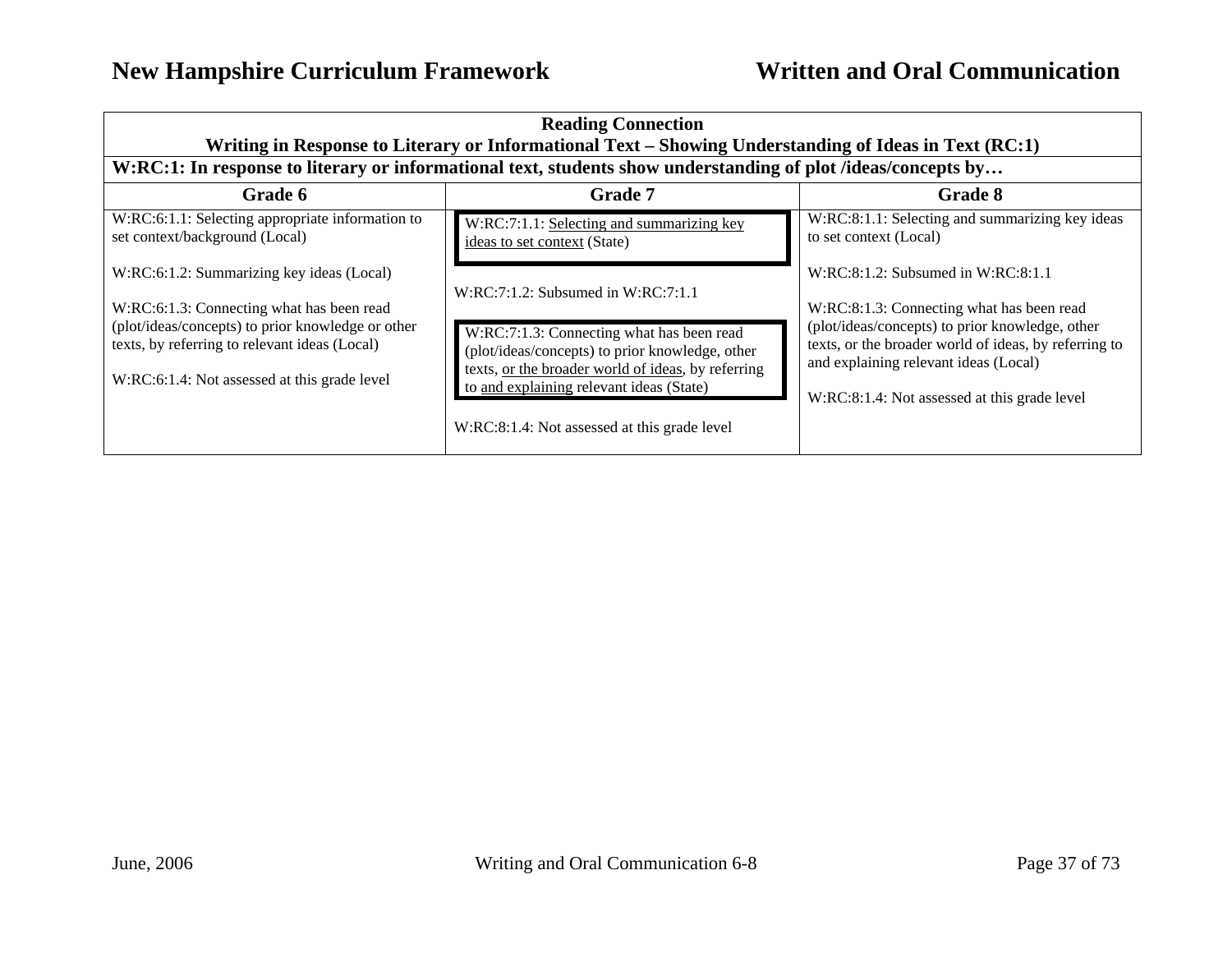| Reading Connection<br>Writing in Response to Literary or Informational Text – Showing Understanding of Ideas in Text (RC:1) | | |
|---|---|---|
| **W:RC:1: In response to literary or informational text, students show understanding of plot /ideas/concepts by…** | | |
| **Grade 6** | **Grade 7** | **Grade 8** |
| W:RC:6:1.1: Selecting appropriate information to set context/background (Local)<br><br>W:RC:6:1.2: Summarizing key ideas (Local)<br><br>W:RC:6:1.3: Connecting what has been read (plot/ideas/concepts) to prior knowledge or other texts, by referring to relevant ideas (Local)<br><br>W:RC:6:1.4: Not assessed at this grade level | W:RC:7:1.1: <u>Selecting and summarizing key ideas to set context</u> (State)<br><br>W:RC:7:1.2: Subsumed in W:RC:7:1.1<br><br>W:RC:7:1.3: Connecting what has been read (plot/ideas/concepts) to prior knowledge, other texts, <u>or the broader world of ideas</u>, by referring to <u>and explaining</u> relevant ideas (State)<br><br>W:RC:8:1.4: Not assessed at this grade level | W:RC:8:1.1: Selecting and summarizing key ideas to set context (Local)<br><br>W:RC:8:1.2: Subsumed in W:RC:8:1.1<br><br>W:RC:8:1.3: Connecting what has been read (plot/ideas/concepts) to prior knowledge, other texts, or the broader world of ideas, by referring to and explaining relevant ideas (Local)<br><br>W:RC:8:1.4: Not assessed at this grade level |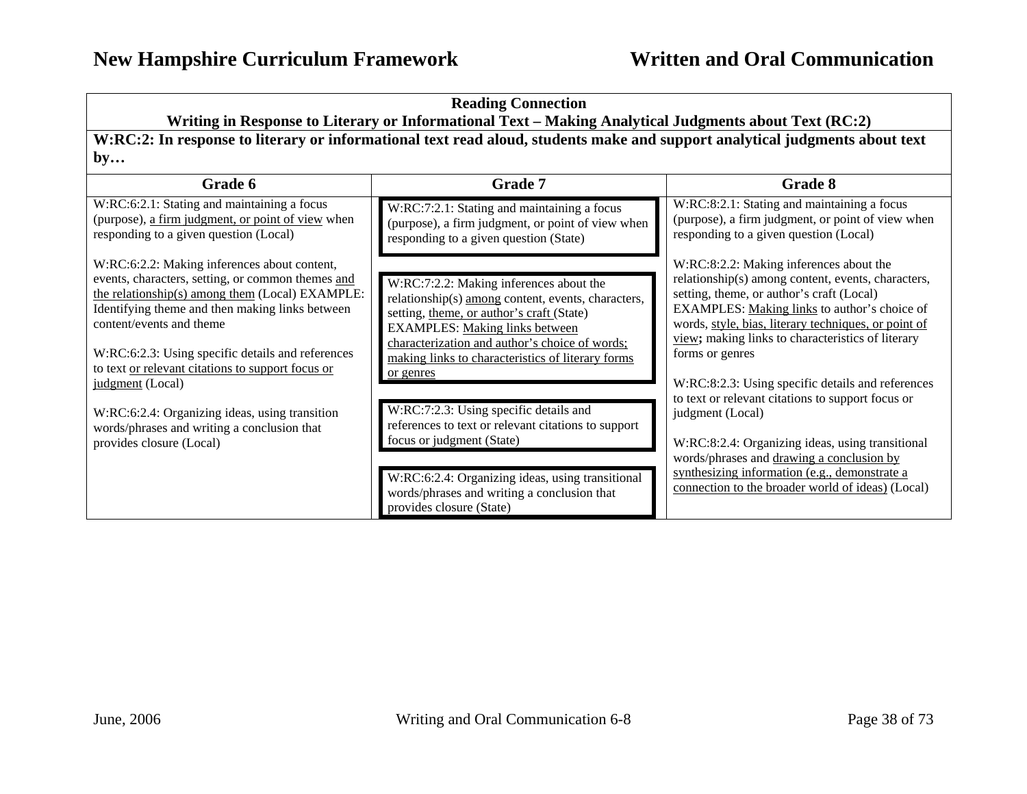| Reading Connection<br>Writing in Response to Literary or Informational Text – Making Analytical Judgments about Text (RC:2) | | |
|---|---|---|
| **W:RC:2: In response to literary or informational text read aloud, students make and support analytical judgments about text by…** | | |
| **Grade 6** | **Grade 7** | **Grade 8** |
| W:RC:6:2.1: Stating and maintaining a focus (purpose), <u>a firm judgment, or point of view</u> when responding to a given question (Local)<br><br>W:RC:6:2.2: Making inferences about content, events, characters, setting, or common themes <u>and the relationship(s) among them</u> (Local) EXAMPLE: Identifying theme and then making links between content/events and theme<br><br>W:RC:6:2.3: Using specific details and references to text <u>or relevant citations to support focus or judgment</u> (Local)<br><br>W:RC:6:2.4: Organizing ideas, using transition words/phrases and writing a conclusion that provides closure (Local) | W:RC:7:2.1: Stating and maintaining a focus (purpose), a firm judgment, or point of view when responding to a given question (State)<br><br>W:RC:7:2.2: Making inferences about the relationship(s) <u>among</u> content, events, characters, setting, <u>theme, or author's craft</u> (State) EXAMPLES: <u>Making links between characterization and author's choice of words; making links to characteristics of literary forms or genres</u><br><br>W:RC:7:2.3: Using specific details and references to text or relevant citations to support focus or judgment (State)<br><br>W:RC:6:2.4: Organizing ideas, using transitional words/phrases and writing a conclusion that provides closure (State) | W:RC:8:2.1: Stating and maintaining a focus (purpose), a firm judgment, or point of view when responding to a given question (Local)<br><br>W:RC:8:2.2: Making inferences about the relationship(s) among content, events, characters, setting, theme, or author's craft (Local) EXAMPLES: <u>Making links</u> to author's choice of words, <u>style, bias, literary techniques, or point of view</u>**;** making links to characteristics of literary forms or genres<br><br>W:RC:8:2.3: Using specific details and references to text or relevant citations to support focus or judgment (Local)<br><br>W:RC:8:2.4: Organizing ideas, using transitional words/phrases and <u>drawing a conclusion by synthesizing information (e.g., demonstrate a connection to the broader world of ideas)</u> (Local) |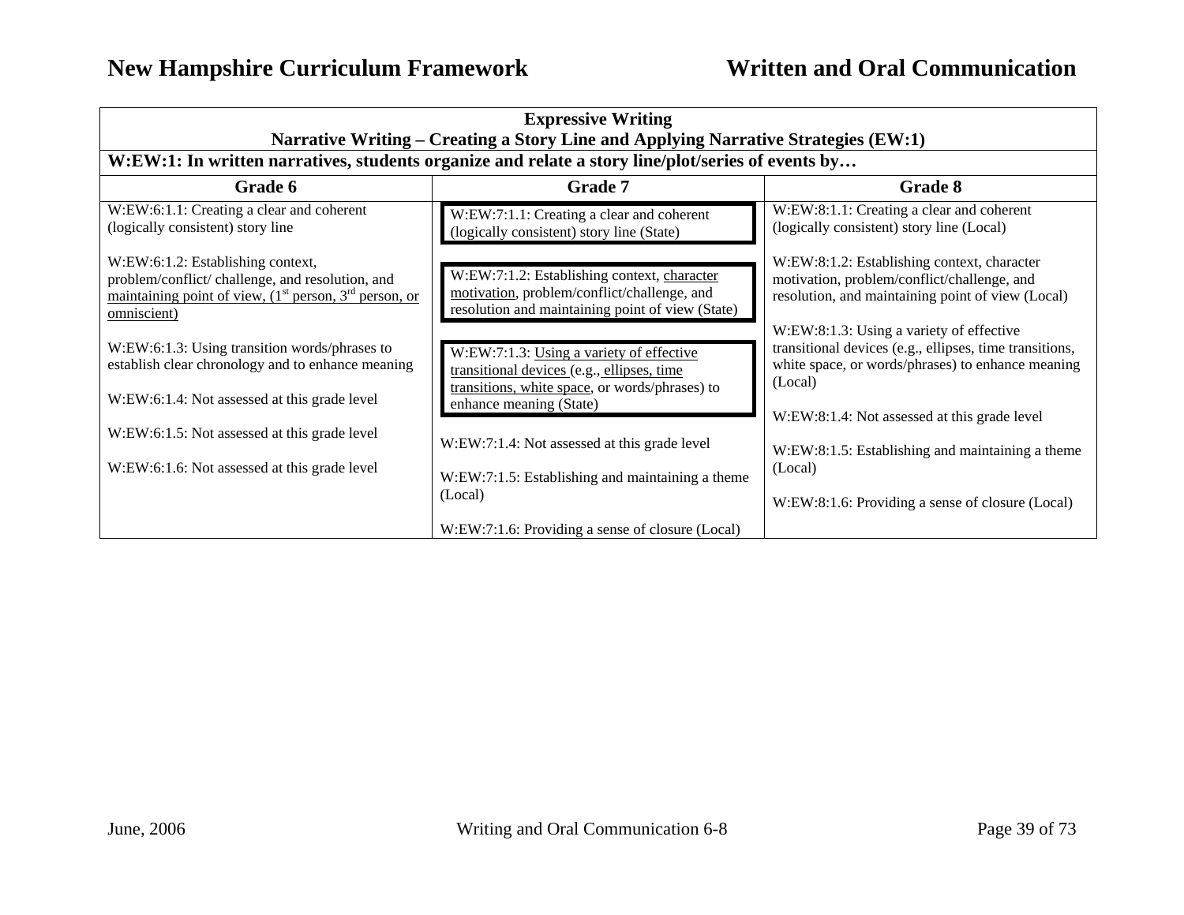| Expressive Writing<br>Narrative Writing – Creating a Story Line and Applying Narrative Strategies (EW:1) | | |
|---|---|---|
| **W:EW:1: In written narratives, students organize and relate a story line/plot/series of events by…** | | |
| **Grade 6** | **Grade 7** | **Grade 8** |
| W:EW:6:1.1: Creating a clear and coherent (logically consistent) story line<br><br>W:EW:6:1.2: Establishing context, problem/conflict/ challenge, and resolution, and maintaining point of view, (1st person, 3rd person, or omniscient)<br><br>W:EW:6:1.3: Using transition words/phrases to establish clear chronology and to enhance meaning<br><br>W:EW:6:1.4: Not assessed at this grade level<br><br>W:EW:6:1.5: Not assessed at this grade level<br><br>W:EW:6:1.6: Not assessed at this grade level | W:EW:7:1.1: Creating a clear and coherent (logically consistent) story line (State)<br><br>W:EW:7:1.2: Establishing context, character motivation, problem/conflict/challenge, and resolution and maintaining point of view (State)<br><br>W:EW:7:1.3: Using a variety of effective transitional devices (e.g., ellipses, time transitions, white space, or words/phrases) to enhance meaning (State)<br><br>W:EW:7:1.4: Not assessed at this grade level<br><br>W:EW:7:1.5: Establishing and maintaining a theme (Local)<br><br>W:EW:7:1.6: Providing a sense of closure (Local) | W:EW:8:1.1: Creating a clear and coherent (logically consistent) story line (Local)<br><br>W:EW:8:1.2: Establishing context, character motivation, problem/conflict/challenge, and resolution, and maintaining point of view (Local)<br><br>W:EW:8:1.3: Using a variety of effective transitional devices (e.g., ellipses, time transitions, white space, or words/phrases) to enhance meaning (Local)<br><br>W:EW:8:1.4: Not assessed at this grade level<br><br>W:EW:8:1.5: Establishing and maintaining a theme (Local)<br><br>W:EW:8:1.6: Providing a sense of closure (Local) |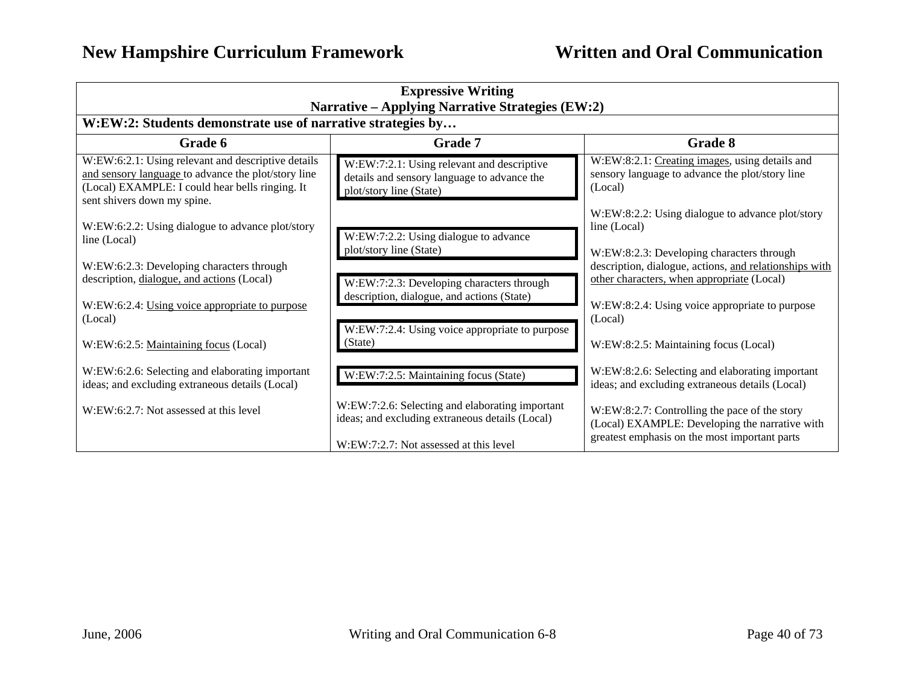| Expressive Writing<br>Narrative – Applying Narrative Strategies (EW:2) | | |
|---|---|---|
| **W:EW:2: Students demonstrate use of narrative strategies by…** | | |
| **Grade 6** | **Grade 7** | **Grade 8** |
| W:EW:6:2.1: Using relevant and descriptive details and sensory language to advance the plot/story line (Local) EXAMPLE: I could hear bells ringing. It sent shivers down my spine. | W:EW:7:2.1: Using relevant and descriptive details and sensory language to advance the plot/story line (State) | W:EW:8:2.1: Creating images, using details and sensory language to advance the plot/story line (Local) |
| W:EW:6:2.2: Using dialogue to advance plot/story line (Local) | W:EW:7:2.2: Using dialogue to advance plot/story line (State) | W:EW:8:2.2: Using dialogue to advance plot/story line (Local) |
| W:EW:6:2.3: Developing characters through description, dialogue, and actions (Local) | W:EW:7:2.3: Developing characters through description, dialogue, and actions (State) | W:EW:8:2.3: Developing characters through description, dialogue, actions, and relationships with other characters, when appropriate (Local) |
| W:EW:6:2.4: Using voice appropriate to purpose (Local) | W:EW:7:2.4: Using voice appropriate to purpose (State) | W:EW:8:2.4: Using voice appropriate to purpose (Local) |
| W:EW:6:2.5: Maintaining focus (Local) | W:EW:7:2.5: Maintaining focus (State) | W:EW:8:2.5: Maintaining focus (Local) |
| W:EW:6:2.6: Selecting and elaborating important ideas; and excluding extraneous details (Local) | W:EW:7:2.6: Selecting and elaborating important ideas; and excluding extraneous details (Local) | W:EW:8:2.6: Selecting and elaborating important ideas; and excluding extraneous details (Local) |
| W:EW:6:2.7: Not assessed at this level | W:EW:7:2.7: Not assessed at this level | W:EW:8:2.7: Controlling the pace of the story (Local) EXAMPLE: Developing the narrative with greatest emphasis on the most important parts |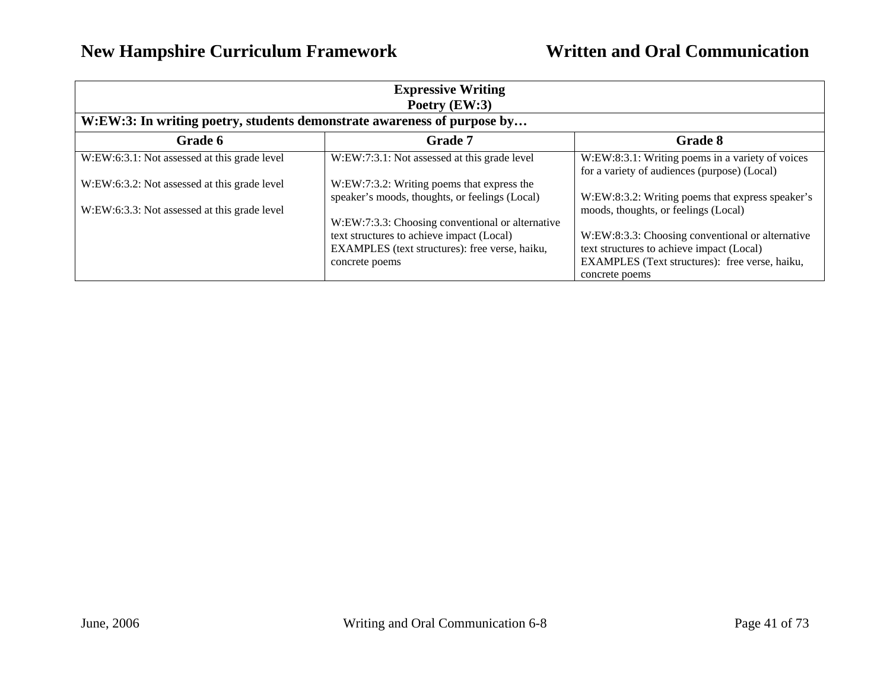| **Expressive Writing<br>Poetry (EW:3)** | | |
|---|---|---|
| **W:EW:3: In writing poetry, students demonstrate awareness of purpose by…** | | |
| **Grade 6** | **Grade 7** | **Grade 8** |
| W:EW:6:3.1: Not assessed at this grade level<br><br>W:EW:6:3.2: Not assessed at this grade level<br><br>W:EW:6:3.3: Not assessed at this grade level | W:EW:7:3.1: Not assessed at this grade level<br><br>W:EW:7:3.2: Writing poems that express the speaker's moods, thoughts, or feelings (Local)<br><br>W:EW:7:3.3: Choosing conventional or alternative text structures to achieve impact (Local)<br>EXAMPLES (text structures): free verse, haiku, concrete poems | W:EW:8:3.1: Writing poems in a variety of voices for a variety of audiences (purpose) (Local)<br><br>W:EW:8:3.2: Writing poems that express speaker's moods, thoughts, or feelings (Local)<br><br>W:EW:8:3.3: Choosing conventional or alternative text structures to achieve impact (Local)<br>EXAMPLES (Text structures): free verse, haiku, concrete poems |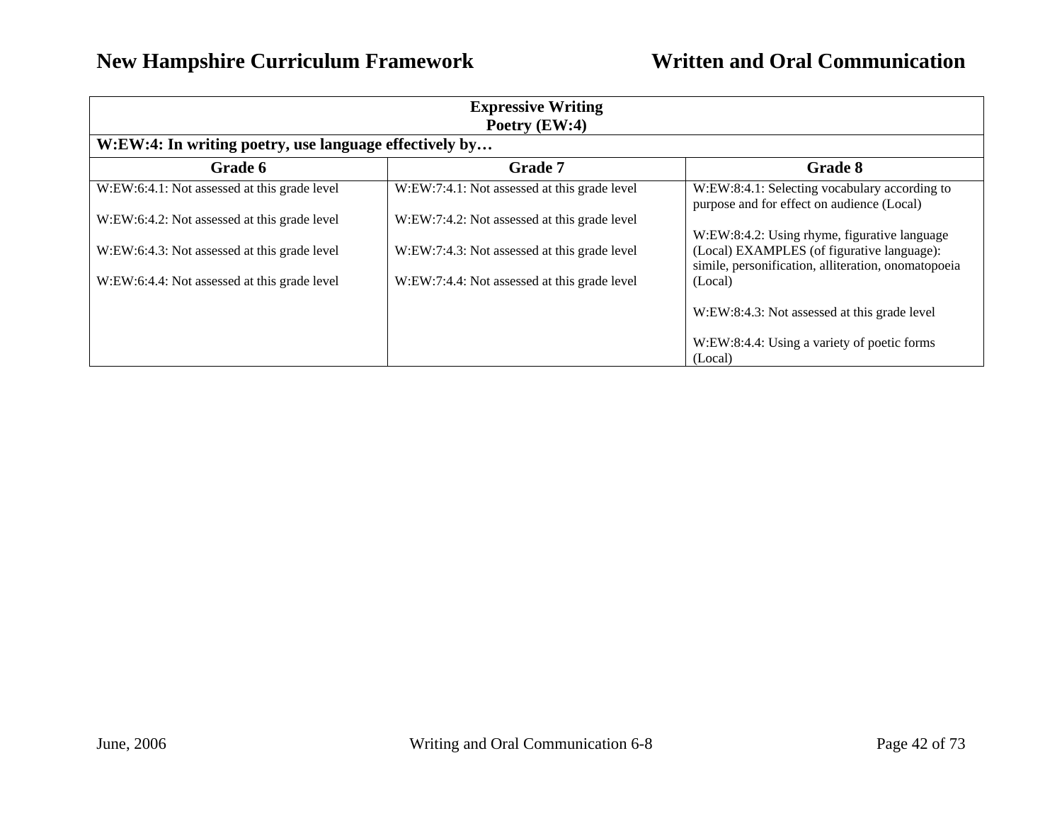| Expressive Writing<br>Poetry (EW:4) | | |
|---|---|---|
| **W:EW:4: In writing poetry, use language effectively by…** | | |
| **Grade 6** | **Grade 7** | **Grade 8** |
| W:EW:6:4.1: Not assessed at this grade level<br><br>W:EW:6:4.2: Not assessed at this grade level<br><br>W:EW:6:4.3: Not assessed at this grade level<br><br>W:EW:6:4.4: Not assessed at this grade level | W:EW:7:4.1: Not assessed at this grade level<br><br>W:EW:7:4.2: Not assessed at this grade level<br><br>W:EW:7:4.3: Not assessed at this grade level<br><br>W:EW:7:4.4: Not assessed at this grade level | W:EW:8:4.1: Selecting vocabulary according to purpose and for effect on audience (Local)<br><br>W:EW:8:4.2: Using rhyme, figurative language (Local) EXAMPLES (of figurative language): simile, personification, alliteration, onomatopoeia (Local)<br><br>W:EW:8:4.3: Not assessed at this grade level<br><br>W:EW:8:4.4: Using a variety of poetic forms (Local) |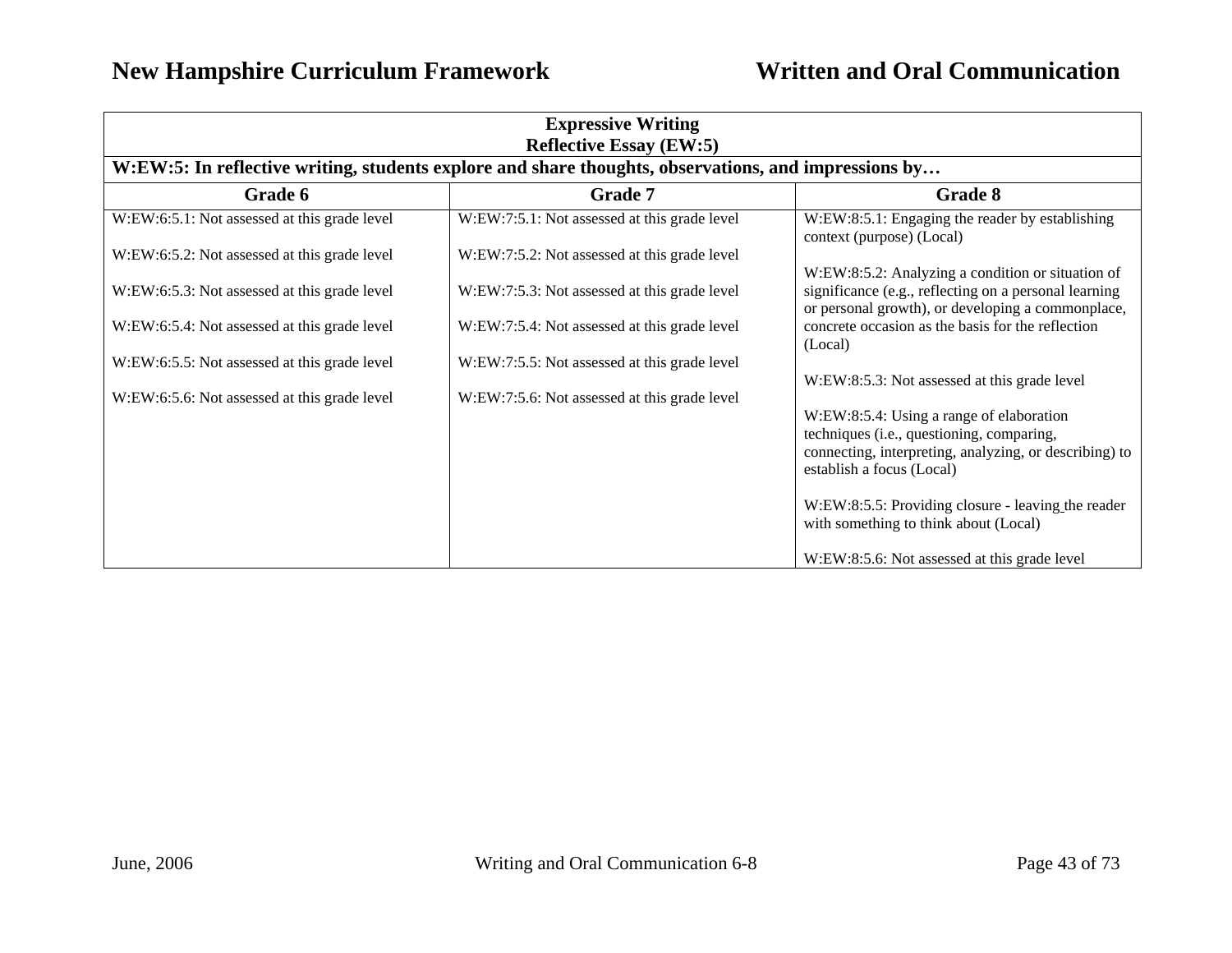| Expressive Writing<br>Reflective Essay (EW:5) | | |
|---|---|---|
| **W:EW:5: In reflective writing, students explore and share thoughts, observations, and impressions by…** | | |
| **Grade 6** | **Grade 7** | **Grade 8** |
| W:EW:6:5.1: Not assessed at this grade level<br><br>W:EW:6:5.2: Not assessed at this grade level<br><br>W:EW:6:5.3: Not assessed at this grade level<br><br>W:EW:6:5.4: Not assessed at this grade level<br><br>W:EW:6:5.5: Not assessed at this grade level<br><br>W:EW:6:5.6: Not assessed at this grade level | W:EW:7:5.1: Not assessed at this grade level<br><br>W:EW:7:5.2: Not assessed at this grade level<br><br>W:EW:7:5.3: Not assessed at this grade level<br><br>W:EW:7:5.4: Not assessed at this grade level<br><br>W:EW:7:5.5: Not assessed at this grade level<br><br>W:EW:7:5.6: Not assessed at this grade level | W:EW:8:5.1: Engaging the reader by establishing context (purpose) (Local)<br><br>W:EW:8:5.2: Analyzing a condition or situation of significance (e.g., reflecting on a personal learning or personal growth), or developing a commonplace, concrete occasion as the basis for the reflection (Local)<br><br>W:EW:8:5.3: Not assessed at this grade level<br><br>W:EW:8:5.4: Using a range of elaboration techniques (i.e., questioning, comparing, connecting, interpreting, analyzing, or describing) to establish a focus (Local)<br><br>W:EW:8:5.5: Providing closure - leaving the reader with something to think about (Local)<br><br>W:EW:8:5.6: Not assessed at this grade level |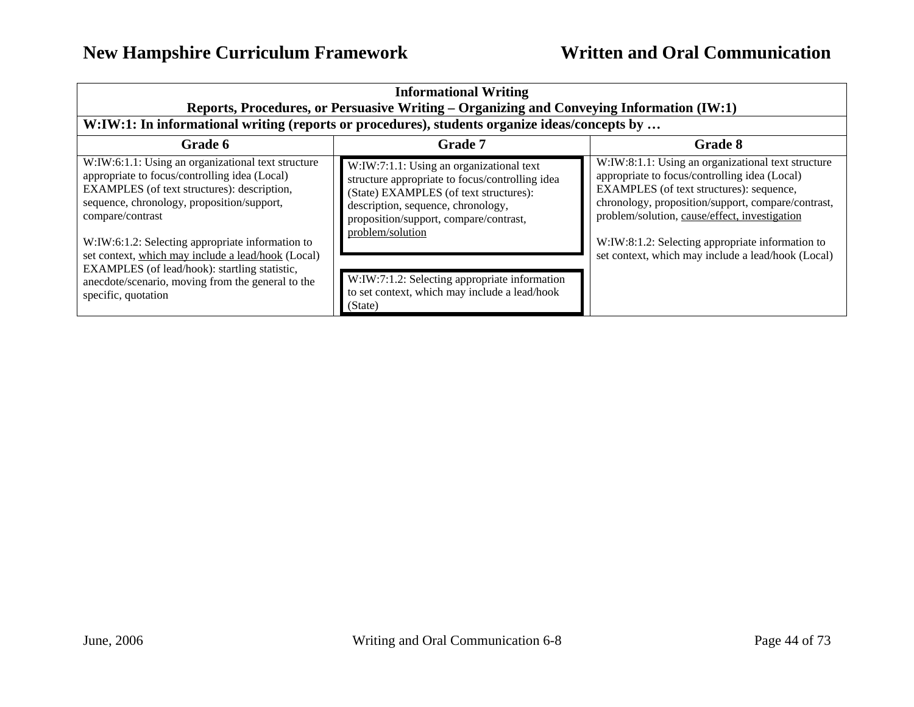| Informational Writing<br>Reports, Procedures, or Persuasive Writing – Organizing and Conveying Information (IW:1) | | |
|---|---|---|
| **W:IW:1: In informational writing (reports or procedures), students organize ideas/concepts by …** | | |
| **Grade 6** | **Grade 7** | **Grade 8** |
| W:IW:6:1.1: Using an organizational text structure appropriate to focus/controlling idea (Local) EXAMPLES (of text structures): description, sequence, chronology, proposition/support, compare/contrast<br><br>W:IW:6:1.2: Selecting appropriate information to set context, which may include a lead/hook (Local) EXAMPLES (of lead/hook): startling statistic, anecdote/scenario, moving from the general to the specific, quotation | W:IW:7:1.1: Using an organizational text structure appropriate to focus/controlling idea (State) EXAMPLES (of text structures): description, sequence, chronology, proposition/support, compare/contrast, problem/solution<br><br>W:IW:7:1.2: Selecting appropriate information to set context, which may include a lead/hook (State) | W:IW:8:1.1: Using an organizational text structure appropriate to focus/controlling idea (Local) EXAMPLES (of text structures): sequence, chronology, proposition/support, compare/contrast, problem/solution, cause/effect, investigation<br><br>W:IW:8:1.2: Selecting appropriate information to set context, which may include a lead/hook (Local) |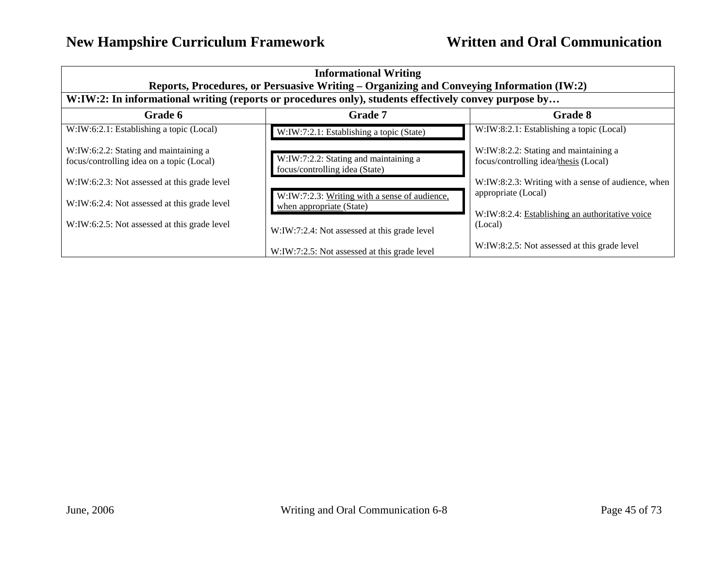| Informational Writing<br>Reports, Procedures, or Persuasive Writing – Organizing and Conveying Information (IW:2) | | |
|---|---|---|
| **W:IW:2: In informational writing (reports or procedures only), students effectively convey purpose by…** | | |
| **Grade 6** | **Grade 7** | **Grade 8** |
| W:IW:6:2.1: Establishing a topic (Local)<br><br>W:IW:6:2.2: Stating and maintaining a focus/controlling idea on a topic (Local)<br><br>W:IW:6:2.3: Not assessed at this grade level<br><br>W:IW:6:2.4: Not assessed at this grade level<br><br>W:IW:6:2.5: Not assessed at this grade level | W:IW:7:2.1: Establishing a topic (State)<br><br>W:IW:7:2.2: Stating and maintaining a focus/controlling idea (State)<br><br>W:IW:7:2.3: Writing with a sense of audience, when appropriate (State)<br><br>W:IW:7:2.4: Not assessed at this grade level<br><br>W:IW:7:2.5: Not assessed at this grade level | W:IW:8:2.1: Establishing a topic (Local)<br><br>W:IW:8:2.2: Stating and maintaining a focus/controlling idea/thesis (Local)<br><br>W:IW:8:2.3: Writing with a sense of audience, when appropriate (Local)<br><br>W:IW:8:2.4: Establishing an authoritative voice (Local)<br><br>W:IW:8:2.5: Not assessed at this grade level |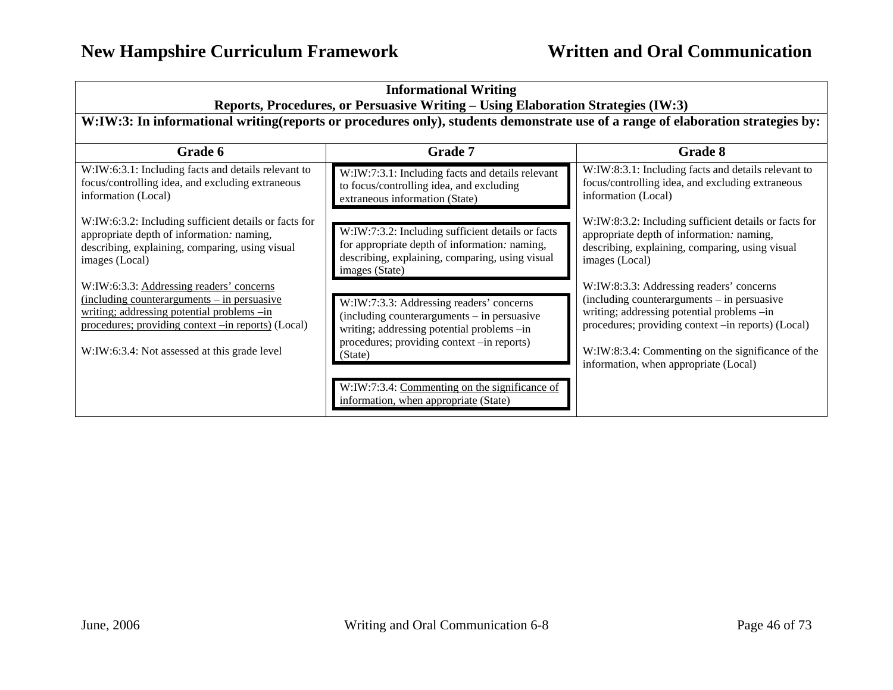| Informational Writing<br>Reports, Procedures, or Persuasive Writing – Using Elaboration Strategies (IW:3) | | |
|---|---|---|
| **W:IW:3: In informational writing(reports or procedures only), students demonstrate use of a range of elaboration strategies by:** | | |
| **Grade 6** | **Grade 7** | **Grade 8** |
| W:IW:6:3.1: Including facts and details relevant to focus/controlling idea, and excluding extraneous information (Local)<br><br>W:IW:6:3.2: Including sufficient details or facts for appropriate depth of information*:* naming, describing, explaining, comparing, using visual images (Local)<br><br>W:IW:6:3.3: <u>Addressing readers' concerns (including counterarguments – in persuasive writing; addressing potential problems –in procedures; providing context –in reports)</u> (Local)<br><br>W:IW:6:3.4: Not assessed at this grade level | W:IW:7:3.1: Including facts and details relevant to focus/controlling idea, and excluding extraneous information (State)<br><br>W:IW:7:3.2: Including sufficient details or facts for appropriate depth of information*:* naming, describing, explaining, comparing, using visual images (State)<br><br>W:IW:7:3.3: Addressing readers' concerns (including counterarguments – in persuasive writing; addressing potential problems –in procedures; providing context –in reports) (State)<br><br>W:IW:7:3.4: <u>Commenting on the significance of information, when appropriate</u> (State) | W:IW:8:3.1: Including facts and details relevant to focus/controlling idea, and excluding extraneous information (Local)<br><br>W:IW:8:3.2: Including sufficient details or facts for appropriate depth of information*:* naming, describing, explaining, comparing, using visual images (Local)<br><br>W:IW:8:3.3: Addressing readers' concerns (including counterarguments – in persuasive writing; addressing potential problems –in procedures; providing context –in reports) (Local)<br><br>W:IW:8:3.4: Commenting on the significance of the information, when appropriate (Local) |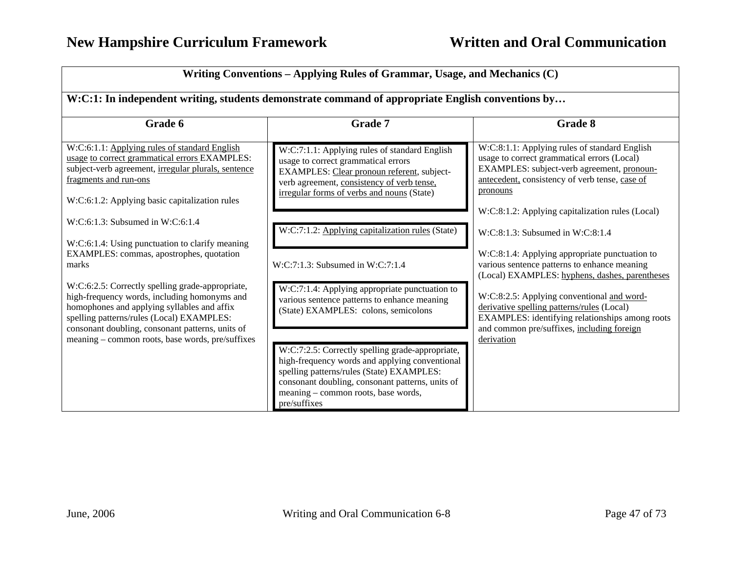| Writing Conventions – Applying Rules of Grammar, Usage, and Mechanics (C) | | |
|---|---|---|
| **W:C:1: In independent writing, students demonstrate command of appropriate English conventions by…** | | |
| **Grade 6** | **Grade 7** | **Grade 8** |
| W:C:6:1.1: Applying rules of standard English usage to correct grammatical errors EXAMPLES: subject-verb agreement, irregular plurals, sentence fragments and run-ons<br><br>W:C:6:1.2: Applying basic capitalization rules<br><br>W:C:6:1.3: Subsumed in W:C:6:1.4<br><br>W:C:6:1.4: Using punctuation to clarify meaning EXAMPLES: commas, apostrophes, quotation marks<br><br>W:C:6:2.5: Correctly spelling grade-appropriate, high-frequency words, including homonyms and homophones and applying syllables and affix spelling patterns/rules (Local) EXAMPLES: consonant doubling, consonant patterns, units of meaning – common roots, base words, pre/suffixes | W:C:7:1.1: Applying rules of standard English usage to correct grammatical errors EXAMPLES: Clear pronoun referent, subject-verb agreement, consistency of verb tense, irregular forms of verbs and nouns (State)<br><br>W:C:7:1.2: Applying capitalization rules (State)<br><br>W:C:7:1.3: Subsumed in W:C:7:1.4<br><br>W:C:7:1.4: Applying appropriate punctuation to various sentence patterns to enhance meaning (State) EXAMPLES: colons, semicolons<br><br>W:C:7:2.5: Correctly spelling grade-appropriate, high-frequency words and applying conventional spelling patterns/rules (State) EXAMPLES: consonant doubling, consonant patterns, units of meaning – common roots, base words, pre/suffixes | W:C:8:1.1: Applying rules of standard English usage to correct grammatical errors (Local) EXAMPLES: subject-verb agreement, pronoun-antecedent, consistency of verb tense, case of pronouns<br><br>W:C:8:1.2: Applying capitalization rules (Local)<br><br>W:C:8:1.3: Subsumed in W:C:8:1.4<br><br>W:C:8:1.4: Applying appropriate punctuation to various sentence patterns to enhance meaning (Local) EXAMPLES: hyphens, dashes, parentheses<br><br>W:C:8:2.5: Applying conventional and word-derivative spelling patterns/rules (Local) EXAMPLES: identifying relationships among roots and common pre/suffixes, including foreign derivation |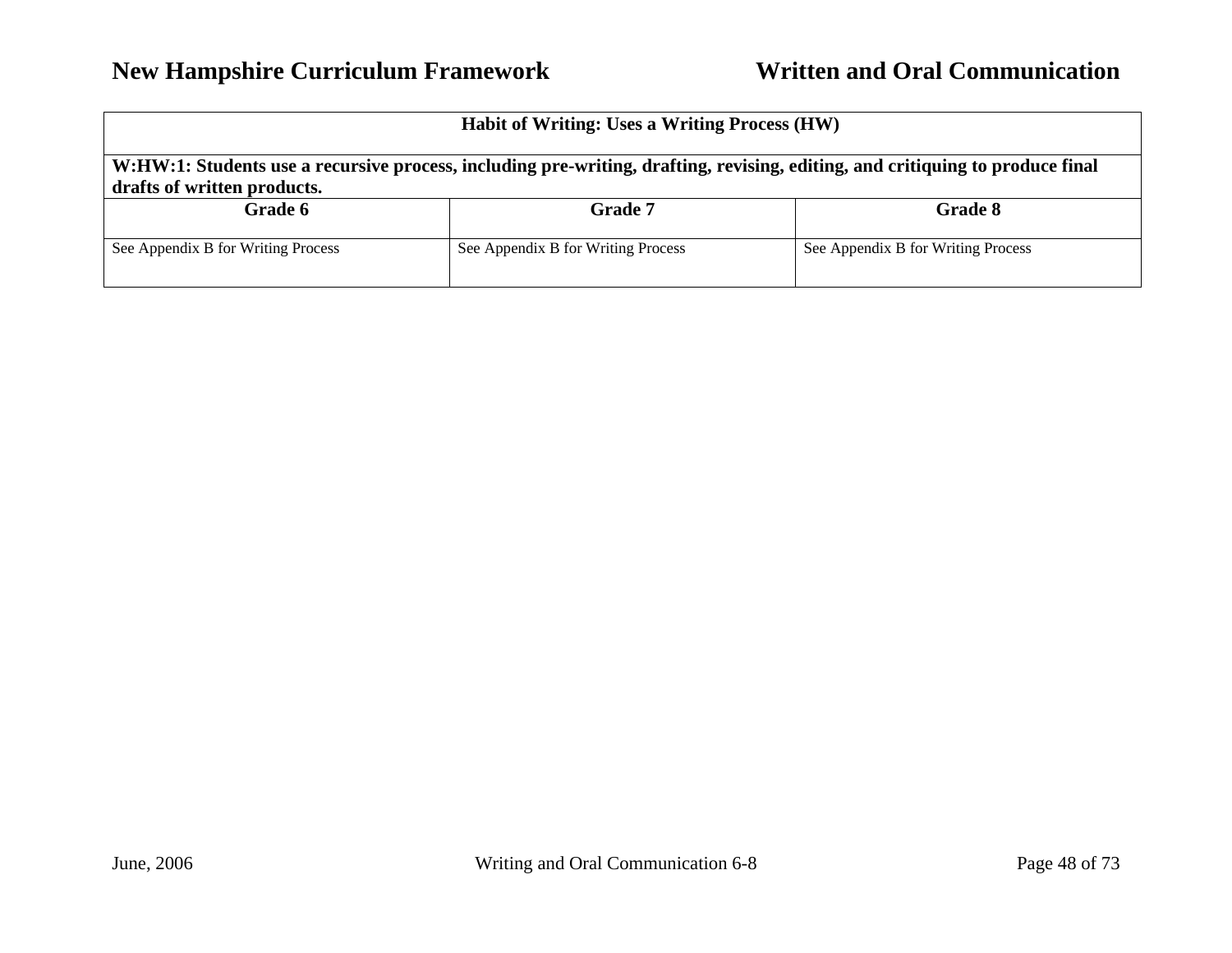| Habit of Writing: Uses a Writing Process (HW) | | |
|---|---|---|
| **W:HW:1: Students use a recursive process, including pre-writing, drafting, revising, editing, and critiquing to produce final drafts of written products.** | | |
| **Grade 6** | **Grade 7** | **Grade 8** |
| See Appendix B for Writing Process | See Appendix B for Writing Process | See Appendix B for Writing Process |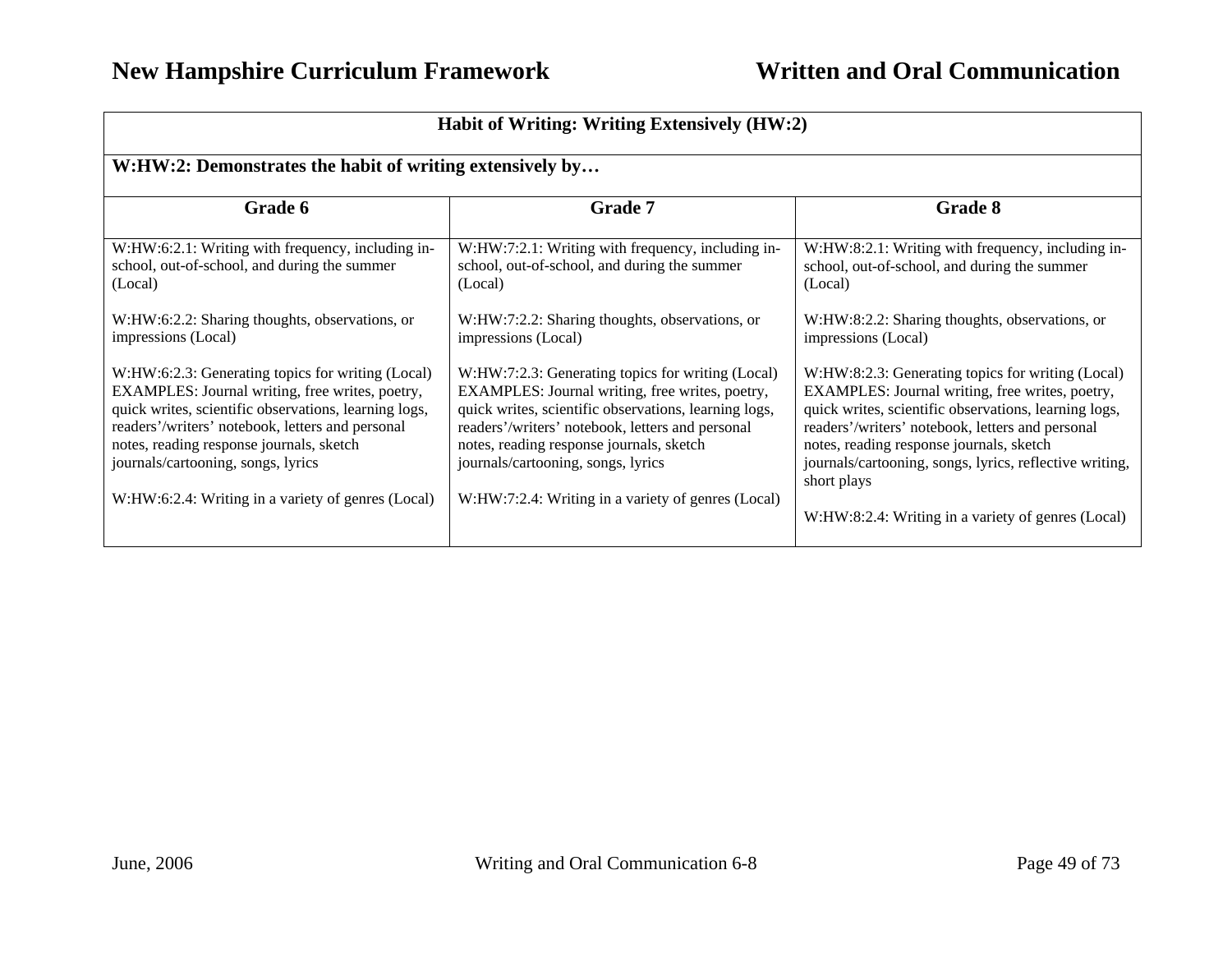| Habit of Writing: Writing Extensively (HW:2) | | |
|---|---|---|
| **W:HW:2: Demonstrates the habit of writing extensively by…** | | |
| **Grade 6** | **Grade 7** | **Grade 8** |
| W:HW:6:2.1: Writing with frequency, including in-school, out-of-school, and during the summer (Local)<br><br>W:HW:6:2.2: Sharing thoughts, observations, or impressions (Local)<br><br>W:HW:6:2.3: Generating topics for writing (Local) EXAMPLES: Journal writing, free writes, poetry, quick writes, scientific observations, learning logs, readers'/writers' notebook, letters and personal notes, reading response journals, sketch journals/cartooning, songs, lyrics<br><br>W:HW:6:2.4: Writing in a variety of genres (Local) | W:HW:7:2.1: Writing with frequency, including in-school, out-of-school, and during the summer (Local)<br><br>W:HW:7:2.2: Sharing thoughts, observations, or impressions (Local)<br><br>W:HW:7:2.3: Generating topics for writing (Local) EXAMPLES: Journal writing, free writes, poetry, quick writes, scientific observations, learning logs, readers'/writers' notebook, letters and personal notes, reading response journals, sketch journals/cartooning, songs, lyrics<br><br>W:HW:7:2.4: Writing in a variety of genres (Local) | W:HW:8:2.1: Writing with frequency, including in-school, out-of-school, and during the summer (Local)<br><br>W:HW:8:2.2: Sharing thoughts, observations, or impressions (Local)<br><br>W:HW:8:2.3: Generating topics for writing (Local) EXAMPLES: Journal writing, free writes, poetry, quick writes, scientific observations, learning logs, readers'/writers' notebook, letters and personal notes, reading response journals, sketch journals/cartooning, songs, lyrics, reflective writing, short plays<br><br>W:HW:8:2.4: Writing in a variety of genres (Local) |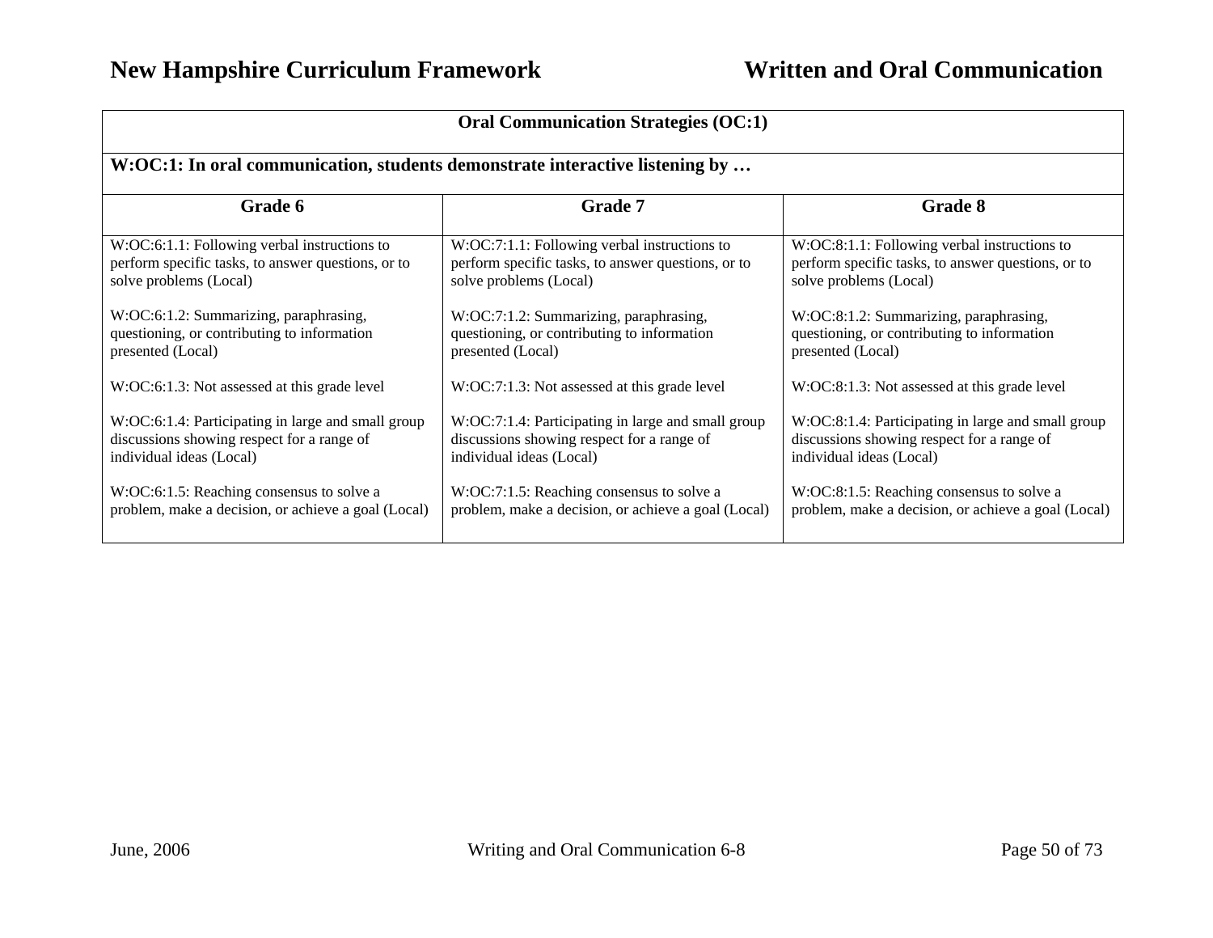| Oral Communication Strategies (OC:1) | | |
|---|---|---|
| **W:OC:1: In oral communication, students demonstrate interactive listening by …** | | |
| **Grade 6** | **Grade 7** | **Grade 8** |
| W:OC:6:1.1: Following verbal instructions to perform specific tasks, to answer questions, or to solve problems (Local)<br><br>W:OC:6:1.2: Summarizing, paraphrasing, questioning, or contributing to information presented (Local)<br><br>W:OC:6:1.3: Not assessed at this grade level<br><br>W:OC:6:1.4: Participating in large and small group discussions showing respect for a range of individual ideas (Local)<br><br>W:OC:6:1.5: Reaching consensus to solve a problem, make a decision, or achieve a goal (Local) | W:OC:7:1.1: Following verbal instructions to perform specific tasks, to answer questions, or to solve problems (Local)<br><br>W:OC:7:1.2: Summarizing, paraphrasing, questioning, or contributing to information presented (Local)<br><br>W:OC:7:1.3: Not assessed at this grade level<br><br>W:OC:7:1.4: Participating in large and small group discussions showing respect for a range of individual ideas (Local)<br><br>W:OC:7:1.5: Reaching consensus to solve a problem, make a decision, or achieve a goal (Local) | W:OC:8:1.1: Following verbal instructions to perform specific tasks, to answer questions, or to solve problems (Local)<br><br>W:OC:8:1.2: Summarizing, paraphrasing, questioning, or contributing to information presented (Local)<br><br>W:OC:8:1.3: Not assessed at this grade level<br><br>W:OC:8:1.4: Participating in large and small group discussions showing respect for a range of individual ideas (Local)<br><br>W:OC:8:1.5: Reaching consensus to solve a problem, make a decision, or achieve a goal (Local) |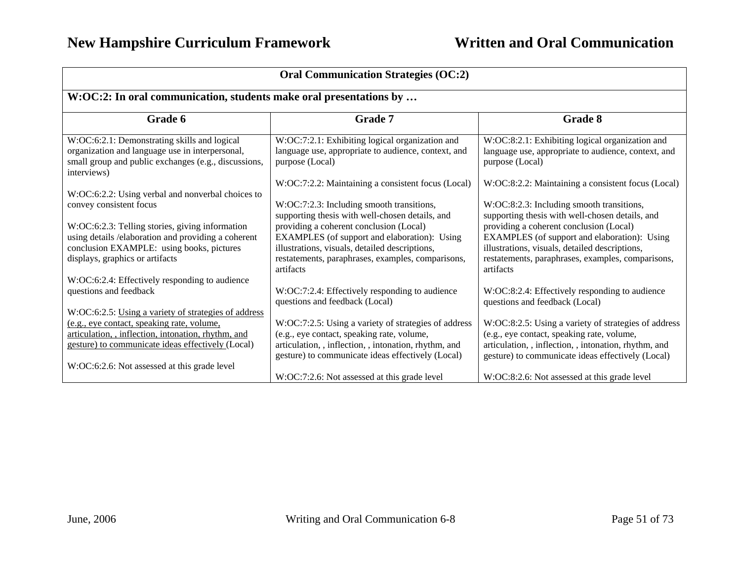| Oral Communication Strategies (OC:2) | | |
|---|---|---|
| **W:OC:2: In oral communication, students make oral presentations by …** | | |
| **Grade 6** | **Grade 7** | **Grade 8** |
| W:OC:6:2.1: Demonstrating skills and logical organization and language use in interpersonal, small group and public exchanges (e.g., discussions, interviews)<br><br>W:OC:6:2.2: Using verbal and nonverbal choices to convey consistent focus<br><br>W:OC:6:2.3: Telling stories, giving information using details /elaboration and providing a coherent conclusion EXAMPLE: using books, pictures displays, graphics or artifacts<br><br>W:OC:6:2.4: Effectively responding to audience questions and feedback<br><br>W:OC:6:2.5: <u>Using a variety of strategies of address (e.g., eye contact, speaking rate, volume, articulation, , inflection, intonation, rhythm, and gesture) to communicate ideas effectively</u> (Local)<br><br>W:OC:6:2.6: Not assessed at this grade level | W:OC:7:2.1: Exhibiting logical organization and language use, appropriate to audience, context, and purpose (Local)<br><br>W:OC:7:2.2: Maintaining a consistent focus (Local)<br><br>W:OC:7:2.3: Including smooth transitions, supporting thesis with well-chosen details, and providing a coherent conclusion (Local) EXAMPLES (of support and elaboration): Using illustrations, visuals, detailed descriptions, restatements, paraphrases, examples, comparisons, artifacts<br><br>W:OC:7:2.4: Effectively responding to audience questions and feedback (Local)<br><br>W:OC:7:2.5: Using a variety of strategies of address (e.g., eye contact, speaking rate, volume, articulation, , inflection, , intonation, rhythm, and gesture) to communicate ideas effectively (Local)<br><br>W:OC:7:2.6: Not assessed at this grade level | W:OC:8:2.1: Exhibiting logical organization and language use, appropriate to audience, context, and purpose (Local)<br><br>W:OC:8:2.2: Maintaining a consistent focus (Local)<br><br>W:OC:8:2.3: Including smooth transitions, supporting thesis with well-chosen details, and providing a coherent conclusion (Local) EXAMPLES (of support and elaboration): Using illustrations, visuals, detailed descriptions, restatements, paraphrases, examples, comparisons, artifacts<br><br>W:OC:8:2.4: Effectively responding to audience questions and feedback (Local)<br><br>W:OC:8:2.5: Using a variety of strategies of address (e.g., eye contact, speaking rate, volume, articulation, , inflection, , intonation, rhythm, and gesture) to communicate ideas effectively (Local)<br><br>W:OC:8:2.6: Not assessed at this grade level |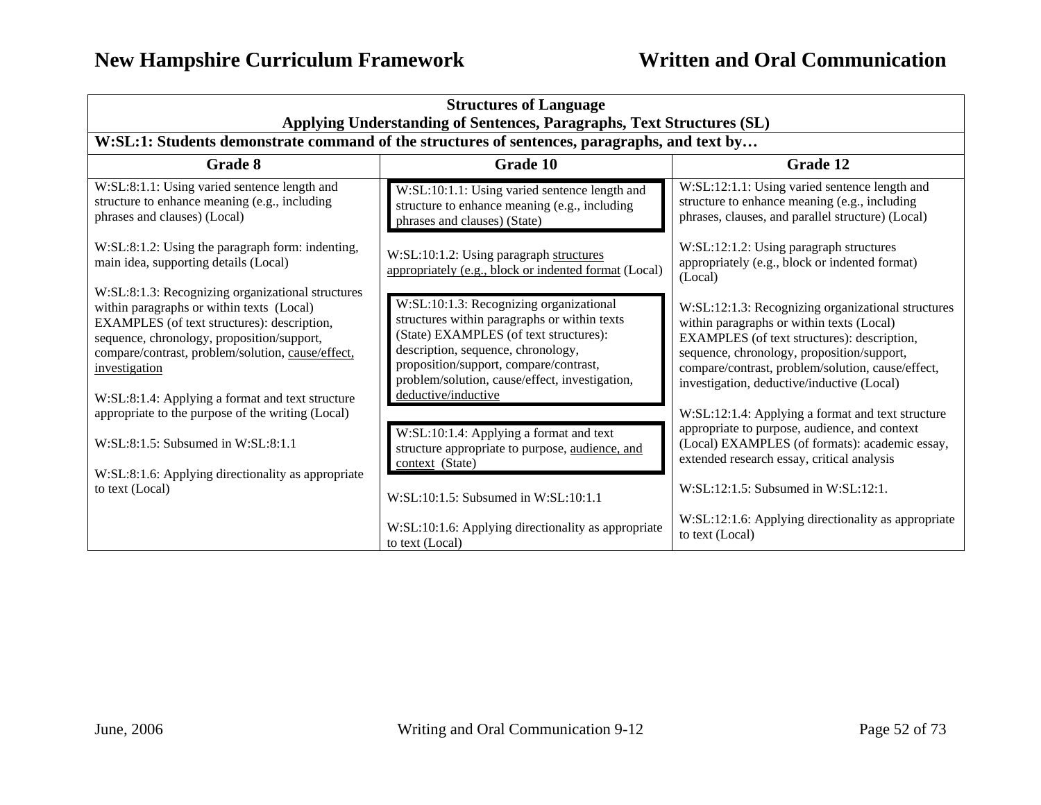| Structures of Language<br>Applying Understanding of Sentences, Paragraphs, Text Structures (SL) | | |
|---|---|---|
| **W:SL:1: Students demonstrate command of the structures of sentences, paragraphs, and text by…** | | |
| **Grade 8** | **Grade 10** | **Grade 12** |
| W:SL:8:1.1: Using varied sentence length and structure to enhance meaning (e.g., including phrases and clauses) (Local)<br><br>W:SL:8:1.2: Using the paragraph form: indenting, main idea, supporting details (Local)<br><br>W:SL:8:1.3: Recognizing organizational structures within paragraphs or within texts (Local) EXAMPLES (of text structures): description, sequence, chronology, proposition/support, compare/contrast, problem/solution, <u>cause/effect, investigation</u><br><br>W:SL:8:1.4: Applying a format and text structure appropriate to the purpose of the writing (Local)<br><br>W:SL:8:1.5: Subsumed in W:SL:8:1.1<br><br>W:SL:8:1.6: Applying directionality as appropriate to text (Local) | W:SL:10:1.1: Using varied sentence length and structure to enhance meaning (e.g., including phrases and clauses) (State)<br><br>W:SL:10:1.2: Using paragraph <u>structures appropriately (e.g., block or indented format</u> (Local)<br><br>W:SL:10:1.3: Recognizing organizational structures within paragraphs or within texts (State) EXAMPLES (of text structures): description, sequence, chronology, proposition/support, compare/contrast, problem/solution, cause/effect, investigation, <u>deductive/inductive</u><br><br>W:SL:10:1.4: Applying a format and text structure appropriate to purpose, <u>audience, and context</u> (State)<br><br>W:SL:10:1.5: Subsumed in W:SL:10:1.1<br><br>W:SL:10:1.6: Applying directionality as appropriate to text (Local) | W:SL:12:1.1: Using varied sentence length and structure to enhance meaning (e.g., including phrases, clauses, and parallel structure) (Local)<br><br>W:SL:12:1.2: Using paragraph structures appropriately (e.g., block or indented format) (Local)<br><br>W:SL:12:1.3: Recognizing organizational structures within paragraphs or within texts (Local) EXAMPLES (of text structures): description, sequence, chronology, proposition/support, compare/contrast, problem/solution, cause/effect, investigation, deductive/inductive (Local)<br><br>W:SL:12:1.4: Applying a format and text structure appropriate to purpose, audience, and context (Local) EXAMPLES (of formats): academic essay, extended research essay, critical analysis<br><br>W:SL:12:1.5: Subsumed in W:SL:12:1.<br><br>W:SL:12:1.6: Applying directionality as appropriate to text (Local) |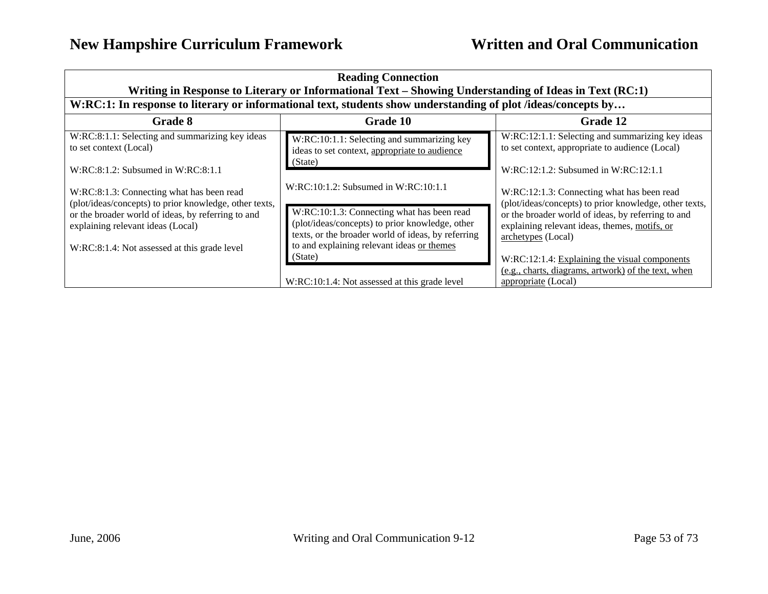| Reading Connection<br>Writing in Response to Literary or Informational Text – Showing Understanding of Ideas in Text (RC:1) | | |
|---|---|---|
| **W:RC:1: In response to literary or informational text, students show understanding of plot /ideas/concepts by…** | | |
| **Grade 8** | **Grade 10** | **Grade 12** |
| W:RC:8:1.1: Selecting and summarizing key ideas to set context (Local)<br><br>W:RC:8:1.2: Subsumed in W:RC:8:1.1<br><br>W:RC:8:1.3: Connecting what has been read (plot/ideas/concepts) to prior knowledge, other texts, or the broader world of ideas, by referring to and explaining relevant ideas (Local)<br><br>W:RC:8:1.4: Not assessed at this grade level | W:RC:10:1.1: Selecting and summarizing key ideas to set context, <u>appropriate to audience</u> (State)<br><br>W:RC:10:1.2: Subsumed in W:RC:10:1.1<br><br>W:RC:10:1.3: Connecting what has been read (plot/ideas/concepts) to prior knowledge, other texts, or the broader world of ideas, by referring to and explaining relevant ideas <u>or themes</u> (State)<br><br>W:RC:10:1.4: Not assessed at this grade level | W:RC:12:1.1: Selecting and summarizing key ideas to set context, appropriate to audience (Local)<br><br>W:RC:12:1.2: Subsumed in W:RC:12:1.1<br><br>W:RC:12:1.3: Connecting what has been read (plot/ideas/concepts) to prior knowledge, other texts, or the broader world of ideas, by referring to and explaining relevant ideas, themes, <u>motifs, or archetypes</u> (Local)<br><br>W:RC:12:1.4: <u>Explaining the visual components (e.g., charts, diagrams, artwork)</u> <u>of the text, when appropriate</u> (Local) |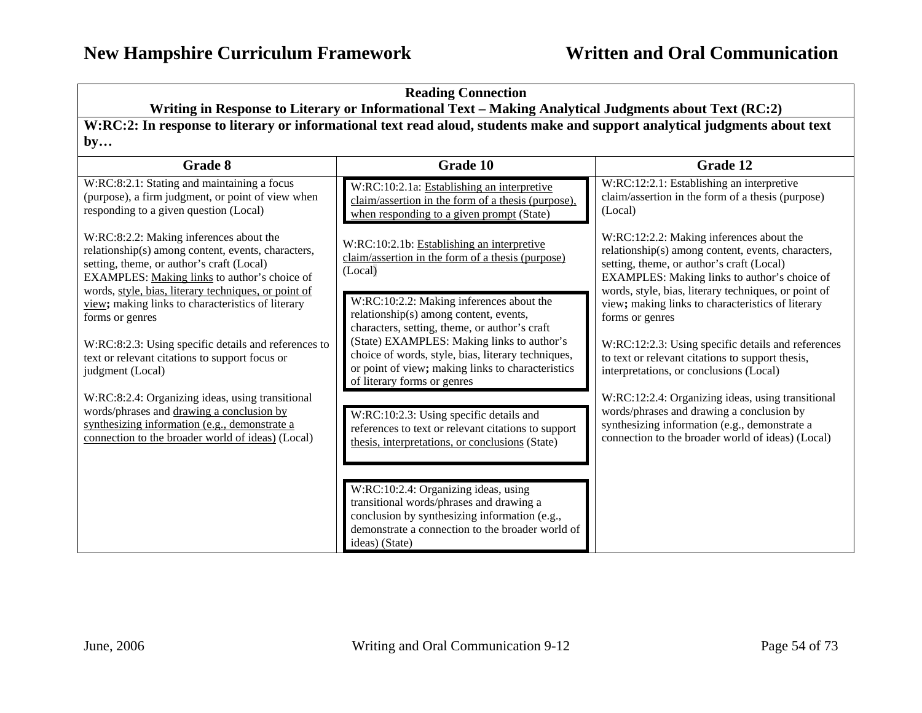| Reading Connection<br>Writing in Response to Literary or Informational Text – Making Analytical Judgments about Text (RC:2) | | |
|---|---|---|
| **W:RC:2: In response to literary or informational text read aloud, students make and support analytical judgments about text by…** | | |
| **Grade 8** | **Grade 10** | **Grade 12** |
| W:RC:8:2.1: Stating and maintaining a focus (purpose), a firm judgment, or point of view when responding to a given question (Local)<br><br>W:RC:8:2.2: Making inferences about the relationship(s) among content, events, characters, setting, theme, or author's craft (Local) EXAMPLES: <u>Making links</u> to author's choice of words, <u>style, bias, literary techniques, or point of view</u>**;** making links to characteristics of literary forms or genres<br><br>W:RC:8:2.3: Using specific details and references to text or relevant citations to support focus or judgment (Local)<br><br>W:RC:8:2.4: Organizing ideas, using transitional words/phrases and <u>drawing a conclusion by synthesizing information (e.g., demonstrate a connection to the broader world of ideas)</u> (Local) | W:RC:10:2.1a: <u>Establishing an interpretive claim/assertion in the form of a thesis (purpose), when responding to a given prompt</u> (State)<br><br>W:RC:10:2.1b: <u>Establishing an interpretive claim/assertion in the form of a thesis (purpose)</u> (Local)<br><br>W:RC:10:2.2: Making inferences about the relationship(s) among content, events, characters, setting, theme, or author's craft (State) EXAMPLES: Making links to author's choice of words, style, bias, literary techniques, or point of view**;** making links to characteristics of literary forms or genres<br><br>W:RC:10:2.3: Using specific details and references to text or relevant citations to support <u>thesis, interpretations, or conclusions</u> (State)<br><br>W:RC:10:2.4: Organizing ideas, using transitional words/phrases and drawing a conclusion by synthesizing information (e.g., demonstrate a connection to the broader world of ideas) (State) | W:RC:12:2.1: Establishing an interpretive claim/assertion in the form of a thesis (purpose) (Local)<br><br>W:RC:12:2.2: Making inferences about the relationship(s) among content, events, characters, setting, theme, or author's craft (Local) EXAMPLES: Making links to author's choice of words, style, bias, literary techniques, or point of view**;** making links to characteristics of literary forms or genres<br><br>W:RC:12:2.3: Using specific details and references to text or relevant citations to support thesis, interpretations, or conclusions (Local)<br><br>W:RC:12:2.4: Organizing ideas, using transitional words/phrases and drawing a conclusion by synthesizing information (e.g., demonstrate a connection to the broader world of ideas) (Local) |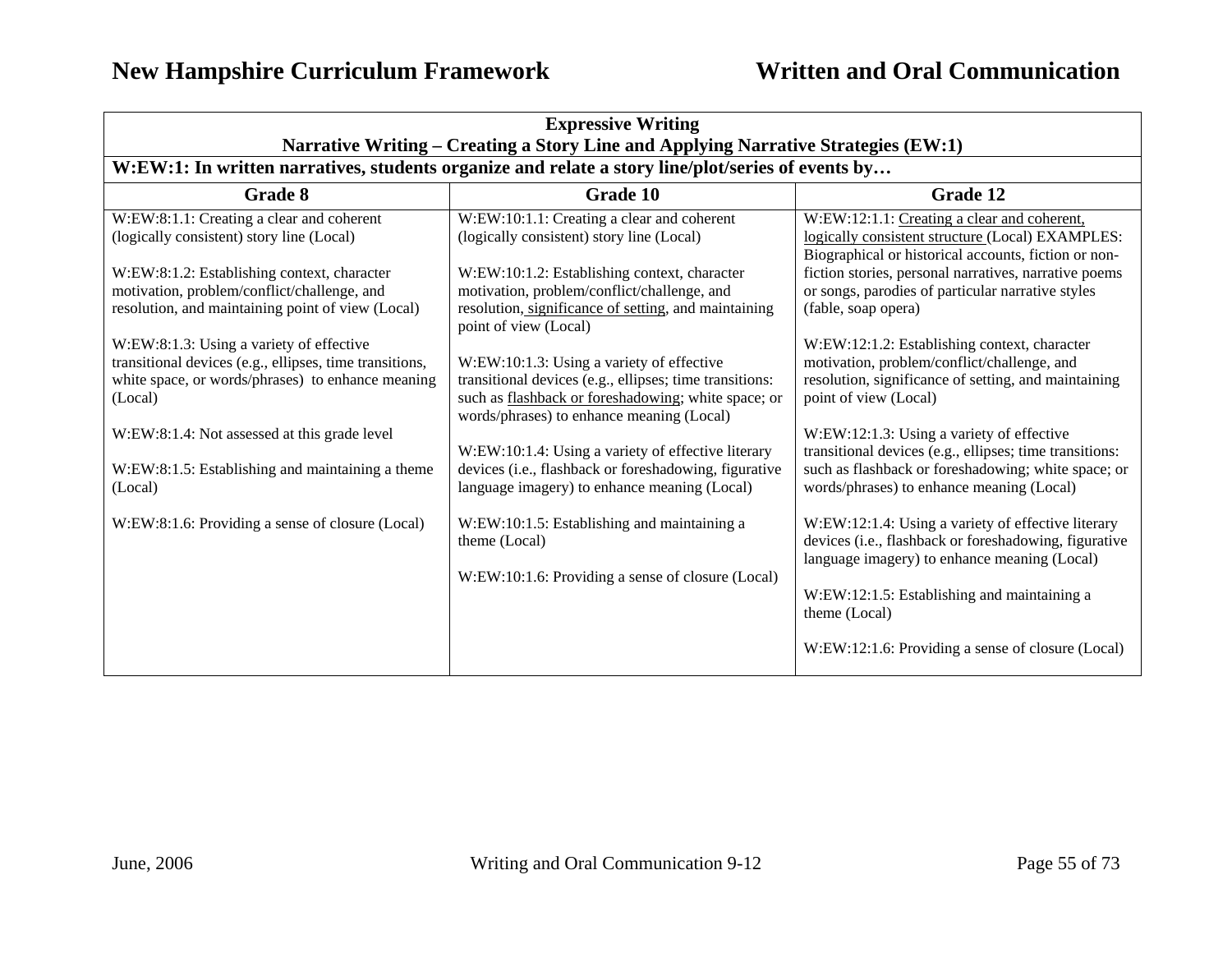| Expressive Writing<br>Narrative Writing – Creating a Story Line and Applying Narrative Strategies (EW:1) | | |
|---|---|---|
| **W:EW:1: In written narratives, students organize and relate a story line/plot/series of events by…** | | |
| **Grade 8** | **Grade 10** | **Grade 12** |
| W:EW:8:1.1: Creating a clear and coherent (logically consistent) story line (Local)<br><br>W:EW:8:1.2: Establishing context, character motivation, problem/conflict/challenge, and resolution, and maintaining point of view (Local)<br><br>W:EW:8:1.3: Using a variety of effective transitional devices (e.g., ellipses, time transitions, white space, or words/phrases) to enhance meaning (Local)<br><br>W:EW:8:1.4: Not assessed at this grade level<br><br>W:EW:8:1.5: Establishing and maintaining a theme (Local)<br><br>W:EW:8:1.6: Providing a sense of closure (Local) | W:EW:10:1.1: Creating a clear and coherent (logically consistent) story line (Local)<br><br>W:EW:10:1.2: Establishing context, character motivation, problem/conflict/challenge, and resolution, <u>significance of setting</u>, and maintaining point of view (Local)<br><br>W:EW:10:1.3: Using a variety of effective transitional devices (e.g., ellipses; time transitions: such as <u>flashback or foreshadowing</u>; white space; or words/phrases) to enhance meaning (Local)<br><br>W:EW:10:1.4: Using a variety of effective literary devices (i.e., flashback or foreshadowing, figurative language imagery) to enhance meaning (Local)<br><br>W:EW:10:1.5: Establishing and maintaining a theme (Local)<br><br>W:EW:10:1.6: Providing a sense of closure (Local) | W:EW:12:1.1: <u>Creating a clear and coherent, logically consistent structure</u> (Local) EXAMPLES: Biographical or historical accounts, fiction or non-fiction stories, personal narratives, narrative poems or songs, parodies of particular narrative styles (fable, soap opera)<br><br>W:EW:12:1.2: Establishing context, character motivation, problem/conflict/challenge, and resolution, significance of setting, and maintaining point of view (Local)<br><br>W:EW:12:1.3: Using a variety of effective transitional devices (e.g., ellipses; time transitions: such as flashback or foreshadowing; white space; or words/phrases) to enhance meaning (Local)<br><br>W:EW:12:1.4: Using a variety of effective literary devices (i.e., flashback or foreshadowing, figurative language imagery) to enhance meaning (Local)<br><br>W:EW:12:1.5: Establishing and maintaining a theme (Local)<br><br>W:EW:12:1.6: Providing a sense of closure (Local) |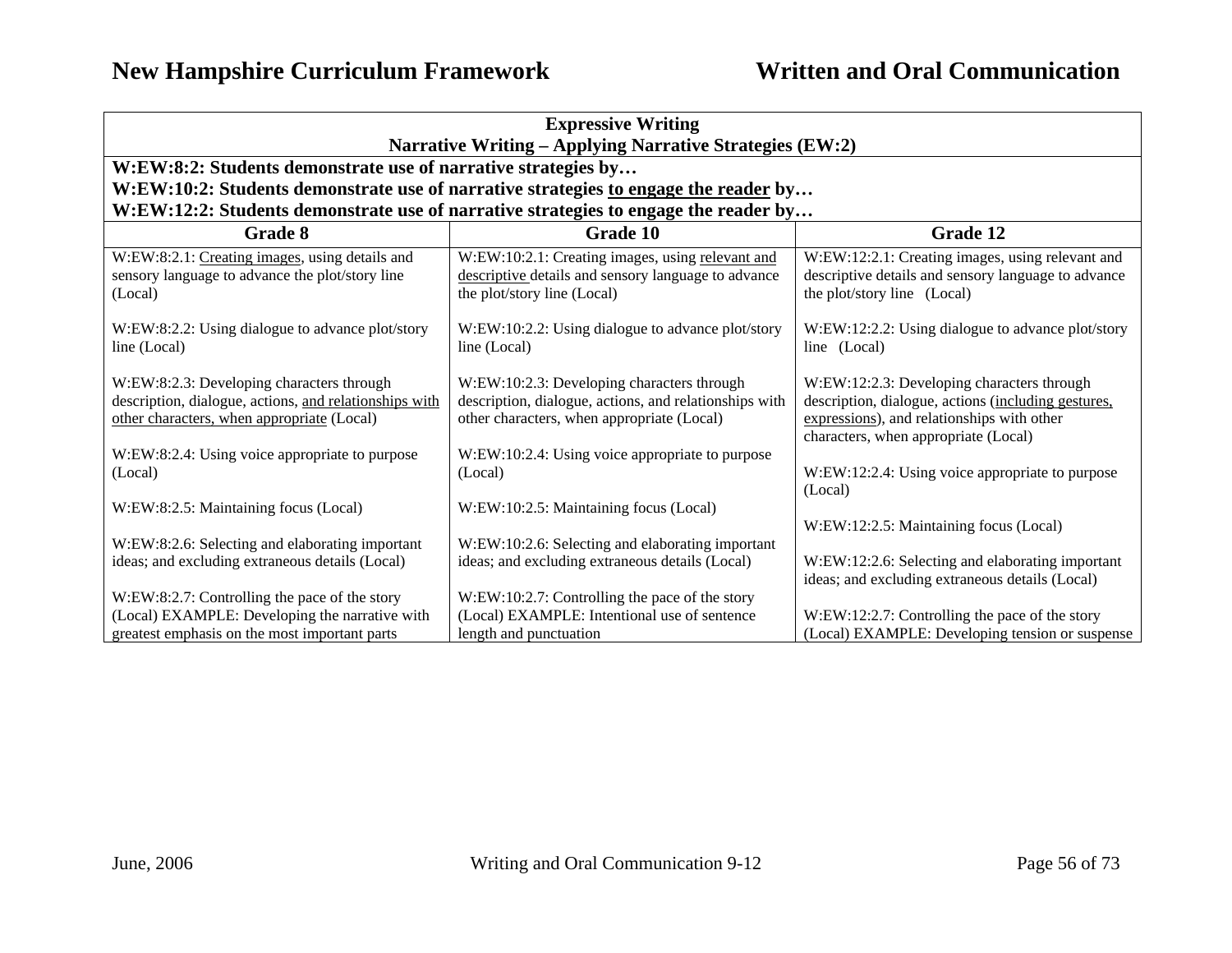| Expressive Writing<br>Narrative Writing – Applying Narrative Strategies (EW:2) | | |
|---|---|---|
| **W:EW:8:2: Students demonstrate use of narrative strategies by…**<br>**W:EW:10:2: Students demonstrate use of narrative strategies <u>to engage the reader</u> by…**<br>**W:EW:12:2: Students demonstrate use of narrative strategies to engage the reader by…** | | |
| **Grade 8** | **Grade 10** | **Grade 12** |
| W:EW:8:2.1: <u>Creating images</u>, using details and sensory language to advance the plot/story line (Local) | W:EW:10:2.1: Creating images, using <u>relevant and descriptive</u> details and sensory language to advance the plot/story line (Local) | W:EW:12:2.1: Creating images, using relevant and descriptive details and sensory language to advance the plot/story line (Local) |
| W:EW:8:2.2: Using dialogue to advance plot/story line (Local) | W:EW:10:2.2: Using dialogue to advance plot/story line (Local) | W:EW:12:2.2: Using dialogue to advance plot/story line (Local) |
| W:EW:8:2.3: Developing characters through description, dialogue, actions, <u>and relationships with other characters, when appropriate</u> (Local) | W:EW:10:2.3: Developing characters through description, dialogue, actions, and relationships with other characters, when appropriate (Local) | W:EW:12:2.3: Developing characters through description, dialogue, actions (<u>including gestures, expressions</u>), and relationships with other characters, when appropriate (Local) |
| W:EW:8:2.4: Using voice appropriate to purpose (Local) | W:EW:10:2.4: Using voice appropriate to purpose (Local) | W:EW:12:2.4: Using voice appropriate to purpose (Local) |
| W:EW:8:2.5: Maintaining focus (Local) | W:EW:10:2.5: Maintaining focus (Local) | W:EW:12:2.5: Maintaining focus (Local) |
| W:EW:8:2.6: Selecting and elaborating important ideas; and excluding extraneous details (Local) | W:EW:10:2.6: Selecting and elaborating important ideas; and excluding extraneous details (Local) | W:EW:12:2.6: Selecting and elaborating important ideas; and excluding extraneous details (Local) |
| W:EW:8:2.7: Controlling the pace of the story (Local) EXAMPLE: Developing the narrative with greatest emphasis on the most important parts | W:EW:10:2.7: Controlling the pace of the story (Local) EXAMPLE: Intentional use of sentence length and punctuation | W:EW:12:2.7: Controlling the pace of the story (Local) EXAMPLE: Developing tension or suspense |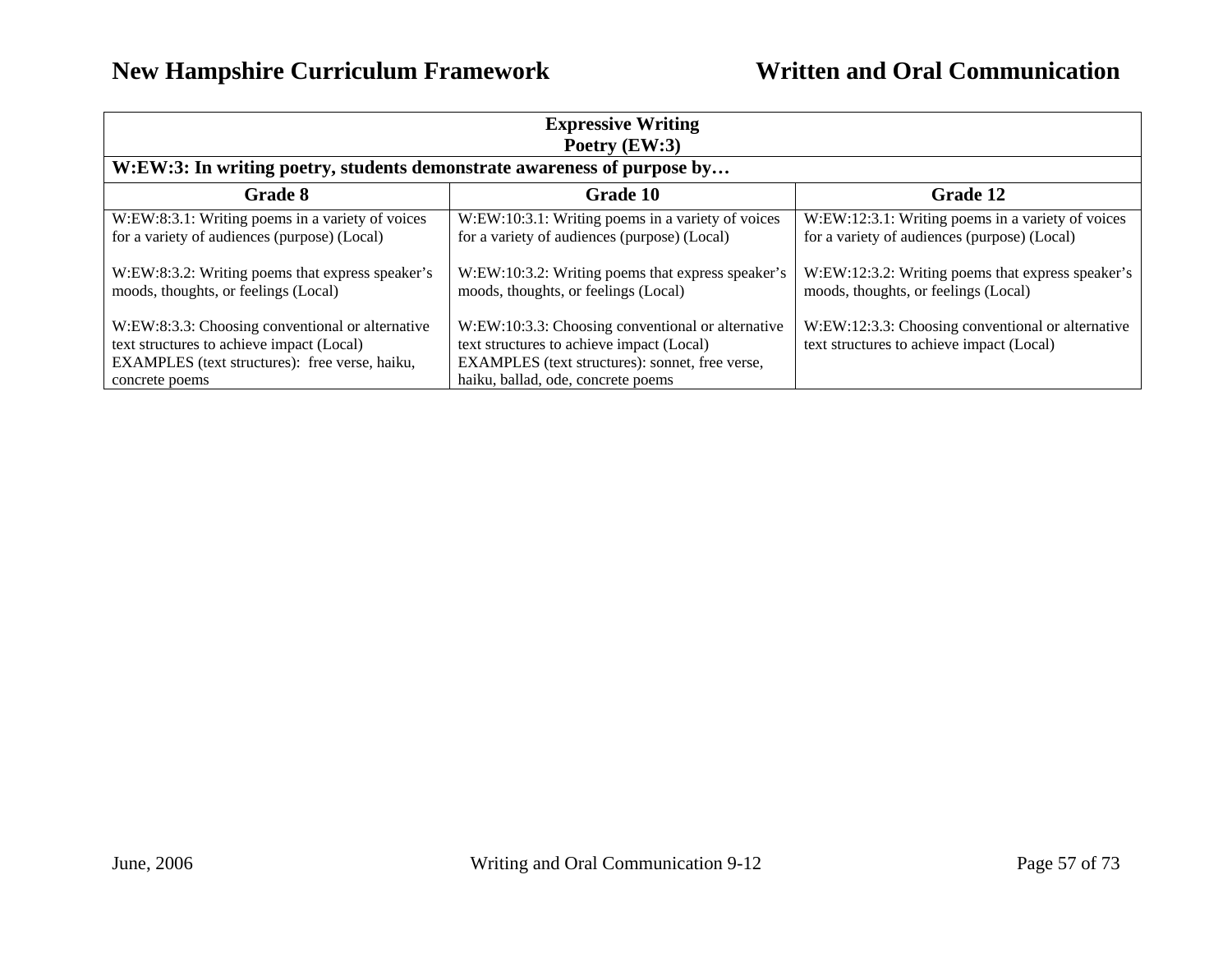| Expressive Writing<br>Poetry (EW:3) | | |
|---|---|---|
| **W:EW:3: In writing poetry, students demonstrate awareness of purpose by…** | | |
| **Grade 8** | **Grade 10** | **Grade 12** |
| W:EW:8:3.1: Writing poems in a variety of voices for a variety of audiences (purpose) (Local)<br><br>W:EW:8:3.2: Writing poems that express speaker's moods, thoughts, or feelings (Local)<br><br>W:EW:8:3.3: Choosing conventional or alternative text structures to achieve impact (Local)<br>EXAMPLES (text structures): free verse, haiku, concrete poems | W:EW:10:3.1: Writing poems in a variety of voices for a variety of audiences (purpose) (Local)<br><br>W:EW:10:3.2: Writing poems that express speaker's moods, thoughts, or feelings (Local)<br><br>W:EW:10:3.3: Choosing conventional or alternative text structures to achieve impact (Local)<br>EXAMPLES (text structures): sonnet, free verse, haiku, ballad, ode, concrete poems | W:EW:12:3.1: Writing poems in a variety of voices for a variety of audiences (purpose) (Local)<br><br>W:EW:12:3.2: Writing poems that express speaker's moods, thoughts, or feelings (Local)<br><br>W:EW:12:3.3: Choosing conventional or alternative text structures to achieve impact (Local) |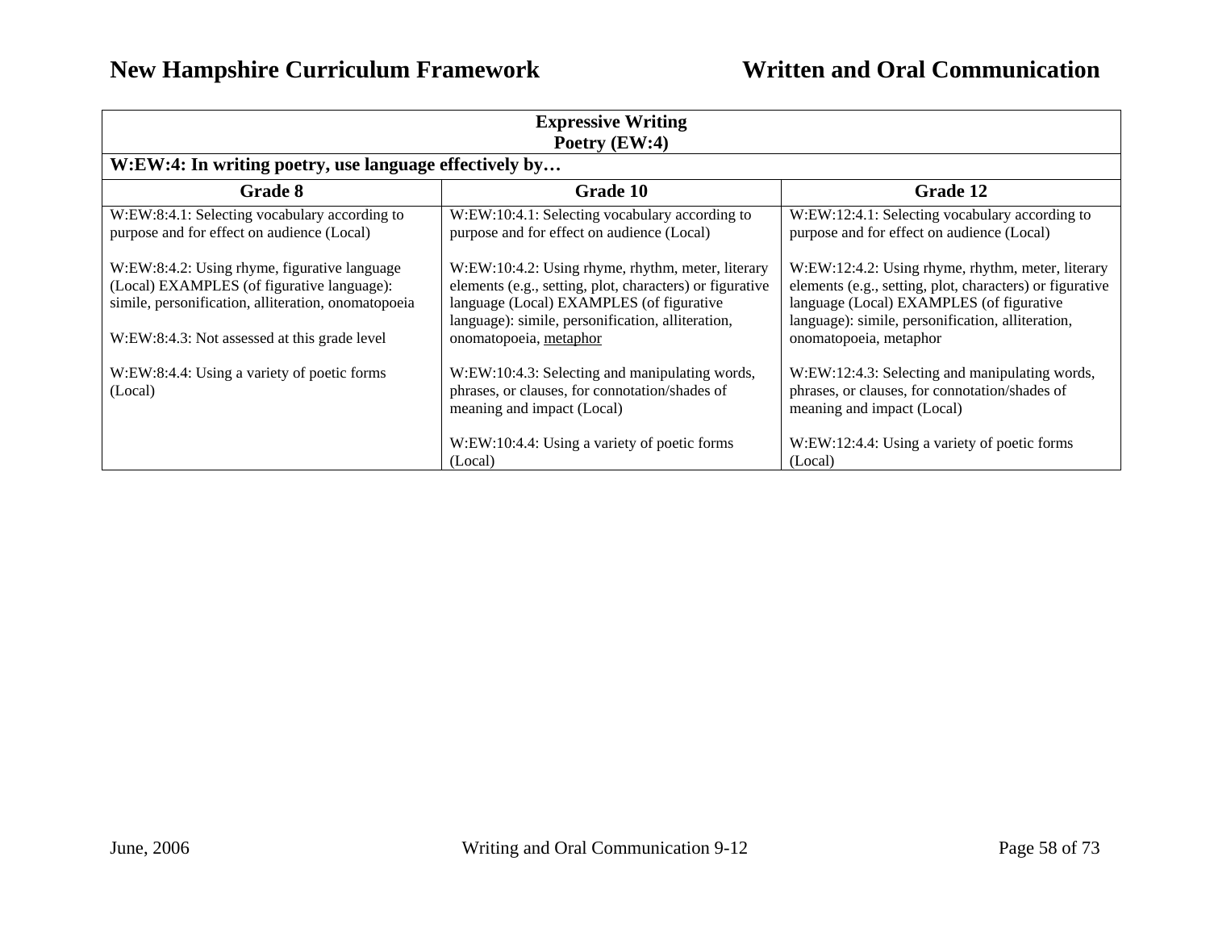| Expressive Writing<br>Poetry (EW:4) | | |
|---|---|---|
| **W:EW:4: In writing poetry, use language effectively by…** | | |
| **Grade 8** | **Grade 10** | **Grade 12** |
| W:EW:8:4.1: Selecting vocabulary according to purpose and for effect on audience (Local)<br><br>W:EW:8:4.2: Using rhyme, figurative language (Local) EXAMPLES (of figurative language): simile, personification, alliteration, onomatopoeia<br><br>W:EW:8:4.3: Not assessed at this grade level<br><br>W:EW:8:4.4: Using a variety of poetic forms (Local) | W:EW:10:4.1: Selecting vocabulary according to purpose and for effect on audience (Local)<br><br>W:EW:10:4.2: Using rhyme, rhythm, meter, literary elements (e.g., setting, plot, characters) or figurative language (Local) EXAMPLES (of figurative language): simile, personification, alliteration, onomatopoeia, <u>metaphor</u><br><br>W:EW:10:4.3: Selecting and manipulating words, phrases, or clauses, for connotation/shades of meaning and impact (Local)<br><br>W:EW:10:4.4: Using a variety of poetic forms (Local) | W:EW:12:4.1: Selecting vocabulary according to purpose and for effect on audience (Local)<br><br>W:EW:12:4.2: Using rhyme, rhythm, meter, literary elements (e.g., setting, plot, characters) or figurative language (Local) EXAMPLES (of figurative language): simile, personification, alliteration, onomatopoeia, metaphor<br><br>W:EW:12:4.3: Selecting and manipulating words, phrases, or clauses, for connotation/shades of meaning and impact (Local)<br><br>W:EW:12:4.4: Using a variety of poetic forms (Local) |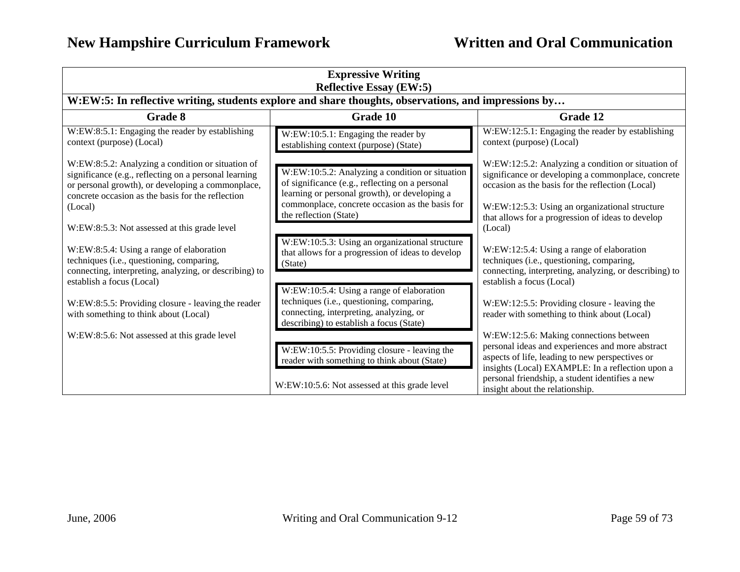| Expressive Writing<br>Reflective Essay (EW:5) | | |
|---|---|---|
| **W:EW:5: In reflective writing, students explore and share thoughts, observations, and impressions by…** | | |
| **Grade 8** | **Grade 10** | **Grade 12** |
| W:EW:8:5.1: Engaging the reader by establishing context (purpose) (Local)<br><br>W:EW:8:5.2: Analyzing a condition or situation of significance (e.g., reflecting on a personal learning or personal growth), or developing a commonplace, concrete occasion as the basis for the reflection (Local)<br><br>W:EW:8:5.3: Not assessed at this grade level<br><br>W:EW:8:5.4: Using a range of elaboration techniques (i.e., questioning, comparing, connecting, interpreting, analyzing, or describing) to establish a focus (Local)<br><br>W:EW:8:5.5: Providing closure - leaving the reader with something to think about (Local)<br><br>W:EW:8:5.6: Not assessed at this grade level | W:EW:10:5.1: Engaging the reader by establishing context (purpose) (State)<br><br>W:EW:10:5.2: Analyzing a condition or situation of significance (e.g., reflecting on a personal learning or personal growth), or developing a commonplace, concrete occasion as the basis for the reflection (State)<br><br>W:EW:10:5.3: Using an organizational structure that allows for a progression of ideas to develop (State)<br><br>W:EW:10:5.4: Using a range of elaboration techniques (i.e., questioning, comparing, connecting, interpreting, analyzing, or describing) to establish a focus (State)<br><br>W:EW:10:5.5: Providing closure - leaving the reader with something to think about (State)<br><br>W:EW:10:5.6: Not assessed at this grade level | W:EW:12:5.1: Engaging the reader by establishing context (purpose) (Local)<br><br>W:EW:12:5.2: Analyzing a condition or situation of significance or developing a commonplace, concrete occasion as the basis for the reflection (Local)<br><br>W:EW:12:5.3: Using an organizational structure that allows for a progression of ideas to develop (Local)<br><br>W:EW:12:5.4: Using a range of elaboration techniques (i.e., questioning, comparing, connecting, interpreting, analyzing, or describing) to establish a focus (Local)<br><br>W:EW:12:5.5: Providing closure - leaving the reader with something to think about (Local)<br><br>W:EW:12:5.6: Making connections between personal ideas and experiences and more abstract aspects of life, leading to new perspectives or insights (Local) EXAMPLE: In a reflection upon a personal friendship, a student identifies a new insight about the relationship. |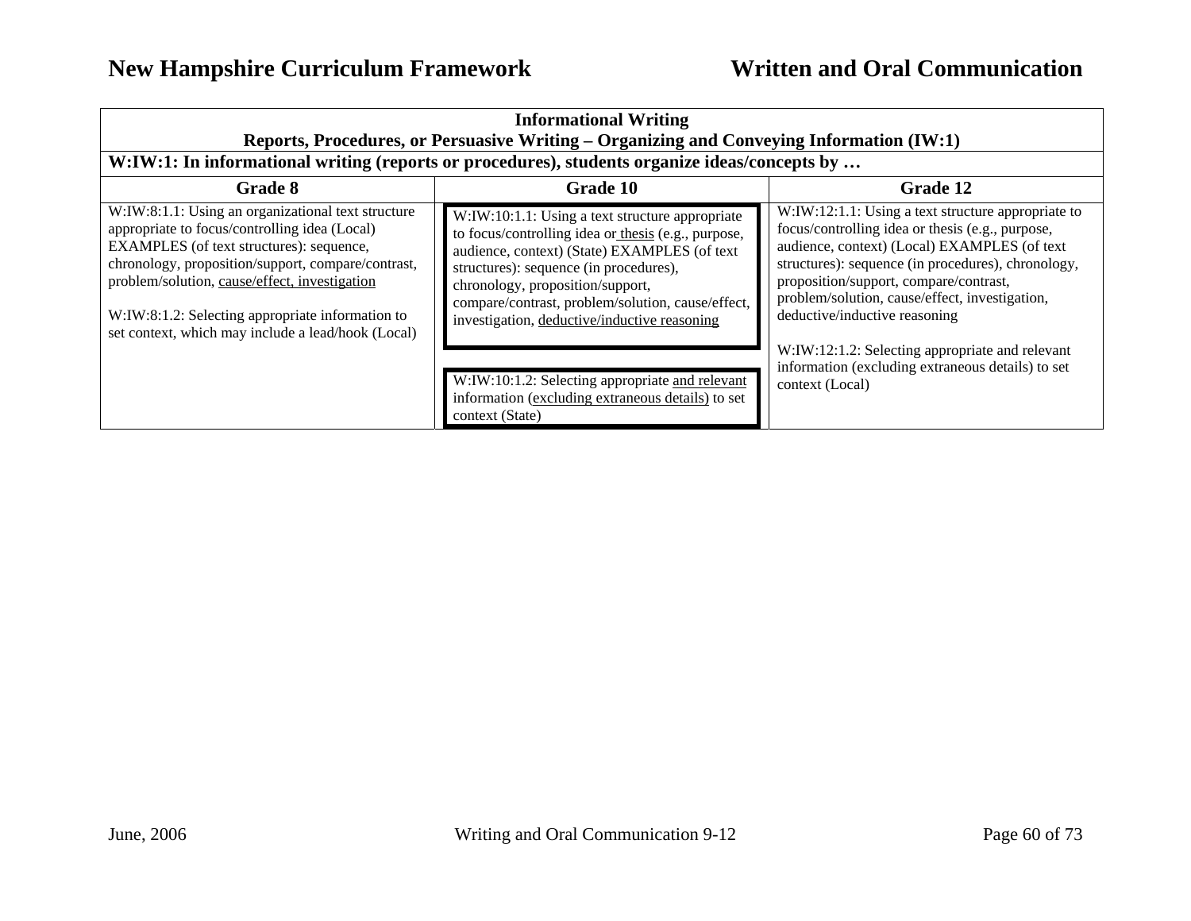| Informational Writing<br>Reports, Procedures, or Persuasive Writing – Organizing and Conveying Information (IW:1) | | |
|---|---|---|
| **W:IW:1: In informational writing (reports or procedures), students organize ideas/concepts by …** | | |
| **Grade 8** | **Grade 10** | **Grade 12** |
| W:IW:8:1.1: Using an organizational text structure appropriate to focus/controlling idea (Local) EXAMPLES (of text structures): sequence, chronology, proposition/support, compare/contrast, problem/solution, <u>cause/effect, investigation</u><br><br>W:IW:8:1.2: Selecting appropriate information to set context, which may include a lead/hook (Local) | W:IW:10:1.1: Using a text structure appropriate to focus/controlling idea or <u>thesis</u> (e.g., purpose, audience, context) (State) EXAMPLES (of text structures): sequence (in procedures), chronology, proposition/support, compare/contrast, problem/solution, cause/effect, investigation, <u>deductive/inductive reasoning</u><br><br>W:IW:10:1.2: Selecting appropriate <u>and relevant</u> information (<u>excluding extraneous details)</u> to set context (State) | W:IW:12:1.1: Using a text structure appropriate to focus/controlling idea or thesis (e.g., purpose, audience, context) (Local) EXAMPLES (of text structures): sequence (in procedures), chronology, proposition/support, compare/contrast, problem/solution, cause/effect, investigation, deductive/inductive reasoning<br><br>W:IW:12:1.2: Selecting appropriate and relevant information (excluding extraneous details) to set context (Local) |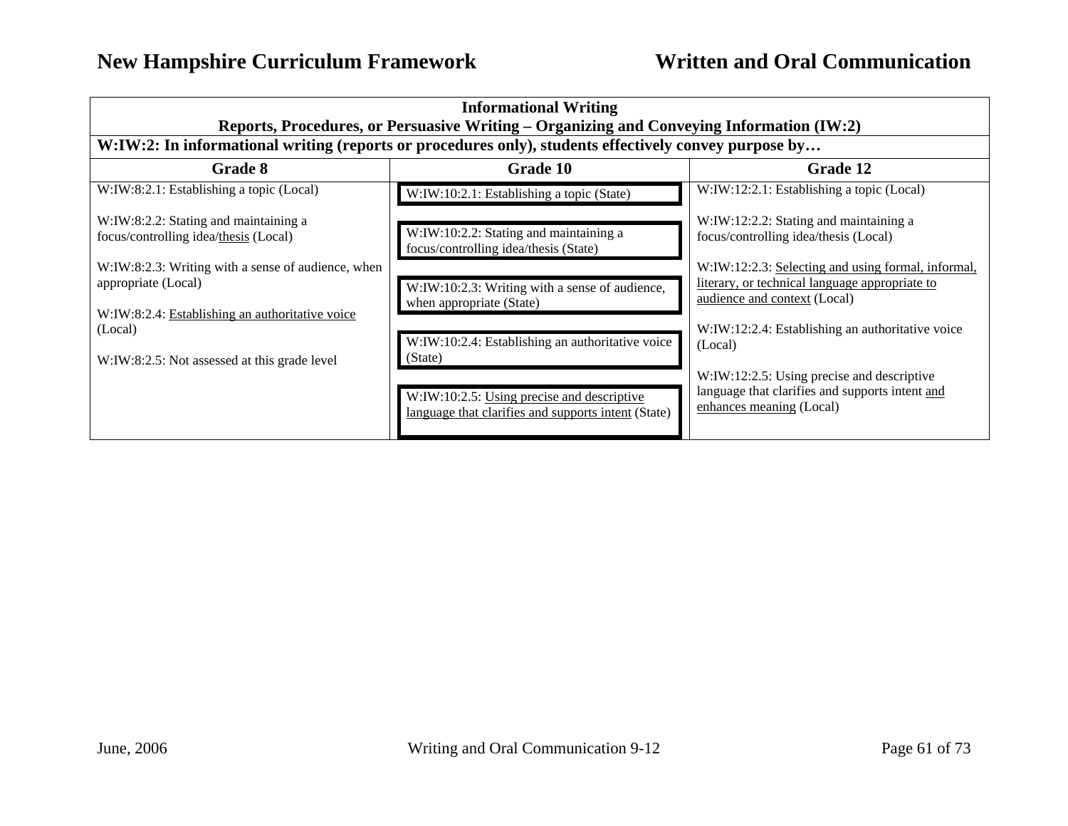| Informational Writing<br>Reports, Procedures, or Persuasive Writing – Organizing and Conveying Information (IW:2) | | |
|---|---|---|
| **W:IW:2: In informational writing (reports or procedures only), students effectively convey purpose by…** | | |
| **Grade 8** | **Grade 10** | **Grade 12** |
| W:IW:8:2.1: Establishing a topic (Local)<br><br>W:IW:8:2.2: Stating and maintaining a focus/controlling idea/thesis (Local)<br><br>W:IW:8:2.3: Writing with a sense of audience, when appropriate (Local)<br><br>W:IW:8:2.4: Establishing an authoritative voice (Local)<br><br>W:IW:8:2.5: Not assessed at this grade level | W:IW:10:2.1: Establishing a topic (State)<br><br>W:IW:10:2.2: Stating and maintaining a focus/controlling idea/thesis (State)<br><br>W:IW:10:2.3: Writing with a sense of audience, when appropriate (State)<br><br>W:IW:10:2.4: Establishing an authoritative voice (State)<br><br>W:IW:10:2.5: Using precise and descriptive language that clarifies and supports intent (State) | W:IW:12:2.1: Establishing a topic (Local)<br><br>W:IW:12:2.2: Stating and maintaining a focus/controlling idea/thesis (Local)<br><br>W:IW:12:2.3: Selecting and using formal, informal, literary, or technical language appropriate to audience and context (Local)<br><br>W:IW:12:2.4: Establishing an authoritative voice (Local)<br><br>W:IW:12:2.5: Using precise and descriptive language that clarifies and supports intent and enhances meaning (Local) |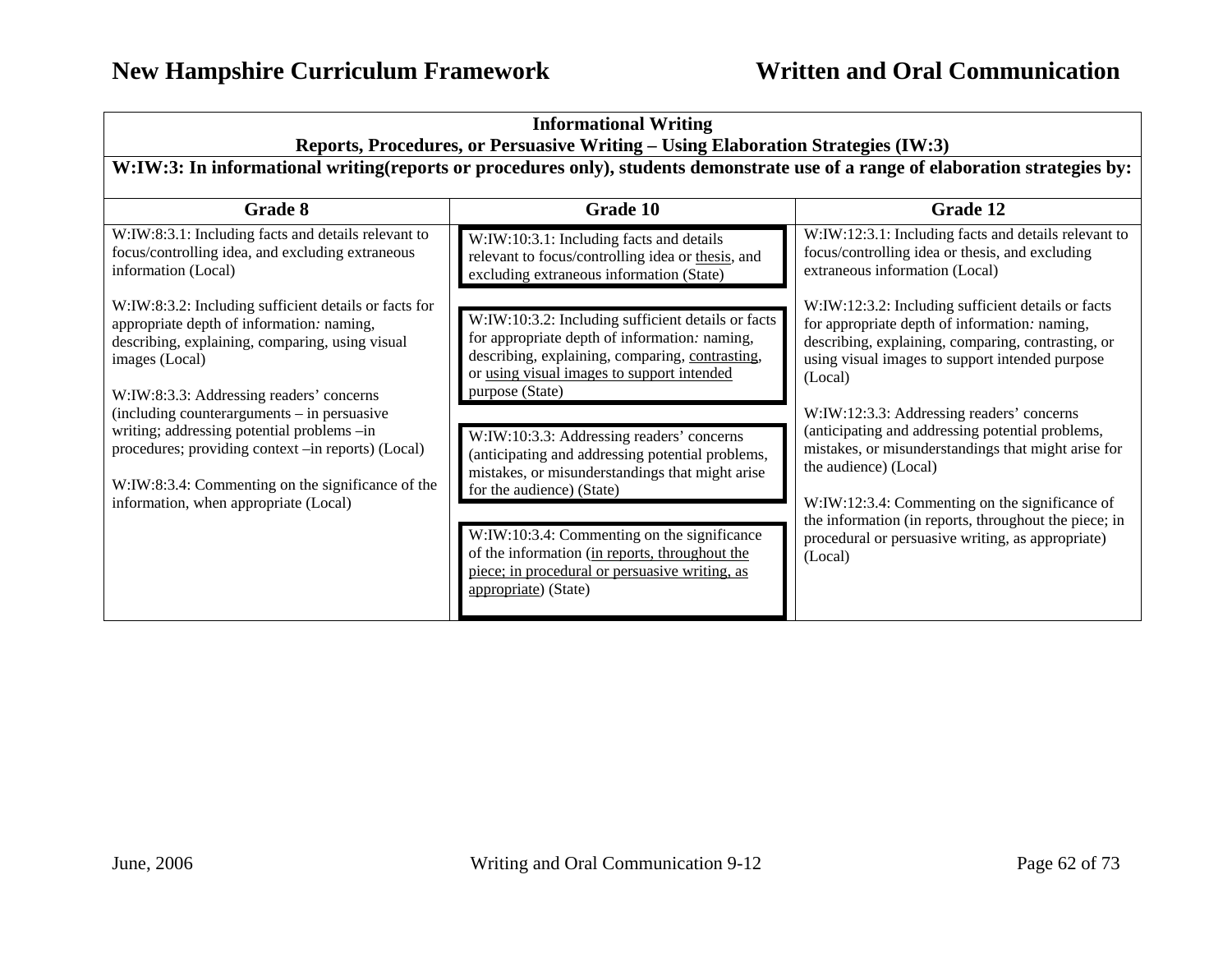| Informational Writing<br>Reports, Procedures, or Persuasive Writing – Using Elaboration Strategies (IW:3) | | |
|---|---|---|
| **W:IW:3: In informational writing(reports or procedures only), students demonstrate use of a range of elaboration strategies by:** | | |
| **Grade 8** | **Grade 10** | **Grade 12** |
| W:IW:8:3.1: Including facts and details relevant to focus/controlling idea, and excluding extraneous information (Local)<br><br>W:IW:8:3.2: Including sufficient details or facts for appropriate depth of information*:* naming, describing, explaining, comparing, using visual images (Local)<br><br>W:IW:8:3.3: Addressing readers' concerns (including counterarguments – in persuasive writing; addressing potential problems –in procedures; providing context –in reports) (Local)<br><br>W:IW:8:3.4: Commenting on the significance of the information, when appropriate (Local) | W:IW:10:3.1: Including facts and details relevant to focus/controlling idea or <u>thesis</u>, and excluding extraneous information (State)<br><br>W:IW:10:3.2: Including sufficient details or facts for appropriate depth of information*:* naming, describing, explaining, comparing, <u>contrasting</u>, or <u>using visual images to support intended</u> purpose (State)<br><br>W:IW:10:3.3: Addressing readers' concerns (anticipating and addressing potential problems, mistakes, or misunderstandings that might arise for the audience) (State)<br><br>W:IW:10:3.4: Commenting on the significance of the information (<u>in reports, throughout the piece; in procedural or persuasive writing, as appropriate</u>) (State) | W:IW:12:3.1: Including facts and details relevant to focus/controlling idea or thesis, and excluding extraneous information (Local)<br><br>W:IW:12:3.2: Including sufficient details or facts for appropriate depth of information*:* naming, describing, explaining, comparing, contrasting, or using visual images to support intended purpose (Local)<br><br>W:IW:12:3.3: Addressing readers' concerns (anticipating and addressing potential problems, mistakes, or misunderstandings that might arise for the audience) (Local)<br><br>W:IW:12:3.4: Commenting on the significance of the information (in reports, throughout the piece; in procedural or persuasive writing, as appropriate) (Local) |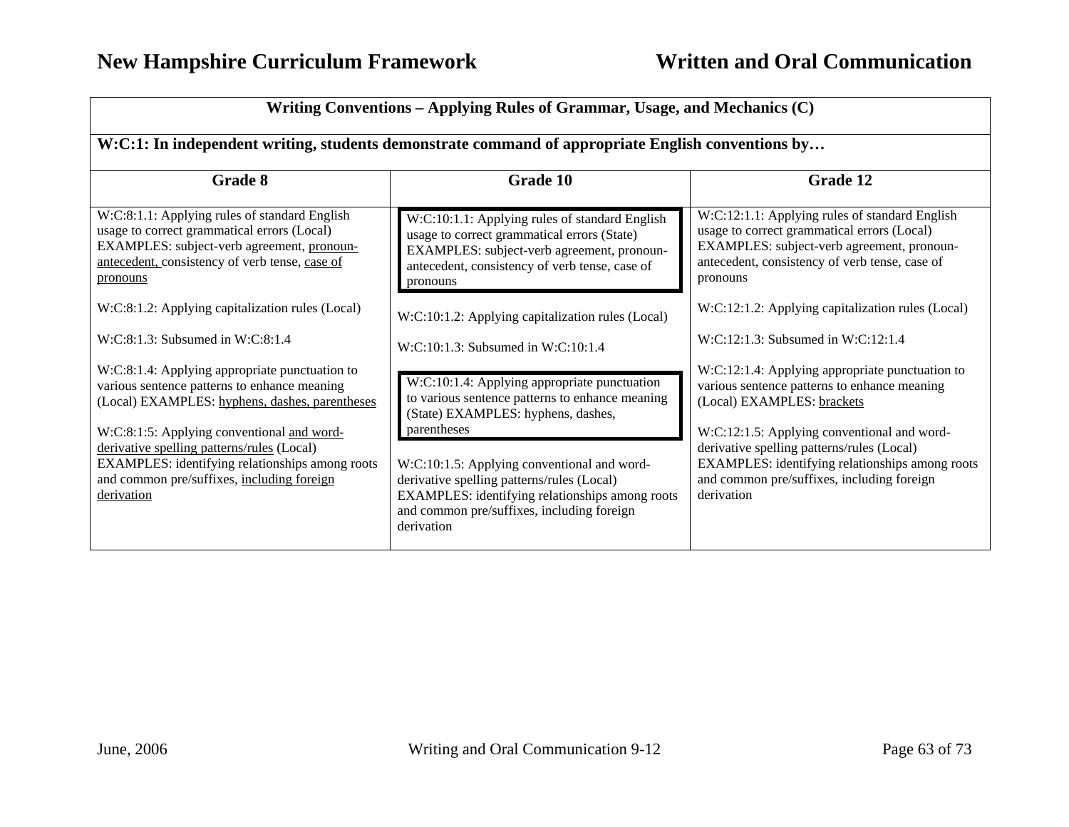| Writing Conventions – Applying Rules of Grammar, Usage, and Mechanics (C) | | |
|---|---|---|
| **W:C:1: In independent writing, students demonstrate command of appropriate English conventions by…** | | |
| **Grade 8** | **Grade 10** | **Grade 12** |
| W:C:8:1.1: Applying rules of standard English usage to correct grammatical errors (Local) EXAMPLES: subject-verb agreement, pronoun-antecedent, consistency of verb tense, case of pronouns | W:C:10:1.1: Applying rules of standard English usage to correct grammatical errors (State) EXAMPLES: subject-verb agreement, pronoun-antecedent, consistency of verb tense, case of pronouns | W:C:12:1.1: Applying rules of standard English usage to correct grammatical errors (Local) EXAMPLES: subject-verb agreement, pronoun-antecedent, consistency of verb tense, case of pronouns |
| W:C:8:1.2: Applying capitalization rules (Local) | W:C:10:1.2: Applying capitalization rules (Local) | W:C:12:1.2: Applying capitalization rules (Local) |
| W:C:8:1.3: Subsumed in W:C:8:1.4 | W:C:10:1.3: Subsumed in W:C:10:1.4 | W:C:12:1.3: Subsumed in W:C:12:1.4 |
| W:C:8:1.4: Applying appropriate punctuation to various sentence patterns to enhance meaning (Local) EXAMPLES: hyphens, dashes, parentheses | W:C:10:1.4: Applying appropriate punctuation to various sentence patterns to enhance meaning (State) EXAMPLES: hyphens, dashes, parentheses | W:C:12:1.4: Applying appropriate punctuation to various sentence patterns to enhance meaning (Local) EXAMPLES: brackets |
| W:C:8:1:5: Applying conventional and word-derivative spelling patterns/rules (Local) EXAMPLES: identifying relationships among roots and common pre/suffixes, including foreign derivation | W:C:10:1.5: Applying conventional and word-derivative spelling patterns/rules (Local) EXAMPLES: identifying relationships among roots and common pre/suffixes, including foreign derivation | W:C:12:1.5: Applying conventional and word-derivative spelling patterns/rules (Local) EXAMPLES: identifying relationships among roots and common pre/suffixes, including foreign derivation |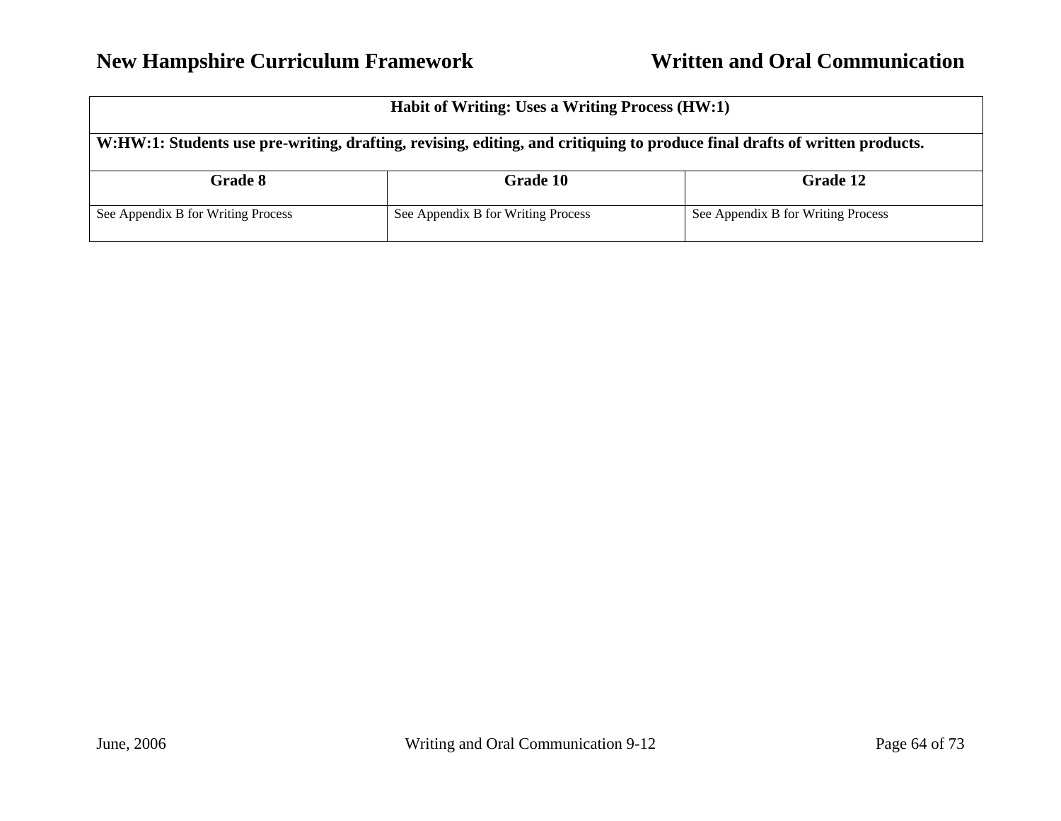| Habit of Writing: Uses a Writing Process (HW:1) | | |
|---|---|---|
| **W:HW:1: Students use pre-writing, drafting, revising, editing, and critiquing to produce final drafts of written products.** | | |
| **Grade 8** | **Grade 10** | **Grade 12** |
| See Appendix B for Writing Process | See Appendix B for Writing Process | See Appendix B for Writing Process |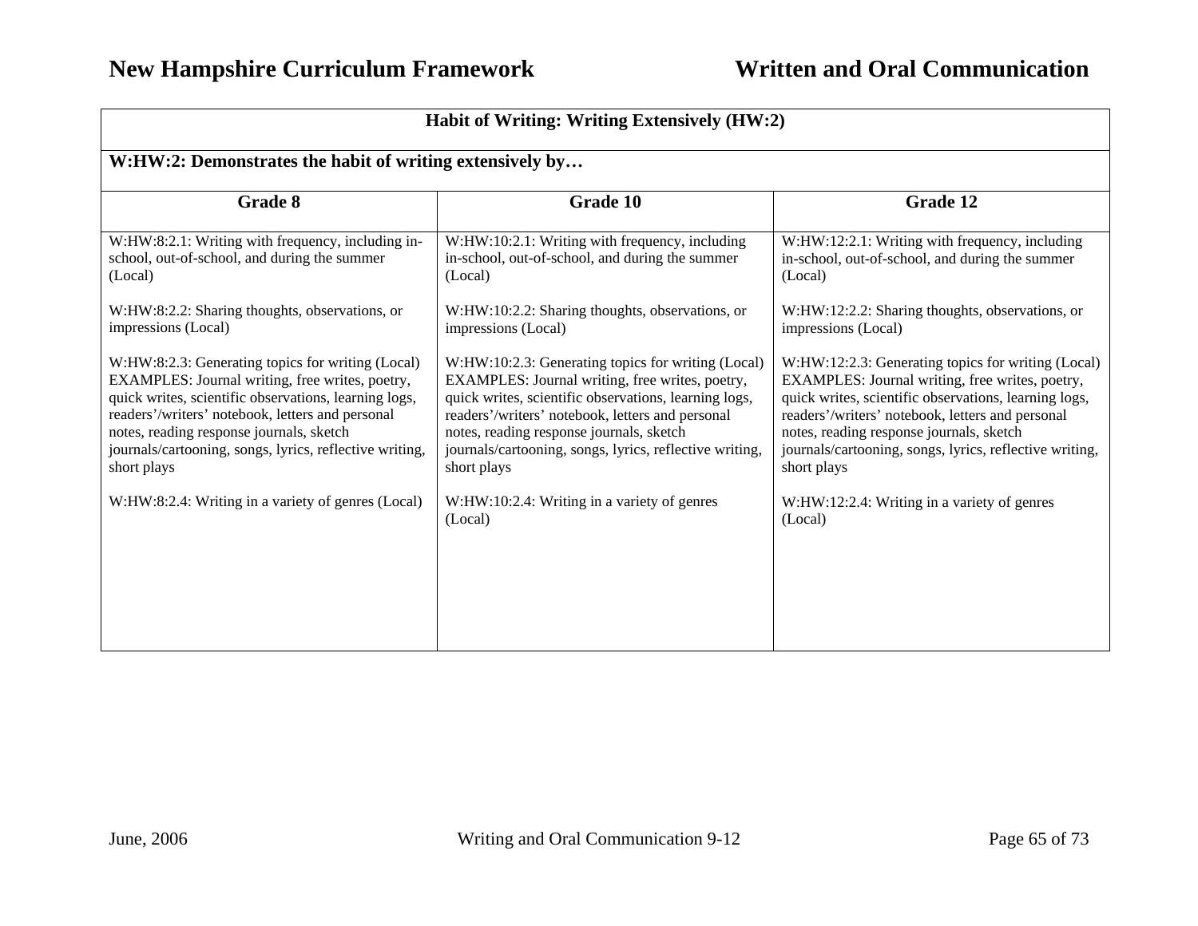| Habit of Writing: Writing Extensively (HW:2) | | |
|---|---|---|
| **W:HW:2: Demonstrates the habit of writing extensively by…** | | |
| **Grade 8** | **Grade 10** | **Grade 12** |
| W:HW:8:2.1: Writing with frequency, including in-school, out-of-school, and during the summer (Local)<br><br>W:HW:8:2.2: Sharing thoughts, observations, or impressions (Local)<br><br>W:HW:8:2.3: Generating topics for writing (Local) EXAMPLES: Journal writing, free writes, poetry, quick writes, scientific observations, learning logs, readers'/writers' notebook, letters and personal notes, reading response journals, sketch journals/cartooning, songs, lyrics, reflective writing, short plays<br><br>W:HW:8:2.4: Writing in a variety of genres (Local) | W:HW:10:2.1: Writing with frequency, including in-school, out-of-school, and during the summer (Local)<br><br>W:HW:10:2.2: Sharing thoughts, observations, or impressions (Local)<br><br>W:HW:10:2.3: Generating topics for writing (Local) EXAMPLES: Journal writing, free writes, poetry, quick writes, scientific observations, learning logs, readers'/writers' notebook, letters and personal notes, reading response journals, sketch journals/cartooning, songs, lyrics, reflective writing, short plays<br><br>W:HW:10:2.4: Writing in a variety of genres (Local) | W:HW:12:2.1: Writing with frequency, including in-school, out-of-school, and during the summer (Local)<br><br>W:HW:12:2.2: Sharing thoughts, observations, or impressions (Local)<br><br>W:HW:12:2.3: Generating topics for writing (Local) EXAMPLES: Journal writing, free writes, poetry, quick writes, scientific observations, learning logs, readers'/writers' notebook, letters and personal notes, reading response journals, sketch journals/cartooning, songs, lyrics, reflective writing, short plays<br><br>W:HW:12:2.4: Writing in a variety of genres (Local) |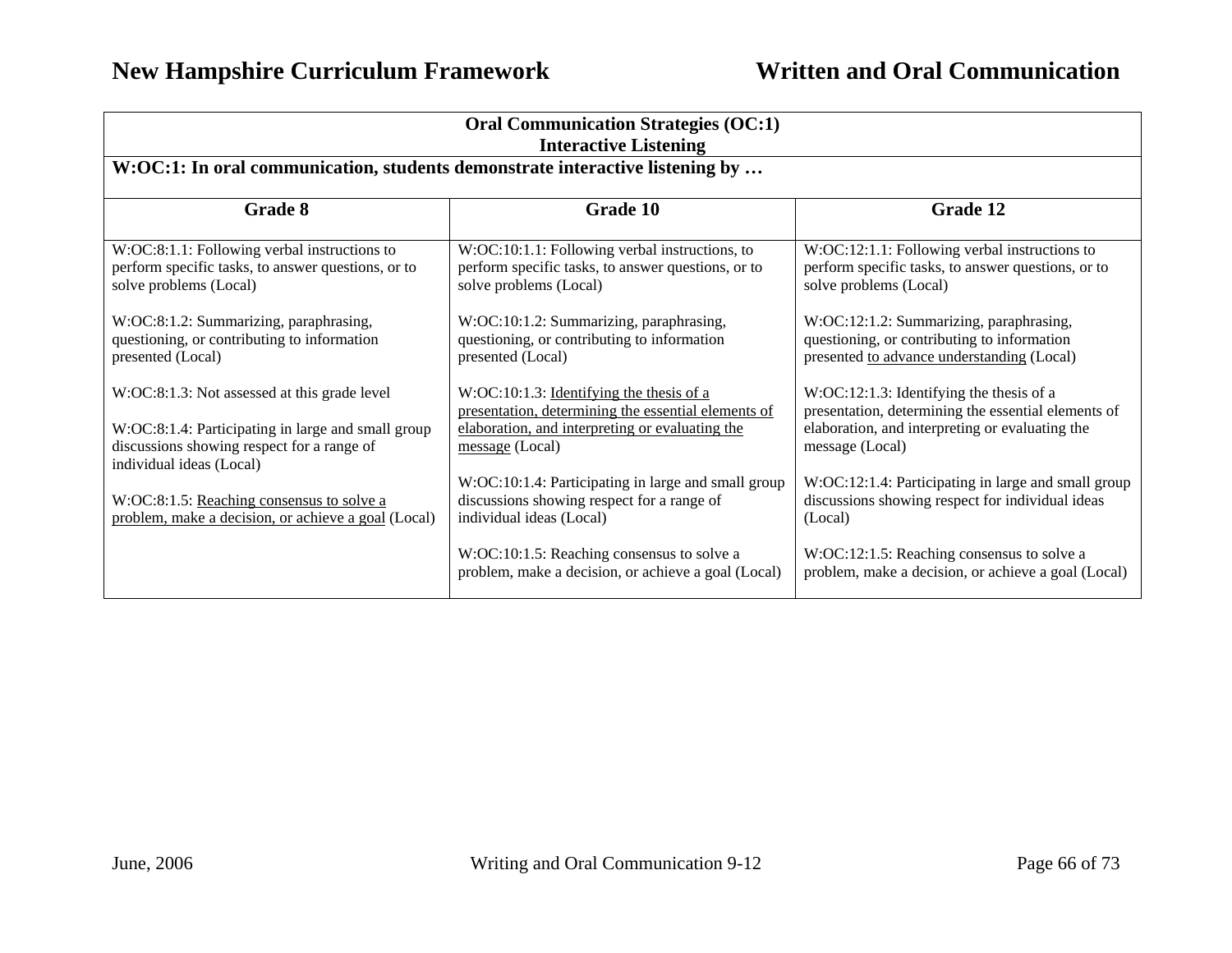| Oral Communication Strategies (OC:1)<br>Interactive Listening | | |
|---|---|---|
| **W:OC:1: In oral communication, students demonstrate interactive listening by …** | | |
| **Grade 8** | **Grade 10** | **Grade 12** |
| W:OC:8:1.1: Following verbal instructions to perform specific tasks, to answer questions, or to solve problems (Local)<br><br>W:OC:8:1.2: Summarizing, paraphrasing, questioning, or contributing to information presented (Local)<br><br>W:OC:8:1.3: Not assessed at this grade level<br><br>W:OC:8:1.4: Participating in large and small group discussions showing respect for a range of individual ideas (Local)<br><br>W:OC:8:1.5: <u>Reaching consensus to solve a problem, make a decision, or achieve a goal</u> (Local) | W:OC:10:1.1: Following verbal instructions, to perform specific tasks, to answer questions, or to solve problems (Local)<br><br>W:OC:10:1.2: Summarizing, paraphrasing, questioning, or contributing to information presented (Local)<br><br>W:OC:10:1.3: <u>Identifying the thesis of a presentation, determining the essential elements of elaboration, and interpreting or evaluating the message</u> (Local)<br><br>W:OC:10:1.4: Participating in large and small group discussions showing respect for a range of individual ideas (Local)<br><br>W:OC:10:1.5: Reaching consensus to solve a problem, make a decision, or achieve a goal (Local) | W:OC:12:1.1: Following verbal instructions to perform specific tasks, to answer questions, or to solve problems (Local)<br><br>W:OC:12:1.2: Summarizing, paraphrasing, questioning, or contributing to information presented <u>to advance understanding</u> (Local)<br><br>W:OC:12:1.3: Identifying the thesis of a presentation, determining the essential elements of elaboration, and interpreting or evaluating the message (Local)<br><br>W:OC:12:1.4: Participating in large and small group discussions showing respect for individual ideas (Local)<br><br>W:OC:12:1.5: Reaching consensus to solve a problem, make a decision, or achieve a goal (Local) |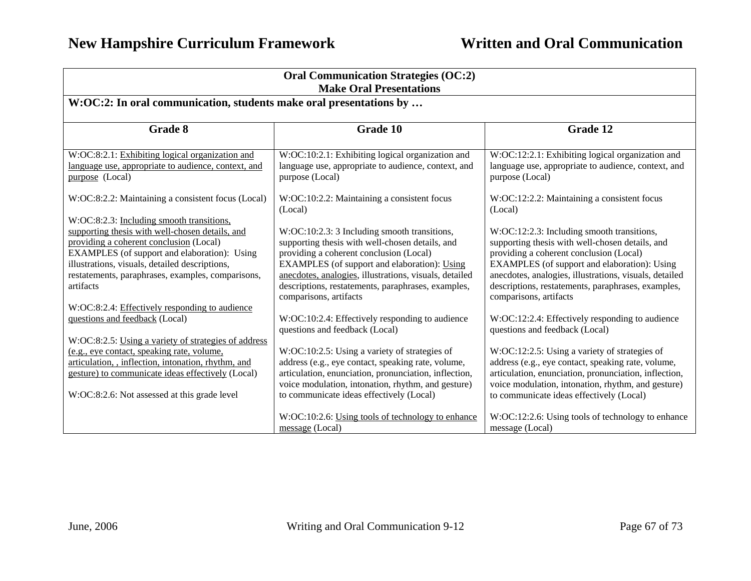| Oral Communication Strategies (OC:2) Make Oral Presentations | | |
|---|---|---|
| **W:OC:2: In oral communication, students make oral presentations by …** | | |
| **Grade 8** | **Grade 10** | **Grade 12** |
| W:OC:8:2.1: <u>Exhibiting logical organization and language use, appropriate to audience, context, and purpose</u> (Local)<br><br>W:OC:8:2.2: Maintaining a consistent focus (Local)<br><br>W:OC:8:2.3: <u>Including smooth transitions, supporting thesis with well-chosen details, and providing a coherent conclusion</u> (Local)<br>EXAMPLES (of support and elaboration): Using illustrations, visuals, detailed descriptions, restatements, paraphrases, examples, comparisons, artifacts<br><br>W:OC:8:2.4: <u>Effectively responding to audience questions and feedback</u> (Local)<br><br>W:OC:8:2.5: <u>Using a variety of strategies of address (e.g., eye contact, speaking rate, volume, articulation, , inflection, intonation, rhythm, and gesture) to communicate ideas effectively</u> (Local)<br><br>W:OC:8:2.6: Not assessed at this grade level | W:OC:10:2.1: Exhibiting logical organization and language use, appropriate to audience, context, and purpose (Local)<br><br>W:OC:10:2.2: Maintaining a consistent focus (Local)<br><br>W:OC:10:2.3: 3 Including smooth transitions, supporting thesis with well-chosen details, and providing a coherent conclusion (Local)<br>EXAMPLES (of support and elaboration): <u>Using anecdotes, analogies</u>, illustrations, visuals, detailed descriptions, restatements, paraphrases, examples, comparisons, artifacts<br><br>W:OC:10:2.4: Effectively responding to audience questions and feedback (Local)<br><br>W:OC:10:2.5: Using a variety of strategies of address (e.g., eye contact, speaking rate, volume, articulation, enunciation, pronunciation, inflection, voice modulation, intonation, rhythm, and gesture) to communicate ideas effectively (Local)<br><br>W:OC:10:2.6: <u>Using tools of technology to enhance message</u> (Local) | W:OC:12:2.1: Exhibiting logical organization and language use, appropriate to audience, context, and purpose (Local)<br><br>W:OC:12:2.2: Maintaining a consistent focus (Local)<br><br>W:OC:12:2.3: Including smooth transitions, supporting thesis with well-chosen details, and providing a coherent conclusion (Local)<br>EXAMPLES (of support and elaboration): Using anecdotes, analogies, illustrations, visuals, detailed descriptions, restatements, paraphrases, examples, comparisons, artifacts<br><br>W:OC:12:2.4: Effectively responding to audience questions and feedback (Local)<br><br>W:OC:12:2.5: Using a variety of strategies of address (e.g., eye contact, speaking rate, volume, articulation, enunciation, pronunciation, inflection, voice modulation, intonation, rhythm, and gesture) to communicate ideas effectively (Local)<br><br>W:OC:12:2.6: Using tools of technology to enhance message (Local) |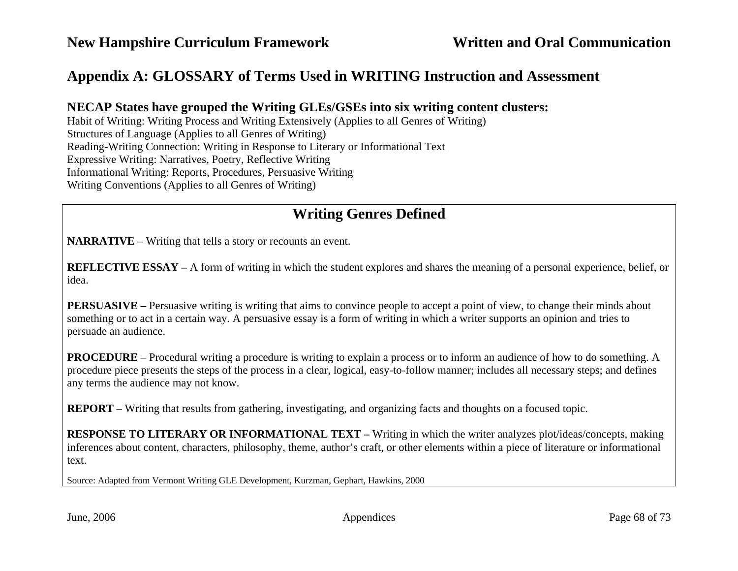## Appendix A: GLOSSARY of Terms Used in WRITING Instruction and Assessment

### NECAP States have grouped the Writing GLEs/GSEs into six writing content clusters:

Habit of Writing: Writing Process and Writing Extensively (Applies to all Genres of Writing)
Structures of Language (Applies to all Genres of Writing)
Reading-Writing Connection: Writing in Response to Literary or Informational Text
Expressive Writing: Narratives, Poetry, Reflective Writing
Informational Writing: Reports, Procedures, Persuasive Writing
Writing Conventions (Applies to all Genres of Writing)

## Writing Genres Defined

**NARRATIVE** – Writing that tells a story or recounts an event.

**REFLECTIVE ESSAY –** A form of writing in which the student explores and shares the meaning of a personal experience, belief, or idea.

**PERSUASIVE –** Persuasive writing is writing that aims to convince people to accept a point of view, to change their minds about something or to act in a certain way. A persuasive essay is a form of writing in which a writer supports an opinion and tries to persuade an audience.

**PROCEDURE** – Procedural writing a procedure is writing to explain a process or to inform an audience of how to do something. A procedure piece presents the steps of the process in a clear, logical, easy-to-follow manner; includes all necessary steps; and defines any terms the audience may not know.

**REPORT** – Writing that results from gathering, investigating, and organizing facts and thoughts on a focused topic.

**RESPONSE TO LITERARY OR INFORMATIONAL TEXT –** Writing in which the writer analyzes plot/ideas/concepts, making inferences about content, characters, philosophy, theme, author's craft, or other elements within a piece of literature or informational text.

Source: Adapted from Vermont Writing GLE Development, Kurzman, Gephart, Hawkins, 2000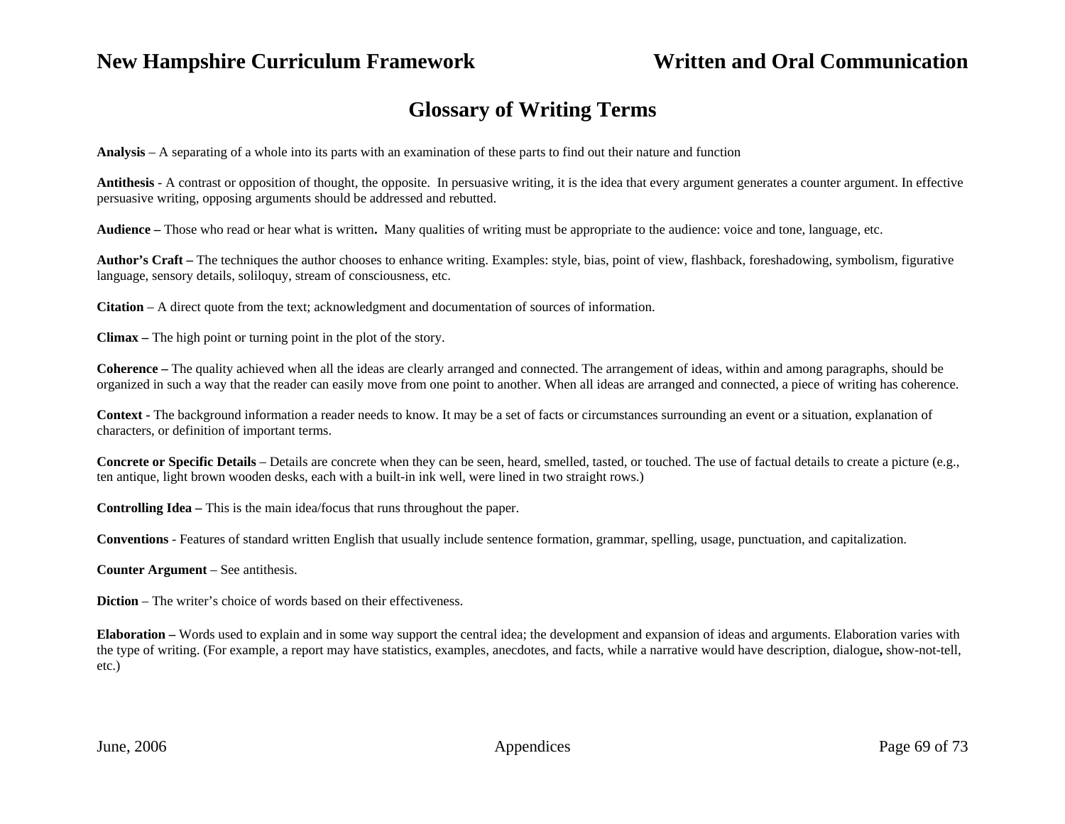# Glossary of Writing Terms

**Analysis** – A separating of a whole into its parts with an examination of these parts to find out their nature and function

**Antithesis** - A contrast or opposition of thought, the opposite. In persuasive writing, it is the idea that every argument generates a counter argument. In effective persuasive writing, opposing arguments should be addressed and rebutted.

**Audience –** Those who read or hear what is written**.** Many qualities of writing must be appropriate to the audience: voice and tone, language, etc.

**Author's Craft –** The techniques the author chooses to enhance writing. Examples: style, bias, point of view, flashback, foreshadowing, symbolism, figurative language, sensory details, soliloquy, stream of consciousness, etc.

**Citation** – A direct quote from the text; acknowledgment and documentation of sources of information.

**Climax –** The high point or turning point in the plot of the story.

**Coherence –** The quality achieved when all the ideas are clearly arranged and connected. The arrangement of ideas, within and among paragraphs, should be organized in such a way that the reader can easily move from one point to another. When all ideas are arranged and connected, a piece of writing has coherence.

**Context -** The background information a reader needs to know. It may be a set of facts or circumstances surrounding an event or a situation, explanation of characters, or definition of important terms.

**Concrete or Specific Details** – Details are concrete when they can be seen, heard, smelled, tasted, or touched. The use of factual details to create a picture (e.g., ten antique, light brown wooden desks, each with a built-in ink well, were lined in two straight rows.)

**Controlling Idea –** This is the main idea/focus that runs throughout the paper.

**Conventions** - Features of standard written English that usually include sentence formation, grammar, spelling, usage, punctuation, and capitalization.

**Counter Argument** – See antithesis.

**Diction** – The writer's choice of words based on their effectiveness.

**Elaboration –** Words used to explain and in some way support the central idea; the development and expansion of ideas and arguments. Elaboration varies with the type of writing. (For example, a report may have statistics, examples, anecdotes, and facts, while a narrative would have description, dialogue**,** show-not-tell, etc.)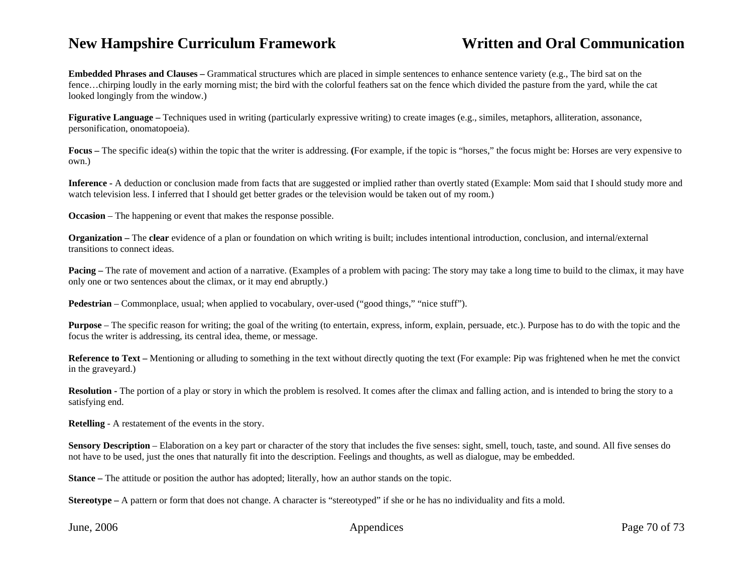**Embedded Phrases and Clauses –** Grammatical structures which are placed in simple sentences to enhance sentence variety (e.g., The bird sat on the fence…chirping loudly in the early morning mist; the bird with the colorful feathers sat on the fence which divided the pasture from the yard, while the cat looked longingly from the window.)

**Figurative Language –** Techniques used in writing (particularly expressive writing) to create images (e.g., similes, metaphors, alliteration, assonance, personification, onomatopoeia).

**Focus –** The specific idea(s) within the topic that the writer is addressing. **(**For example, if the topic is "horses," the focus might be: Horses are very expensive to own.)

**Inference** - A deduction or conclusion made from facts that are suggested or implied rather than overtly stated (Example: Mom said that I should study more and watch television less. I inferred that I should get better grades or the television would be taken out of my room.)

**Occasion** – The happening or event that makes the response possible.

**Organization –** The **clear** evidence of a plan or foundation on which writing is built; includes intentional introduction, conclusion, and internal/external transitions to connect ideas.

**Pacing –** The rate of movement and action of a narrative. (Examples of a problem with pacing: The story may take a long time to build to the climax, it may have only one or two sentences about the climax, or it may end abruptly.)

**Pedestrian** – Commonplace, usual; when applied to vocabulary, over-used ("good things," "nice stuff").

**Purpose** – The specific reason for writing; the goal of the writing (to entertain, express, inform, explain, persuade, etc.). Purpose has to do with the topic and the focus the writer is addressing, its central idea, theme, or message.

**Reference to Text –** Mentioning or alluding to something in the text without directly quoting the text (For example: Pip was frightened when he met the convict in the graveyard.)

**Resolution -** The portion of a play or story in which the problem is resolved. It comes after the climax and falling action, and is intended to bring the story to a satisfying end.

**Retelling** - A restatement of the events in the story.

**Sensory Description** – Elaboration on a key part or character of the story that includes the five senses: sight, smell, touch, taste, and sound. All five senses do not have to be used, just the ones that naturally fit into the description. Feelings and thoughts, as well as dialogue, may be embedded.

**Stance –** The attitude or position the author has adopted; literally, how an author stands on the topic.

**Stereotype –** A pattern or form that does not change. A character is "stereotyped" if she or he has no individuality and fits a mold.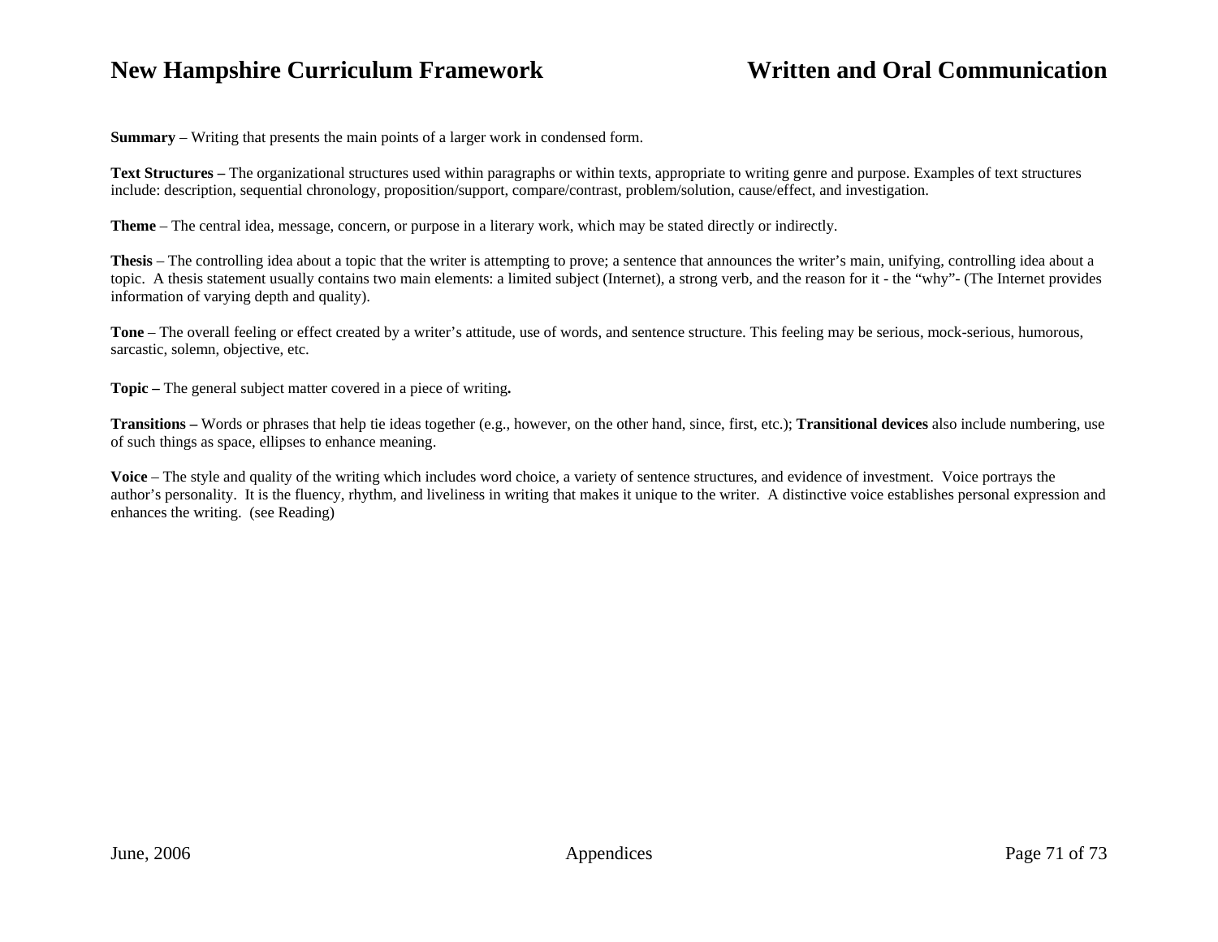**Summary** – Writing that presents the main points of a larger work in condensed form.

**Text Structures –** The organizational structures used within paragraphs or within texts, appropriate to writing genre and purpose. Examples of text structures include: description, sequential chronology, proposition/support, compare/contrast, problem/solution, cause/effect, and investigation.

**Theme** – The central idea, message, concern, or purpose in a literary work, which may be stated directly or indirectly.

**Thesis** – The controlling idea about a topic that the writer is attempting to prove; a sentence that announces the writer's main, unifying, controlling idea about a topic. A thesis statement usually contains two main elements: a limited subject (Internet), a strong verb, and the reason for it - the "why"- (The Internet provides information of varying depth and quality).

**Tone** – The overall feeling or effect created by a writer's attitude, use of words, and sentence structure. This feeling may be serious, mock-serious, humorous, sarcastic, solemn, objective, etc.

**Topic –** The general subject matter covered in a piece of writing**.**

**Transitions –** Words or phrases that help tie ideas together (e.g., however, on the other hand, since, first, etc.); **Transitional devices** also include numbering, use of such things as space, ellipses to enhance meaning.

**Voice** – The style and quality of the writing which includes word choice, a variety of sentence structures, and evidence of investment. Voice portrays the author's personality. It is the fluency, rhythm, and liveliness in writing that makes it unique to the writer. A distinctive voice establishes personal expression and enhances the writing. (see Reading)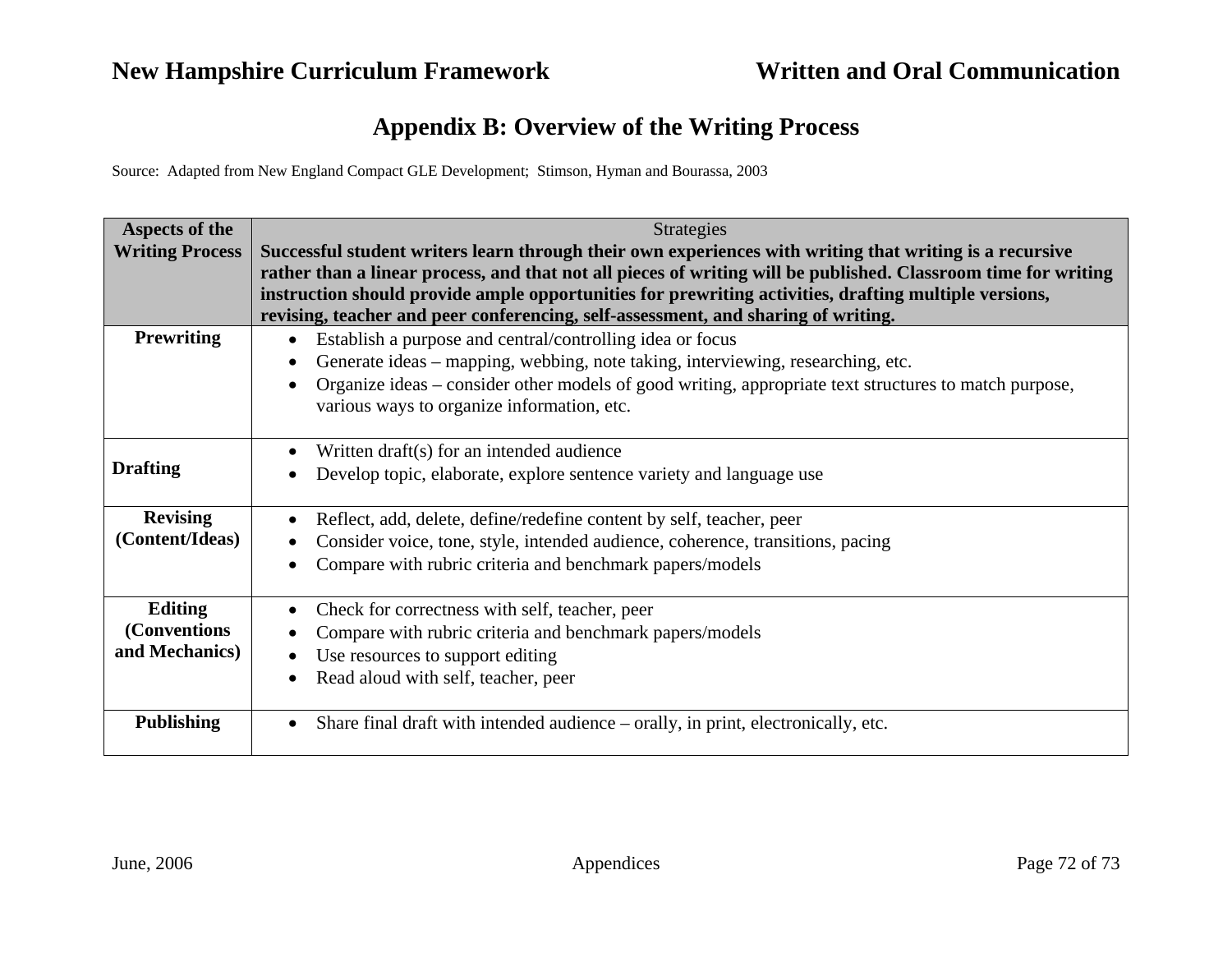## Appendix B: Overview of the Writing Process

Source: Adapted from New England Compact GLE Development; Stimson, Hyman and Bourassa, 2003

| Aspects of the Writing Process | Strategies<br>**Successful student writers learn through their own experiences with writing that writing is a recursive rather than a linear process, and that not all pieces of writing will be published. Classroom time for writing instruction should provide ample opportunities for prewriting activities, drafting multiple versions, revising, teacher and peer conferencing, self-assessment, and sharing of writing.** |
|---|---|
| **Prewriting** | • Establish a purpose and central/controlling idea or focus<br>• Generate ideas – mapping, webbing, note taking, interviewing, researching, etc.<br>• Organize ideas – consider other models of good writing, appropriate text structures to match purpose, various ways to organize information, etc. |
| **Drafting** | • Written draft(s) for an intended audience<br>• Develop topic, elaborate, explore sentence variety and language use |
| **Revising (Content/Ideas)** | • Reflect, add, delete, define/redefine content by self, teacher, peer<br>• Consider voice, tone, style, intended audience, coherence, transitions, pacing<br>• Compare with rubric criteria and benchmark papers/models |
| **Editing (Conventions and Mechanics)** | • Check for correctness with self, teacher, peer<br>• Compare with rubric criteria and benchmark papers/models<br>• Use resources to support editing<br>• Read aloud with self, teacher, peer |
| **Publishing** | • Share final draft with intended audience – orally, in print, electronically, etc. |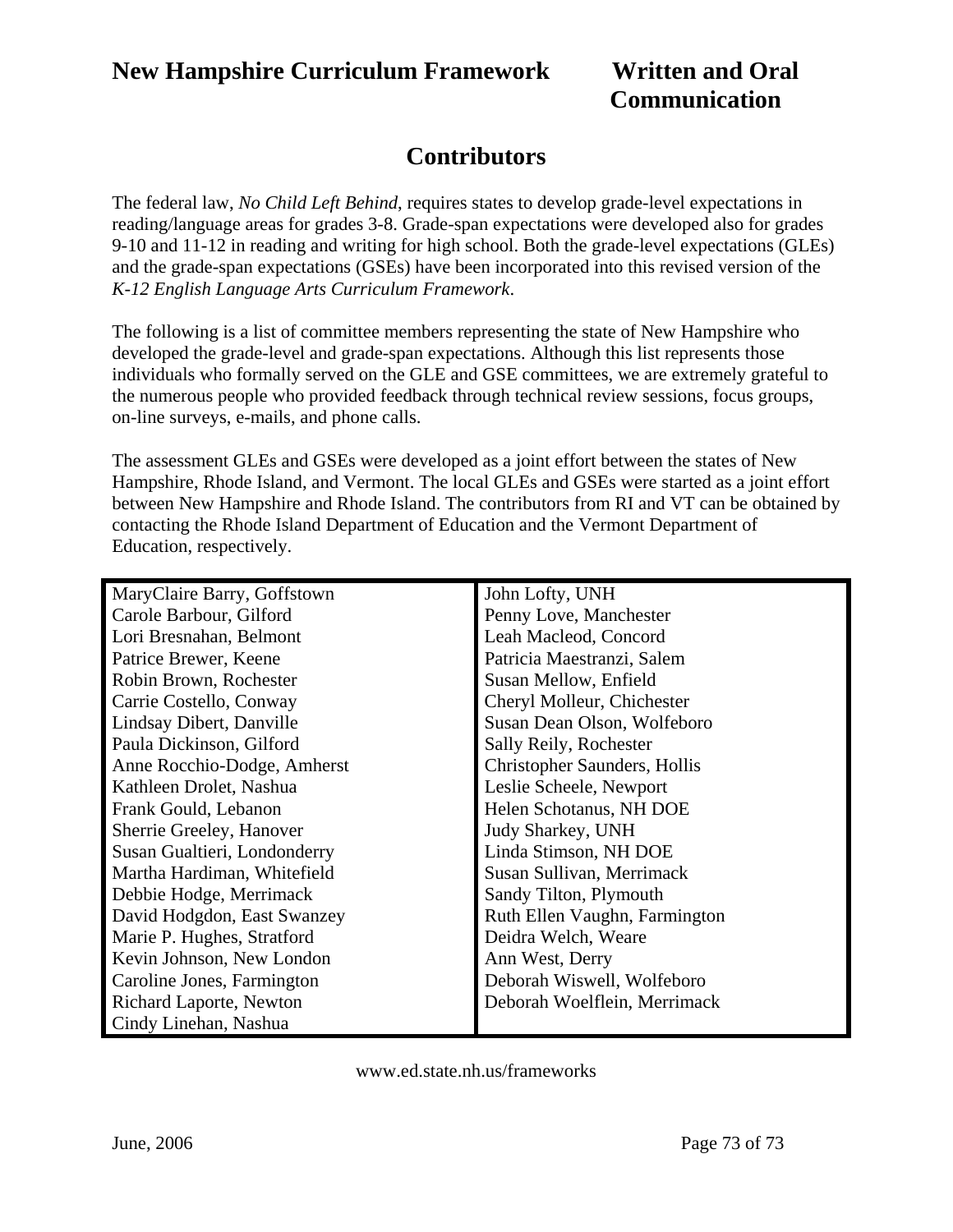## Contributors

The federal law, *No Child Left Behind*, requires states to develop grade-level expectations in reading/language areas for grades 3-8. Grade-span expectations were developed also for grades 9-10 and 11-12 in reading and writing for high school. Both the grade-level expectations (GLEs) and the grade-span expectations (GSEs) have been incorporated into this revised version of the *K-12 English Language Arts Curriculum Framework*.

The following is a list of committee members representing the state of New Hampshire who developed the grade-level and grade-span expectations. Although this list represents those individuals who formally served on the GLE and GSE committees, we are extremely grateful to the numerous people who provided feedback through technical review sessions, focus groups, on-line surveys, e-mails, and phone calls.

The assessment GLEs and GSEs were developed as a joint effort between the states of New Hampshire, Rhode Island, and Vermont. The local GLEs and GSEs were started as a joint effort between New Hampshire and Rhode Island. The contributors from RI and VT can be obtained by contacting the Rhode Island Department of Education and the Vermont Department of Education, respectively.

| | |
|---|---|
| MaryClaire Barry, Goffstown | John Lofty, UNH |
| Carole Barbour, Gilford | Penny Love, Manchester |
| Lori Bresnahan, Belmont | Leah Macleod, Concord |
| Patrice Brewer, Keene | Patricia Maestranzi, Salem |
| Robin Brown, Rochester | Susan Mellow, Enfield |
| Carrie Costello, Conway | Cheryl Molleur, Chichester |
| Lindsay Dibert, Danville | Susan Dean Olson, Wolfeboro |
| Paula Dickinson, Gilford | Sally Reily, Rochester |
| Anne Rocchio-Dodge, Amherst | Christopher Saunders, Hollis |
| Kathleen Drolet, Nashua | Leslie Scheele, Newport |
| Frank Gould, Lebanon | Helen Schotanus, NH DOE |
| Sherrie Greeley, Hanover | Judy Sharkey, UNH |
| Susan Gualtieri, Londonderry | Linda Stimson, NH DOE |
| Martha Hardiman, Whitefield | Susan Sullivan, Merrimack |
| Debbie Hodge, Merrimack | Sandy Tilton, Plymouth |
| David Hodgdon, East Swanzey | Ruth Ellen Vaughn, Farmington |
| Marie P. Hughes, Stratford | Deidra Welch, Weare |
| Kevin Johnson, New London | Ann West, Derry |
| Caroline Jones, Farmington | Deborah Wiswell, Wolfeboro |
| Richard Laporte, Newton | Deborah Woelflein, Merrimack |
| Cindy Linehan, Nashua | |

www.ed.state.nh.us/frameworks